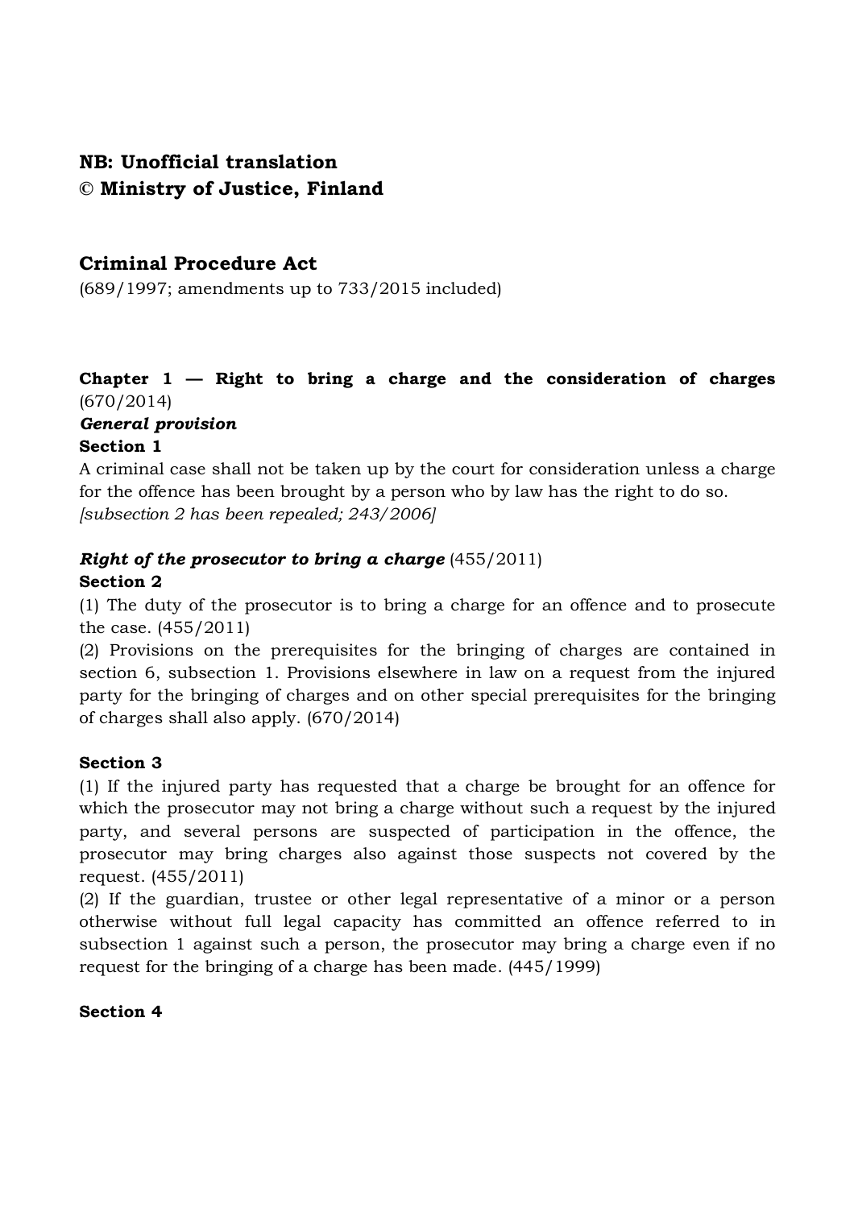**NB: Unofficial translation**
**© Ministry of Justice, Finland**

# Criminal Procedure Act

(689/1997; amendments up to 733/2015 included)

## Chapter 1 — Right to bring a charge and the consideration of charges (670/2014)

***General provision***

**Section 1**

A criminal case shall not be taken up by the court for consideration unless a charge for the offence has been brought by a person who by law has the right to do so.
*[subsection 2 has been repealed; 243/2006]*

***Right of the prosecutor to bring a charge*** (455/2011)

**Section 2**

(1) The duty of the prosecutor is to bring a charge for an offence and to prosecute the case. (455/2011)
(2) Provisions on the prerequisites for the bringing of charges are contained in section 6, subsection 1. Provisions elsewhere in law on a request from the injured party for the bringing of charges and on other special prerequisites for the bringing of charges shall also apply. (670/2014)

**Section 3**

(1) If the injured party has requested that a charge be brought for an offence for which the prosecutor may not bring a charge without such a request by the injured party, and several persons are suspected of participation in the offence, the prosecutor may bring charges also against those suspects not covered by the request. (455/2011)
(2) If the guardian, trustee or other legal representative of a minor or a person otherwise without full legal capacity has committed an offence referred to in subsection 1 against such a person, the prosecutor may bring a charge even if no request for the bringing of a charge has been made. (445/1999)

**Section 4**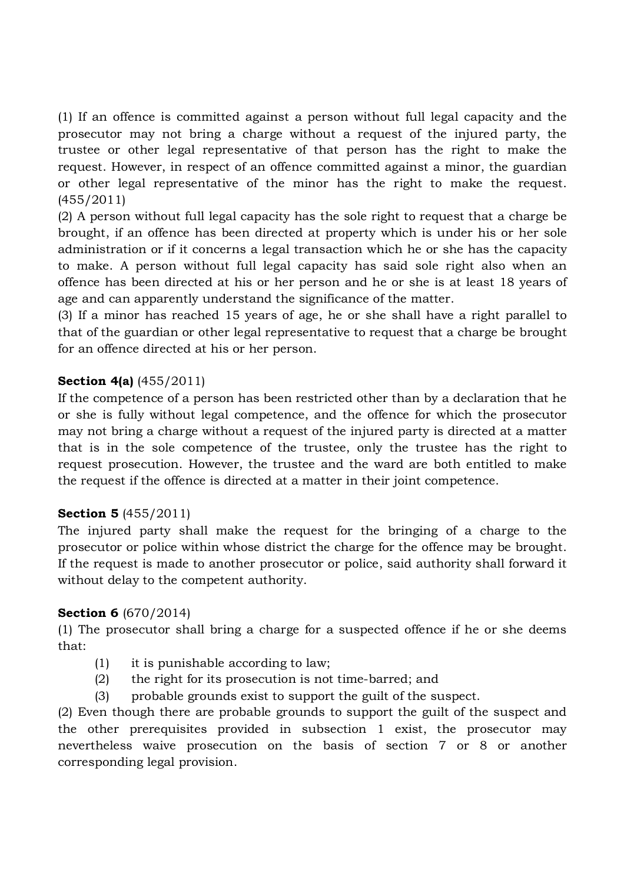(1) If an offence is committed against a person without full legal capacity and the prosecutor may not bring a charge without a request of the injured party, the trustee or other legal representative of that person has the right to make the request. However, in respect of an offence committed against a minor, the guardian or other legal representative of the minor has the right to make the request. (455/2011)

(2) A person without full legal capacity has the sole right to request that a charge be brought, if an offence has been directed at property which is under his or her sole administration or if it concerns a legal transaction which he or she has the capacity to make. A person without full legal capacity has said sole right also when an offence has been directed at his or her person and he or she is at least 18 years of age and can apparently understand the significance of the matter.

(3) If a minor has reached 15 years of age, he or she shall have a right parallel to that of the guardian or other legal representative to request that a charge be brought for an offence directed at his or her person.

**Section 4(a)** (455/2011)

If the competence of a person has been restricted other than by a declaration that he or she is fully without legal competence, and the offence for which the prosecutor may not bring a charge without a request of the injured party is directed at a matter that is in the sole competence of the trustee, only the trustee has the right to request prosecution. However, the trustee and the ward are both entitled to make the request if the offence is directed at a matter in their joint competence.

**Section 5** (455/2011)

The injured party shall make the request for the bringing of a charge to the prosecutor or police within whose district the charge for the offence may be brought. If the request is made to another prosecutor or police, said authority shall forward it without delay to the competent authority.

**Section 6** (670/2014)

(1) The prosecutor shall bring a charge for a suspected offence if he or she deems that:

(1) it is punishable according to law;
(2) the right for its prosecution is not time-barred; and
(3) probable grounds exist to support the guilt of the suspect.

(2) Even though there are probable grounds to support the guilt of the suspect and the other prerequisites provided in subsection 1 exist, the prosecutor may nevertheless waive prosecution on the basis of section 7 or 8 or another corresponding legal provision.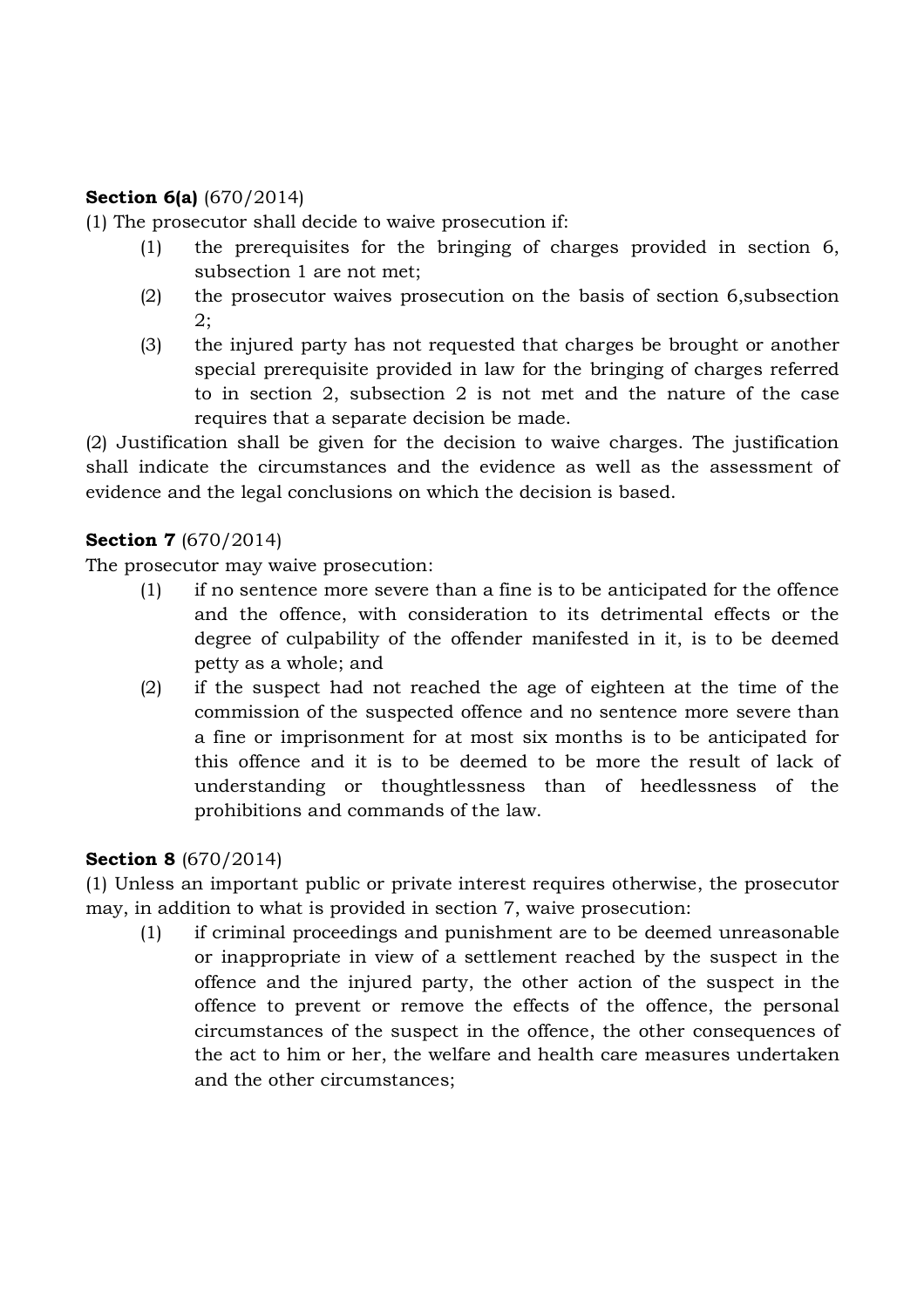**Section 6(a)** (670/2014)

(1) The prosecutor shall decide to waive prosecution if:

(1) the prerequisites for the bringing of charges provided in section 6, subsection 1 are not met;

(2) the prosecutor waives prosecution on the basis of section 6,subsection 2;

(3) the injured party has not requested that charges be brought or another special prerequisite provided in law for the bringing of charges referred to in section 2, subsection 2 is not met and the nature of the case requires that a separate decision be made.

(2) Justification shall be given for the decision to waive charges. The justification shall indicate the circumstances and the evidence as well as the assessment of evidence and the legal conclusions on which the decision is based.

**Section 7** (670/2014)

The prosecutor may waive prosecution:

(1) if no sentence more severe than a fine is to be anticipated for the offence and the offence, with consideration to its detrimental effects or the degree of culpability of the offender manifested in it, is to be deemed petty as a whole; and

(2) if the suspect had not reached the age of eighteen at the time of the commission of the suspected offence and no sentence more severe than a fine or imprisonment for at most six months is to be anticipated for this offence and it is to be deemed to be more the result of lack of understanding or thoughtlessness than of heedlessness of the prohibitions and commands of the law.

**Section 8** (670/2014)

(1) Unless an important public or private interest requires otherwise, the prosecutor may, in addition to what is provided in section 7, waive prosecution:

(1) if criminal proceedings and punishment are to be deemed unreasonable or inappropriate in view of a settlement reached by the suspect in the offence and the injured party, the other action of the suspect in the offence to prevent or remove the effects of the offence, the personal circumstances of the suspect in the offence, the other consequences of the act to him or her, the welfare and health care measures undertaken and the other circumstances;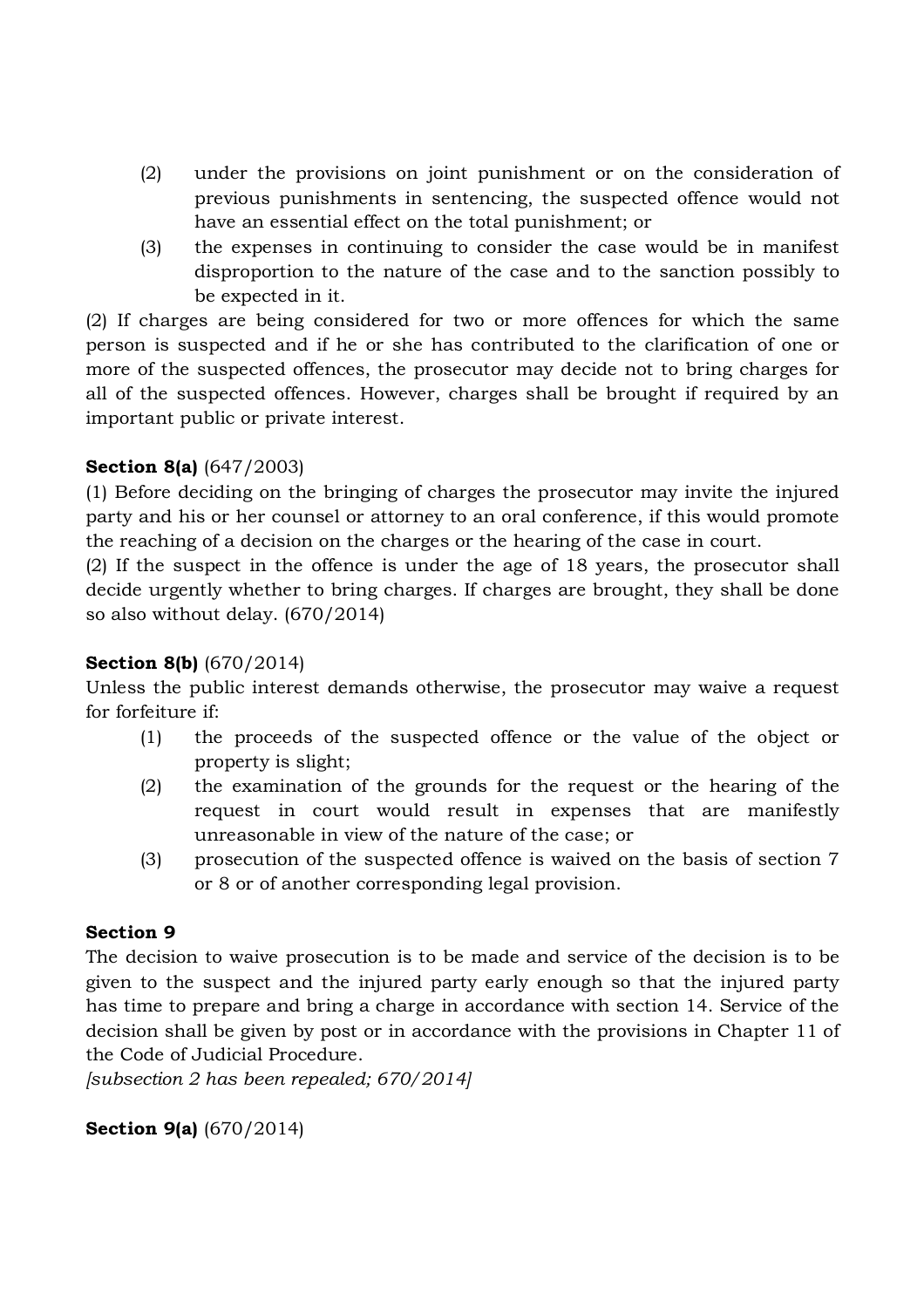(2) under the provisions on joint punishment or on the consideration of previous punishments in sentencing, the suspected offence would not have an essential effect on the total punishment; or

(3) the expenses in continuing to consider the case would be in manifest disproportion to the nature of the case and to the sanction possibly to be expected in it.

(2) If charges are being considered for two or more offences for which the same person is suspected and if he or she has contributed to the clarification of one or more of the suspected offences, the prosecutor may decide not to bring charges for all of the suspected offences. However, charges shall be brought if required by an important public or private interest.

**Section 8(a)** (647/2003)

(1) Before deciding on the bringing of charges the prosecutor may invite the injured party and his or her counsel or attorney to an oral conference, if this would promote the reaching of a decision on the charges or the hearing of the case in court.

(2) If the suspect in the offence is under the age of 18 years, the prosecutor shall decide urgently whether to bring charges. If charges are brought, they shall be done so also without delay. (670/2014)

**Section 8(b)** (670/2014)

Unless the public interest demands otherwise, the prosecutor may waive a request for forfeiture if:

(1) the proceeds of the suspected offence or the value of the object or property is slight;

(2) the examination of the grounds for the request or the hearing of the request in court would result in expenses that are manifestly unreasonable in view of the nature of the case; or

(3) prosecution of the suspected offence is waived on the basis of section 7 or 8 or of another corresponding legal provision.

**Section 9**

The decision to waive prosecution is to be made and service of the decision is to be given to the suspect and the injured party early enough so that the injured party has time to prepare and bring a charge in accordance with section 14. Service of the decision shall be given by post or in accordance with the provisions in Chapter 11 of the Code of Judicial Procedure.

*[subsection 2 has been repealed; 670/2014]*

**Section 9(a)** (670/2014)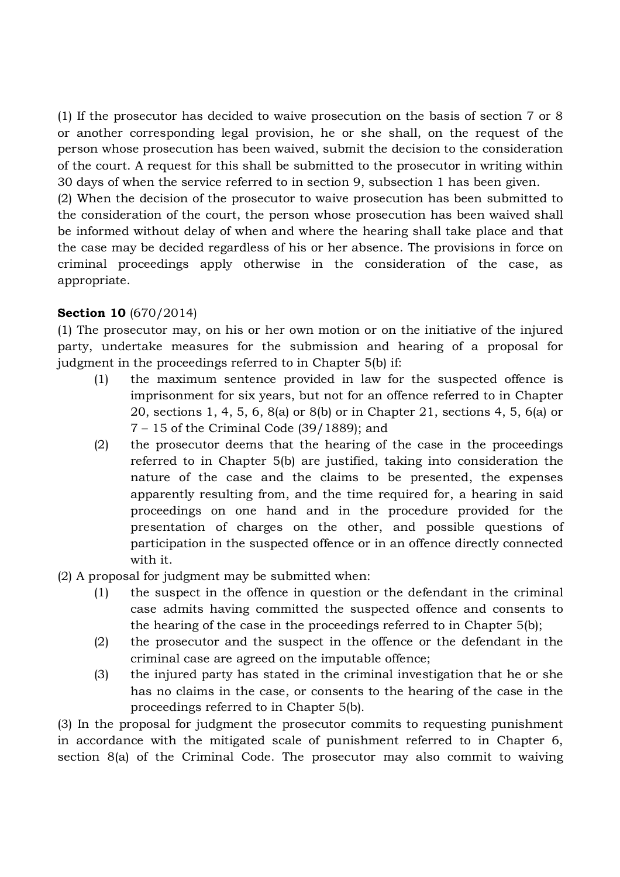(1) If the prosecutor has decided to waive prosecution on the basis of section 7 or 8 or another corresponding legal provision, he or she shall, on the request of the person whose prosecution has been waived, submit the decision to the consideration of the court. A request for this shall be submitted to the prosecutor in writing within 30 days of when the service referred to in section 9, subsection 1 has been given.

(2) When the decision of the prosecutor to waive prosecution has been submitted to the consideration of the court, the person whose prosecution has been waived shall be informed without delay of when and where the hearing shall take place and that the case may be decided regardless of his or her absence. The provisions in force on criminal proceedings apply otherwise in the consideration of the case, as appropriate.

**Section 10** (670/2014)

(1) The prosecutor may, on his or her own motion or on the initiative of the injured party, undertake measures for the submission and hearing of a proposal for judgment in the proceedings referred to in Chapter 5(b) if:

- (1) the maximum sentence provided in law for the suspected offence is imprisonment for six years, but not for an offence referred to in Chapter 20, sections 1, 4, 5, 6, 8(a) or 8(b) or in Chapter 21, sections 4, 5, 6(a) or 7 – 15 of the Criminal Code (39/1889); and
- (2) the prosecutor deems that the hearing of the case in the proceedings referred to in Chapter 5(b) are justified, taking into consideration the nature of the case and the claims to be presented, the expenses apparently resulting from, and the time required for, a hearing in said proceedings on one hand and in the procedure provided for the presentation of charges on the other, and possible questions of participation in the suspected offence or in an offence directly connected with it.

(2) A proposal for judgment may be submitted when:

- (1) the suspect in the offence in question or the defendant in the criminal case admits having committed the suspected offence and consents to the hearing of the case in the proceedings referred to in Chapter 5(b);
- (2) the prosecutor and the suspect in the offence or the defendant in the criminal case are agreed on the imputable offence;
- (3) the injured party has stated in the criminal investigation that he or she has no claims in the case, or consents to the hearing of the case in the proceedings referred to in Chapter 5(b).

(3) In the proposal for judgment the prosecutor commits to requesting punishment in accordance with the mitigated scale of punishment referred to in Chapter 6, section 8(a) of the Criminal Code. The prosecutor may also commit to waiving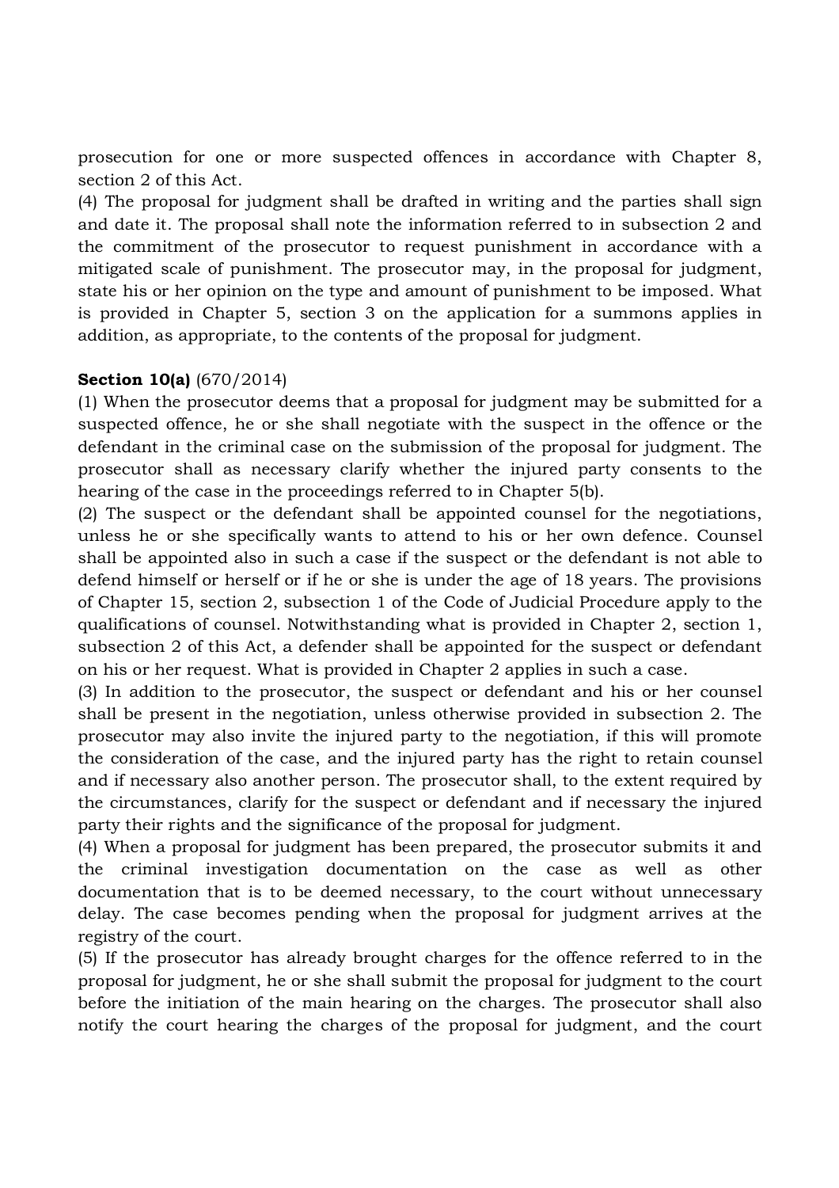prosecution for one or more suspected offences in accordance with Chapter 8, section 2 of this Act.

(4) The proposal for judgment shall be drafted in writing and the parties shall sign and date it. The proposal shall note the information referred to in subsection 2 and the commitment of the prosecutor to request punishment in accordance with a mitigated scale of punishment. The prosecutor may, in the proposal for judgment, state his or her opinion on the type and amount of punishment to be imposed. What is provided in Chapter 5, section 3 on the application for a summons applies in addition, as appropriate, to the contents of the proposal for judgment.

**Section 10(a)** (670/2014)

(1) When the prosecutor deems that a proposal for judgment may be submitted for a suspected offence, he or she shall negotiate with the suspect in the offence or the defendant in the criminal case on the submission of the proposal for judgment. The prosecutor shall as necessary clarify whether the injured party consents to the hearing of the case in the proceedings referred to in Chapter 5(b).

(2) The suspect or the defendant shall be appointed counsel for the negotiations, unless he or she specifically wants to attend to his or her own defence. Counsel shall be appointed also in such a case if the suspect or the defendant is not able to defend himself or herself or if he or she is under the age of 18 years. The provisions of Chapter 15, section 2, subsection 1 of the Code of Judicial Procedure apply to the qualifications of counsel. Notwithstanding what is provided in Chapter 2, section 1, subsection 2 of this Act, a defender shall be appointed for the suspect or defendant on his or her request. What is provided in Chapter 2 applies in such a case.

(3) In addition to the prosecutor, the suspect or defendant and his or her counsel shall be present in the negotiation, unless otherwise provided in subsection 2. The prosecutor may also invite the injured party to the negotiation, if this will promote the consideration of the case, and the injured party has the right to retain counsel and if necessary also another person. The prosecutor shall, to the extent required by the circumstances, clarify for the suspect or defendant and if necessary the injured party their rights and the significance of the proposal for judgment.

(4) When a proposal for judgment has been prepared, the prosecutor submits it and the criminal investigation documentation on the case as well as other documentation that is to be deemed necessary, to the court without unnecessary delay. The case becomes pending when the proposal for judgment arrives at the registry of the court.

(5) If the prosecutor has already brought charges for the offence referred to in the proposal for judgment, he or she shall submit the proposal for judgment to the court before the initiation of the main hearing on the charges. The prosecutor shall also notify the court hearing the charges of the proposal for judgment, and the court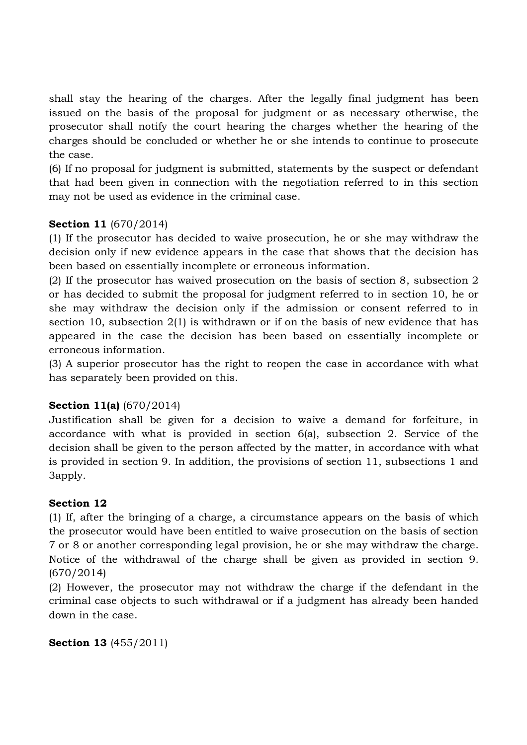shall stay the hearing of the charges. After the legally final judgment has been issued on the basis of the proposal for judgment or as necessary otherwise, the prosecutor shall notify the court hearing the charges whether the hearing of the charges should be concluded or whether he or she intends to continue to prosecute the case.

(6) If no proposal for judgment is submitted, statements by the suspect or defendant that had been given in connection with the negotiation referred to in this section may not be used as evidence in the criminal case.

**Section 11** (670/2014)

(1) If the prosecutor has decided to waive prosecution, he or she may withdraw the decision only if new evidence appears in the case that shows that the decision has been based on essentially incomplete or erroneous information.

(2) If the prosecutor has waived prosecution on the basis of section 8, subsection 2 or has decided to submit the proposal for judgment referred to in section 10, he or she may withdraw the decision only if the admission or consent referred to in section 10, subsection 2(1) is withdrawn or if on the basis of new evidence that has appeared in the case the decision has been based on essentially incomplete or erroneous information.

(3) A superior prosecutor has the right to reopen the case in accordance with what has separately been provided on this.

**Section 11(a)** (670/2014)

Justification shall be given for a decision to waive a demand for forfeiture, in accordance with what is provided in section 6(a), subsection 2. Service of the decision shall be given to the person affected by the matter, in accordance with what is provided in section 9. In addition, the provisions of section 11, subsections 1 and 3apply.

**Section 12**

(1) If, after the bringing of a charge, a circumstance appears on the basis of which the prosecutor would have been entitled to waive prosecution on the basis of section 7 or 8 or another corresponding legal provision, he or she may withdraw the charge. Notice of the withdrawal of the charge shall be given as provided in section 9. (670/2014)

(2) However, the prosecutor may not withdraw the charge if the defendant in the criminal case objects to such withdrawal or if a judgment has already been handed down in the case.

**Section 13** (455/2011)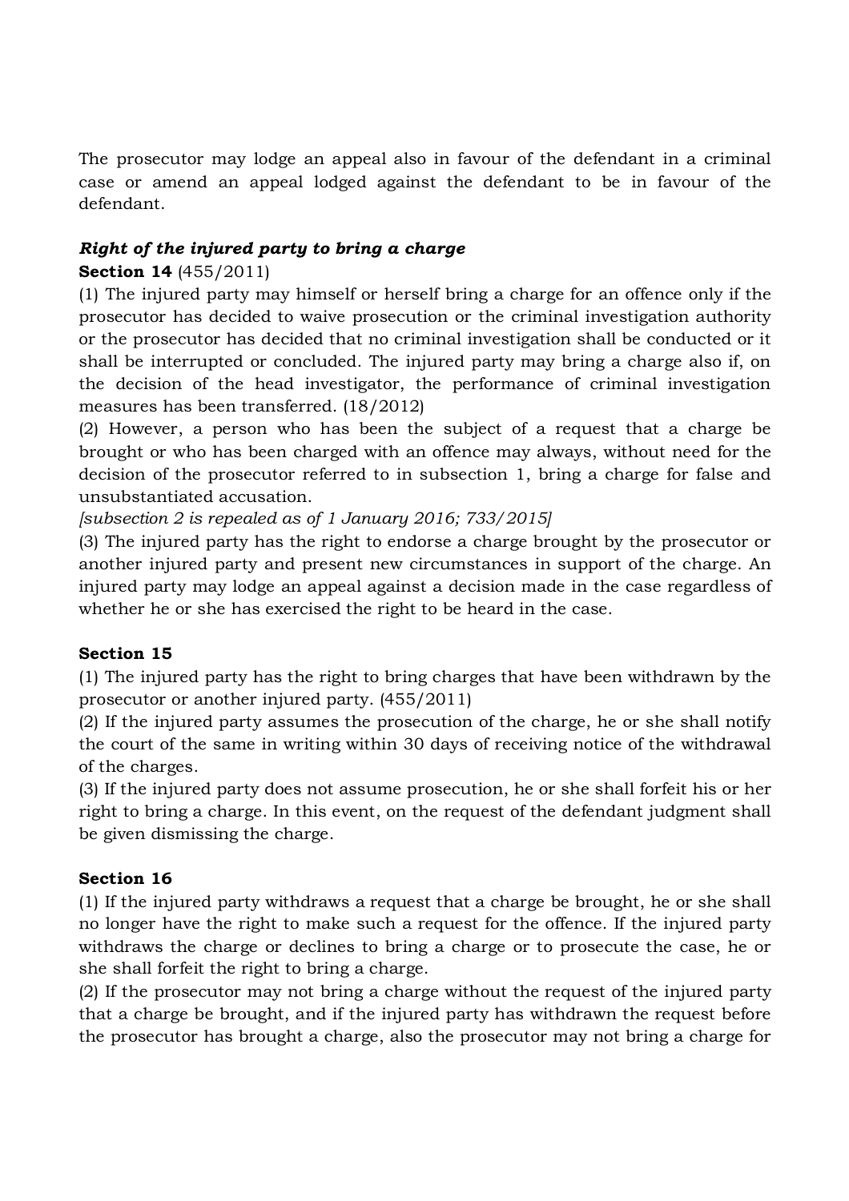The prosecutor may lodge an appeal also in favour of the defendant in a criminal case or amend an appeal lodged against the defendant to be in favour of the defendant.

***Right of the injured party to bring a charge***

**Section 14** (455/2011)

(1) The injured party may himself or herself bring a charge for an offence only if the prosecutor has decided to waive prosecution or the criminal investigation authority or the prosecutor has decided that no criminal investigation shall be conducted or it shall be interrupted or concluded. The injured party may bring a charge also if, on the decision of the head investigator, the performance of criminal investigation measures has been transferred. (18/2012)

(2) However, a person who has been the subject of a request that a charge be brought or who has been charged with an offence may always, without need for the decision of the prosecutor referred to in subsection 1, bring a charge for false and unsubstantiated accusation.

*[subsection 2 is repealed as of 1 January 2016; 733/2015]*

(3) The injured party has the right to endorse a charge brought by the prosecutor or another injured party and present new circumstances in support of the charge. An injured party may lodge an appeal against a decision made in the case regardless of whether he or she has exercised the right to be heard in the case.

**Section 15**

(1) The injured party has the right to bring charges that have been withdrawn by the prosecutor or another injured party. (455/2011)

(2) If the injured party assumes the prosecution of the charge, he or she shall notify the court of the same in writing within 30 days of receiving notice of the withdrawal of the charges.

(3) If the injured party does not assume prosecution, he or she shall forfeit his or her right to bring a charge. In this event, on the request of the defendant judgment shall be given dismissing the charge.

**Section 16**

(1) If the injured party withdraws a request that a charge be brought, he or she shall no longer have the right to make such a request for the offence. If the injured party withdraws the charge or declines to bring a charge or to prosecute the case, he or she shall forfeit the right to bring a charge.

(2) If the prosecutor may not bring a charge without the request of the injured party that a charge be brought, and if the injured party has withdrawn the request before the prosecutor has brought a charge, also the prosecutor may not bring a charge for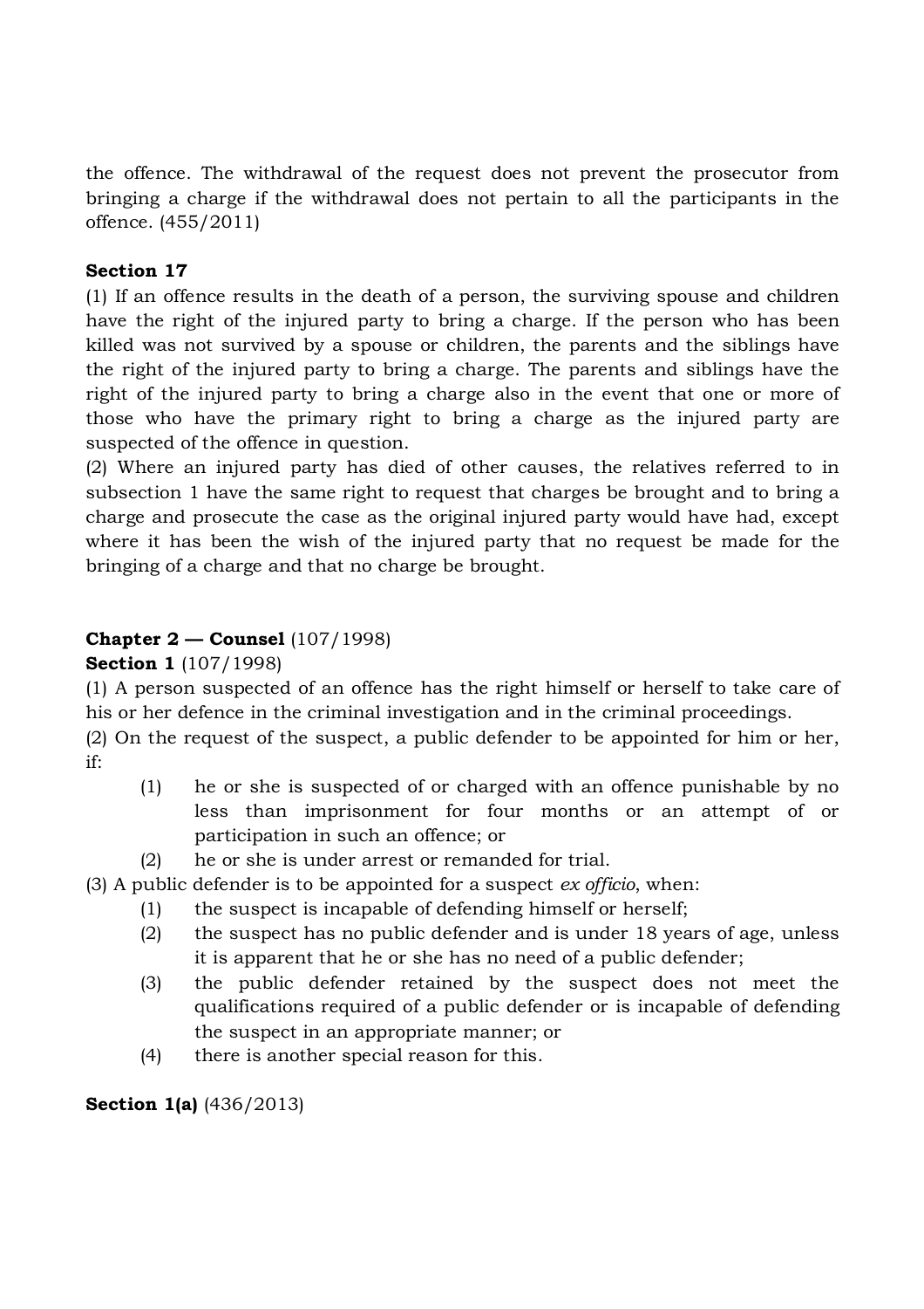the offence. The withdrawal of the request does not prevent the prosecutor from bringing a charge if the withdrawal does not pertain to all the participants in the offence. (455/2011)

**Section 17**

(1) If an offence results in the death of a person, the surviving spouse and children have the right of the injured party to bring a charge. If the person who has been killed was not survived by a spouse or children, the parents and the siblings have the right of the injured party to bring a charge. The parents and siblings have the right of the injured party to bring a charge also in the event that one or more of those who have the primary right to bring a charge as the injured party are suspected of the offence in question.

(2) Where an injured party has died of other causes, the relatives referred to in subsection 1 have the same right to request that charges be brought and to bring a charge and prosecute the case as the original injured party would have had, except where it has been the wish of the injured party that no request be made for the bringing of a charge and that no charge be brought.

## Chapter 2 — Counsel (107/1998)

**Section 1** (107/1998)

(1) A person suspected of an offence has the right himself or herself to take care of his or her defence in the criminal investigation and in the criminal proceedings.

(2) On the request of the suspect, a public defender to be appointed for him or her, if:

(1) he or she is suspected of or charged with an offence punishable by no less than imprisonment for four months or an attempt of or participation in such an offence; or

(2) he or she is under arrest or remanded for trial.

(3) A public defender is to be appointed for a suspect *ex officio*, when:

(1) the suspect is incapable of defending himself or herself;

(2) the suspect has no public defender and is under 18 years of age, unless it is apparent that he or she has no need of a public defender;

(3) the public defender retained by the suspect does not meet the qualifications required of a public defender or is incapable of defending the suspect in an appropriate manner; or

(4) there is another special reason for this.

**Section 1(a)** (436/2013)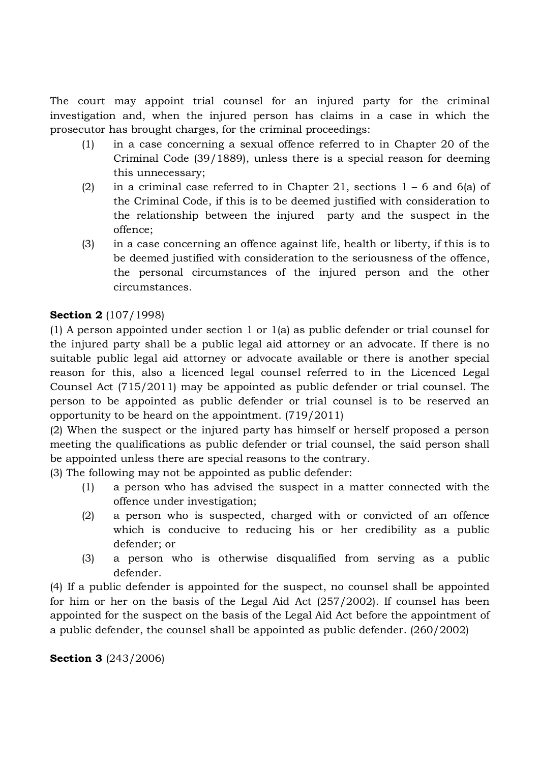The court may appoint trial counsel for an injured party for the criminal investigation and, when the injured person has claims in a case in which the prosecutor has brought charges, for the criminal proceedings:

(1) in a case concerning a sexual offence referred to in Chapter 20 of the Criminal Code (39/1889), unless there is a special reason for deeming this unnecessary;

(2) in a criminal case referred to in Chapter 21, sections 1 – 6 and 6(a) of the Criminal Code, if this is to be deemed justified with consideration to the relationship between the injured party and the suspect in the offence;

(3) in a case concerning an offence against life, health or liberty, if this is to be deemed justified with consideration to the seriousness of the offence, the personal circumstances of the injured person and the other circumstances.

**Section 2** (107/1998)

(1) A person appointed under section 1 or 1(a) as public defender or trial counsel for the injured party shall be a public legal aid attorney or an advocate. If there is no suitable public legal aid attorney or advocate available or there is another special reason for this, also a licenced legal counsel referred to in the Licenced Legal Counsel Act (715/2011) may be appointed as public defender or trial counsel. The person to be appointed as public defender or trial counsel is to be reserved an opportunity to be heard on the appointment. (719/2011)

(2) When the suspect or the injured party has himself or herself proposed a person meeting the qualifications as public defender or trial counsel, the said person shall be appointed unless there are special reasons to the contrary.

(3) The following may not be appointed as public defender:

(1) a person who has advised the suspect in a matter connected with the offence under investigation;

(2) a person who is suspected, charged with or convicted of an offence which is conducive to reducing his or her credibility as a public defender; or

(3) a person who is otherwise disqualified from serving as a public defender.

(4) If a public defender is appointed for the suspect, no counsel shall be appointed for him or her on the basis of the Legal Aid Act (257/2002). If counsel has been appointed for the suspect on the basis of the Legal Aid Act before the appointment of a public defender, the counsel shall be appointed as public defender. (260/2002)

**Section 3** (243/2006)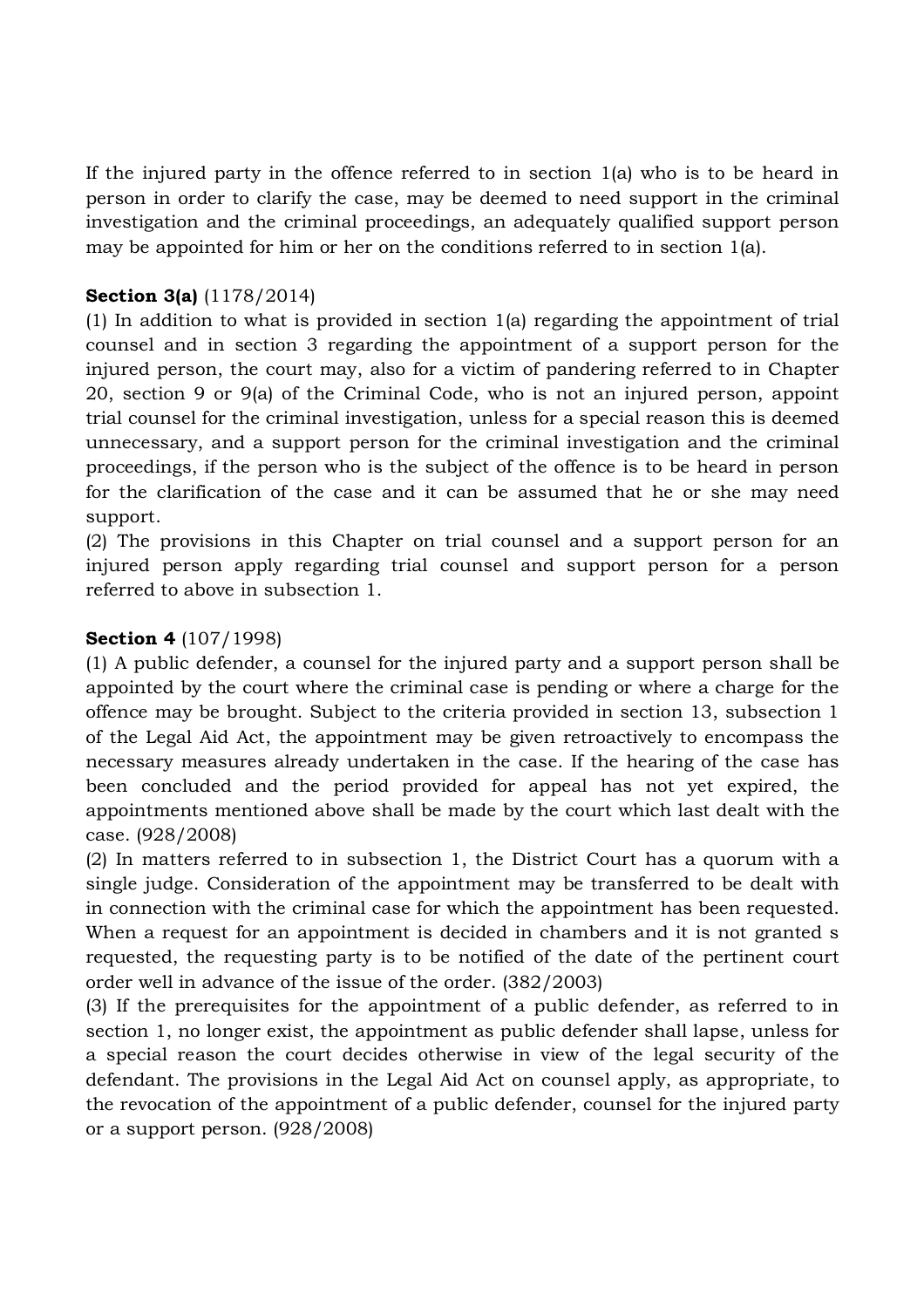If the injured party in the offence referred to in section 1(a) who is to be heard in person in order to clarify the case, may be deemed to need support in the criminal investigation and the criminal proceedings, an adequately qualified support person may be appointed for him or her on the conditions referred to in section 1(a).

**Section 3(a)** (1178/2014)

(1) In addition to what is provided in section 1(a) regarding the appointment of trial counsel and in section 3 regarding the appointment of a support person for the injured person, the court may, also for a victim of pandering referred to in Chapter 20, section 9 or 9(a) of the Criminal Code, who is not an injured person, appoint trial counsel for the criminal investigation, unless for a special reason this is deemed unnecessary, and a support person for the criminal investigation and the criminal proceedings, if the person who is the subject of the offence is to be heard in person for the clarification of the case and it can be assumed that he or she may need support.

(2) The provisions in this Chapter on trial counsel and a support person for an injured person apply regarding trial counsel and support person for a person referred to above in subsection 1.

**Section 4** (107/1998)

(1) A public defender, a counsel for the injured party and a support person shall be appointed by the court where the criminal case is pending or where a charge for the offence may be brought. Subject to the criteria provided in section 13, subsection 1 of the Legal Aid Act, the appointment may be given retroactively to encompass the necessary measures already undertaken in the case. If the hearing of the case has been concluded and the period provided for appeal has not yet expired, the appointments mentioned above shall be made by the court which last dealt with the case. (928/2008)

(2) In matters referred to in subsection 1, the District Court has a quorum with a single judge. Consideration of the appointment may be transferred to be dealt with in connection with the criminal case for which the appointment has been requested. When a request for an appointment is decided in chambers and it is not granted s requested, the requesting party is to be notified of the date of the pertinent court order well in advance of the issue of the order. (382/2003)

(3) If the prerequisites for the appointment of a public defender, as referred to in section 1, no longer exist, the appointment as public defender shall lapse, unless for a special reason the court decides otherwise in view of the legal security of the defendant. The provisions in the Legal Aid Act on counsel apply, as appropriate, to the revocation of the appointment of a public defender, counsel for the injured party or a support person. (928/2008)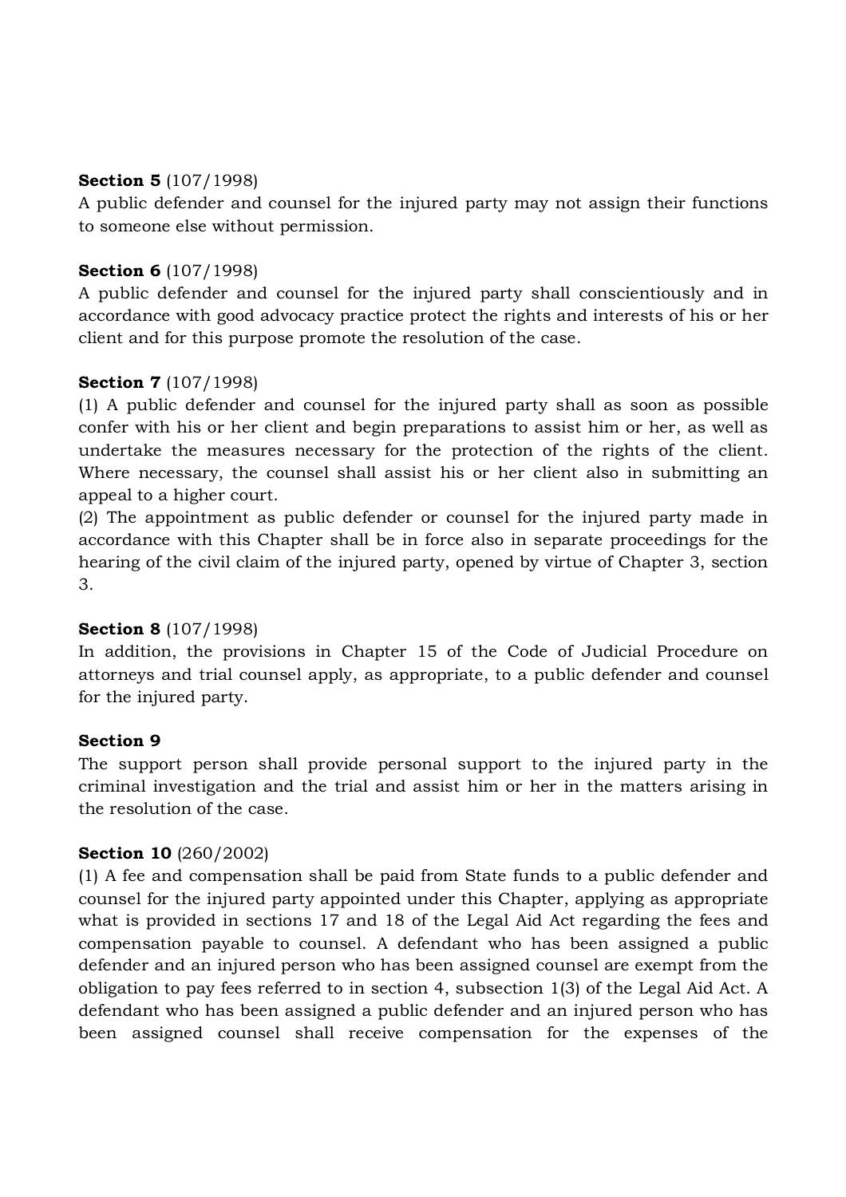**Section 5** (107/1998)
A public defender and counsel for the injured party may not assign their functions to someone else without permission.

**Section 6** (107/1998)
A public defender and counsel for the injured party shall conscientiously and in accordance with good advocacy practice protect the rights and interests of his or her client and for this purpose promote the resolution of the case.

**Section 7** (107/1998)
(1) A public defender and counsel for the injured party shall as soon as possible confer with his or her client and begin preparations to assist him or her, as well as undertake the measures necessary for the protection of the rights of the client. Where necessary, the counsel shall assist his or her client also in submitting an appeal to a higher court.
(2) The appointment as public defender or counsel for the injured party made in accordance with this Chapter shall be in force also in separate proceedings for the hearing of the civil claim of the injured party, opened by virtue of Chapter 3, section 3.

**Section 8** (107/1998)
In addition, the provisions in Chapter 15 of the Code of Judicial Procedure on attorneys and trial counsel apply, as appropriate, to a public defender and counsel for the injured party.

**Section 9**
The support person shall provide personal support to the injured party in the criminal investigation and the trial and assist him or her in the matters arising in the resolution of the case.

**Section 10** (260/2002)
(1) A fee and compensation shall be paid from State funds to a public defender and counsel for the injured party appointed under this Chapter, applying as appropriate what is provided in sections 17 and 18 of the Legal Aid Act regarding the fees and compensation payable to counsel. A defendant who has been assigned a public defender and an injured person who has been assigned counsel are exempt from the obligation to pay fees referred to in section 4, subsection 1(3) of the Legal Aid Act. A defendant who has been assigned a public defender and an injured person who has been assigned counsel shall receive compensation for the expenses of the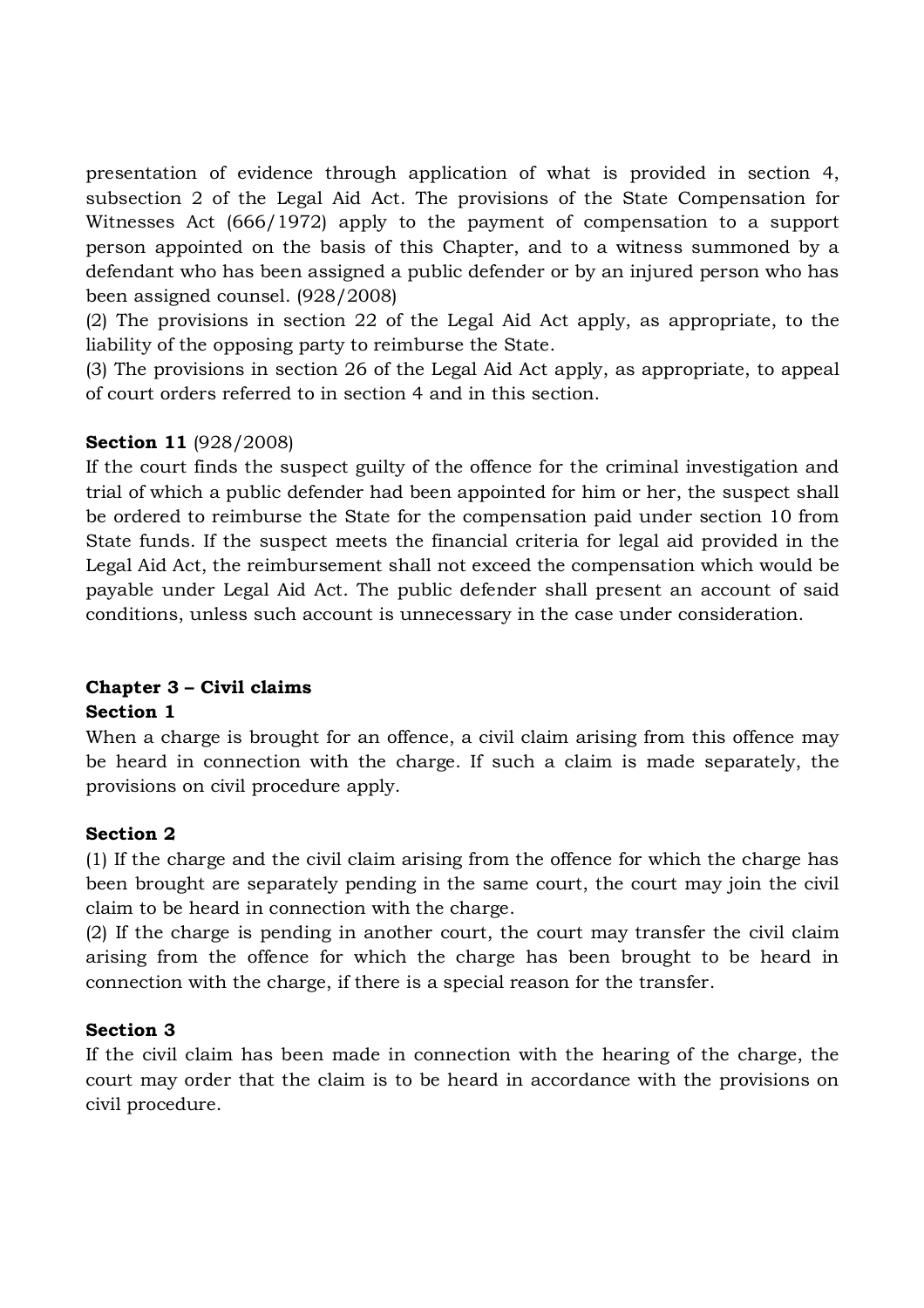presentation of evidence through application of what is provided in section 4, subsection 2 of the Legal Aid Act. The provisions of the State Compensation for Witnesses Act (666/1972) apply to the payment of compensation to a support person appointed on the basis of this Chapter, and to a witness summoned by a defendant who has been assigned a public defender or by an injured person who has been assigned counsel. (928/2008)

(2) The provisions in section 22 of the Legal Aid Act apply, as appropriate, to the liability of the opposing party to reimburse the State.

(3) The provisions in section 26 of the Legal Aid Act apply, as appropriate, to appeal of court orders referred to in section 4 and in this section.

**Section 11** (928/2008)

If the court finds the suspect guilty of the offence for the criminal investigation and trial of which a public defender had been appointed for him or her, the suspect shall be ordered to reimburse the State for the compensation paid under section 10 from State funds. If the suspect meets the financial criteria for legal aid provided in the Legal Aid Act, the reimbursement shall not exceed the compensation which would be payable under Legal Aid Act. The public defender shall present an account of said conditions, unless such account is unnecessary in the case under consideration.

## Chapter 3 – Civil claims

**Section 1**

When a charge is brought for an offence, a civil claim arising from this offence may be heard in connection with the charge. If such a claim is made separately, the provisions on civil procedure apply.

**Section 2**

(1) If the charge and the civil claim arising from the offence for which the charge has been brought are separately pending in the same court, the court may join the civil claim to be heard in connection with the charge.

(2) If the charge is pending in another court, the court may transfer the civil claim arising from the offence for which the charge has been brought to be heard in connection with the charge, if there is a special reason for the transfer.

**Section 3**

If the civil claim has been made in connection with the hearing of the charge, the court may order that the claim is to be heard in accordance with the provisions on civil procedure.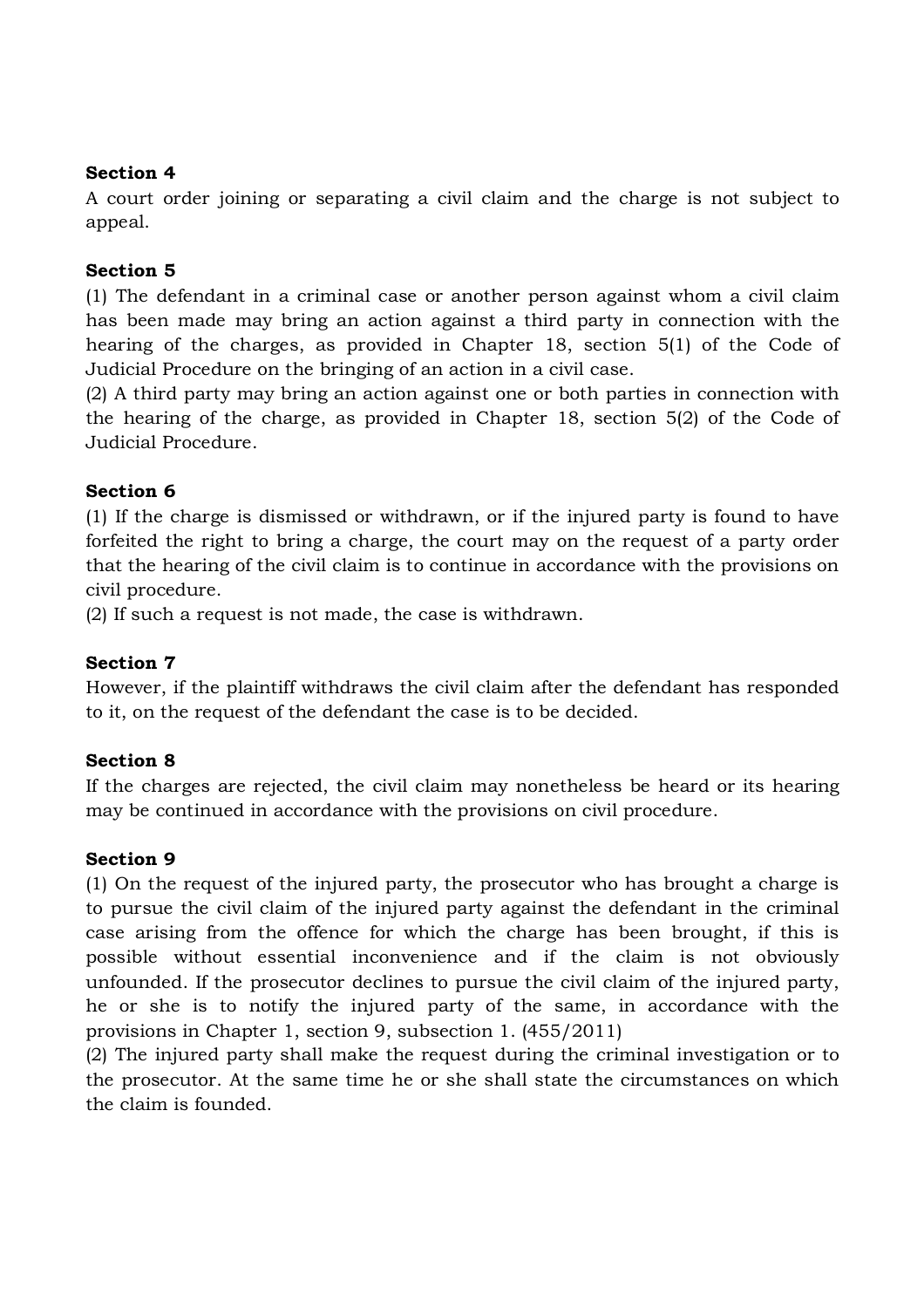**Section 4**

A court order joining or separating a civil claim and the charge is not subject to appeal.

**Section 5**

(1) The defendant in a criminal case or another person against whom a civil claim has been made may bring an action against a third party in connection with the hearing of the charges, as provided in Chapter 18, section 5(1) of the Code of Judicial Procedure on the bringing of an action in a civil case.

(2) A third party may bring an action against one or both parties in connection with the hearing of the charge, as provided in Chapter 18, section 5(2) of the Code of Judicial Procedure.

**Section 6**

(1) If the charge is dismissed or withdrawn, or if the injured party is found to have forfeited the right to bring a charge, the court may on the request of a party order that the hearing of the civil claim is to continue in accordance with the provisions on civil procedure.

(2) If such a request is not made, the case is withdrawn.

**Section 7**

However, if the plaintiff withdraws the civil claim after the defendant has responded to it, on the request of the defendant the case is to be decided.

**Section 8**

If the charges are rejected, the civil claim may nonetheless be heard or its hearing may be continued in accordance with the provisions on civil procedure.

**Section 9**

(1) On the request of the injured party, the prosecutor who has brought a charge is to pursue the civil claim of the injured party against the defendant in the criminal case arising from the offence for which the charge has been brought, if this is possible without essential inconvenience and if the claim is not obviously unfounded. If the prosecutor declines to pursue the civil claim of the injured party, he or she is to notify the injured party of the same, in accordance with the provisions in Chapter 1, section 9, subsection 1. (455/2011)

(2) The injured party shall make the request during the criminal investigation or to the prosecutor. At the same time he or she shall state the circumstances on which the claim is founded.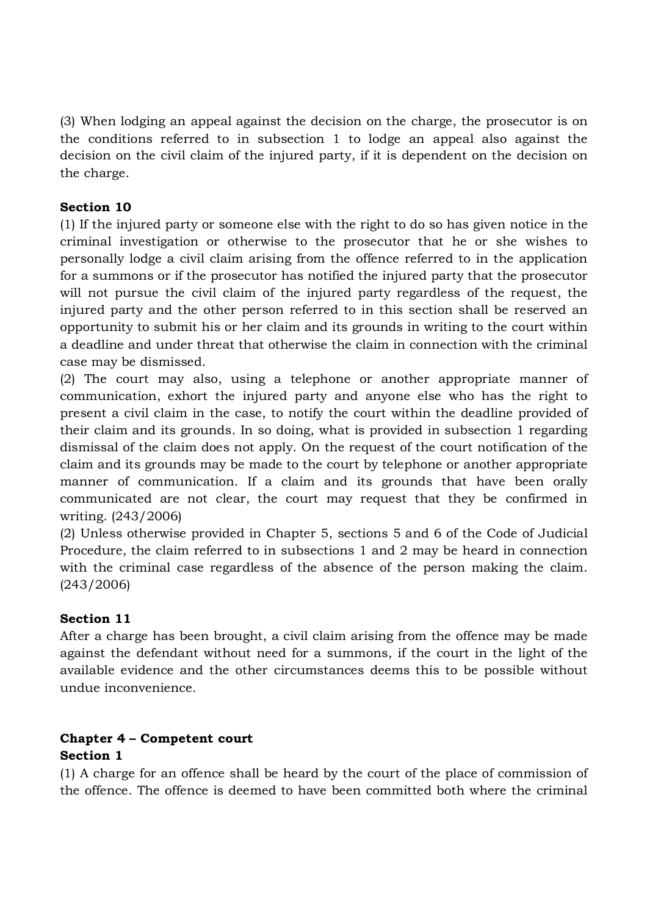(3) When lodging an appeal against the decision on the charge, the prosecutor is on the conditions referred to in subsection 1 to lodge an appeal also against the decision on the civil claim of the injured party, if it is dependent on the decision on the charge.

**Section 10**

(1) If the injured party or someone else with the right to do so has given notice in the criminal investigation or otherwise to the prosecutor that he or she wishes to personally lodge a civil claim arising from the offence referred to in the application for a summons or if the prosecutor has notified the injured party that the prosecutor will not pursue the civil claim of the injured party regardless of the request, the injured party and the other person referred to in this section shall be reserved an opportunity to submit his or her claim and its grounds in writing to the court within a deadline and under threat that otherwise the claim in connection with the criminal case may be dismissed.

(2) The court may also, using a telephone or another appropriate manner of communication, exhort the injured party and anyone else who has the right to present a civil claim in the case, to notify the court within the deadline provided of their claim and its grounds. In so doing, what is provided in subsection 1 regarding dismissal of the claim does not apply. On the request of the court notification of the claim and its grounds may be made to the court by telephone or another appropriate manner of communication. If a claim and its grounds that have been orally communicated are not clear, the court may request that they be confirmed in writing. (243/2006)

(2) Unless otherwise provided in Chapter 5, sections 5 and 6 of the Code of Judicial Procedure, the claim referred to in subsections 1 and 2 may be heard in connection with the criminal case regardless of the absence of the person making the claim. (243/2006)

**Section 11**

After a charge has been brought, a civil claim arising from the offence may be made against the defendant without need for a summons, if the court in the light of the available evidence and the other circumstances deems this to be possible without undue inconvenience.

## Chapter 4 – Competent court

**Section 1**

(1) A charge for an offence shall be heard by the court of the place of commission of the offence. The offence is deemed to have been committed both where the criminal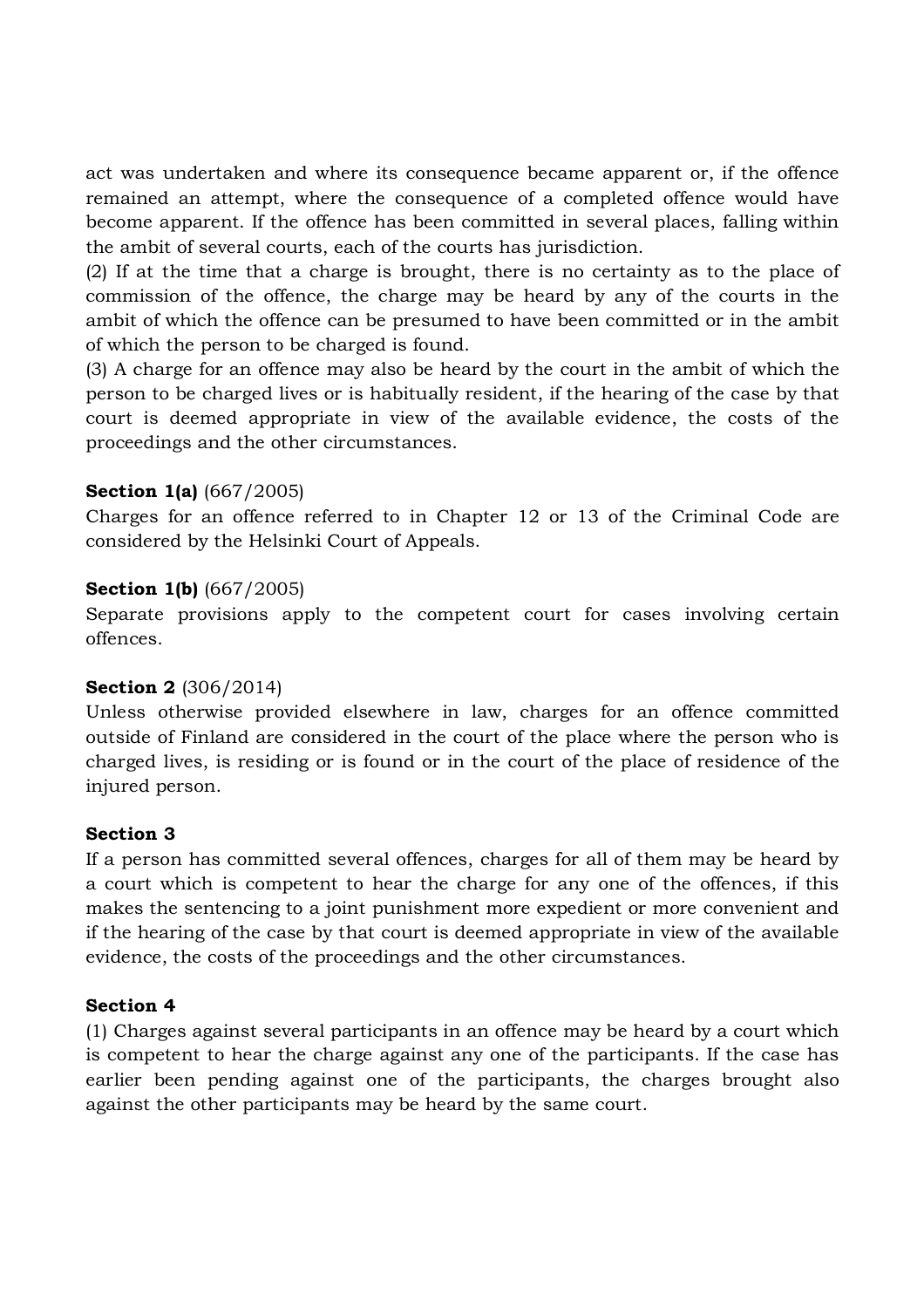act was undertaken and where its consequence became apparent or, if the offence remained an attempt, where the consequence of a completed offence would have become apparent. If the offence has been committed in several places, falling within the ambit of several courts, each of the courts has jurisdiction.

(2) If at the time that a charge is brought, there is no certainty as to the place of commission of the offence, the charge may be heard by any of the courts in the ambit of which the offence can be presumed to have been committed or in the ambit of which the person to be charged is found.

(3) A charge for an offence may also be heard by the court in the ambit of which the person to be charged lives or is habitually resident, if the hearing of the case by that court is deemed appropriate in view of the available evidence, the costs of the proceedings and the other circumstances.

**Section 1(a)** (667/2005)

Charges for an offence referred to in Chapter 12 or 13 of the Criminal Code are considered by the Helsinki Court of Appeals.

**Section 1(b)** (667/2005)

Separate provisions apply to the competent court for cases involving certain offences.

**Section 2** (306/2014)

Unless otherwise provided elsewhere in law, charges for an offence committed outside of Finland are considered in the court of the place where the person who is charged lives, is residing or is found or in the court of the place of residence of the injured person.

**Section 3**

If a person has committed several offences, charges for all of them may be heard by a court which is competent to hear the charge for any one of the offences, if this makes the sentencing to a joint punishment more expedient or more convenient and if the hearing of the case by that court is deemed appropriate in view of the available evidence, the costs of the proceedings and the other circumstances.

**Section 4**

(1) Charges against several participants in an offence may be heard by a court which is competent to hear the charge against any one of the participants. If the case has earlier been pending against one of the participants, the charges brought also against the other participants may be heard by the same court.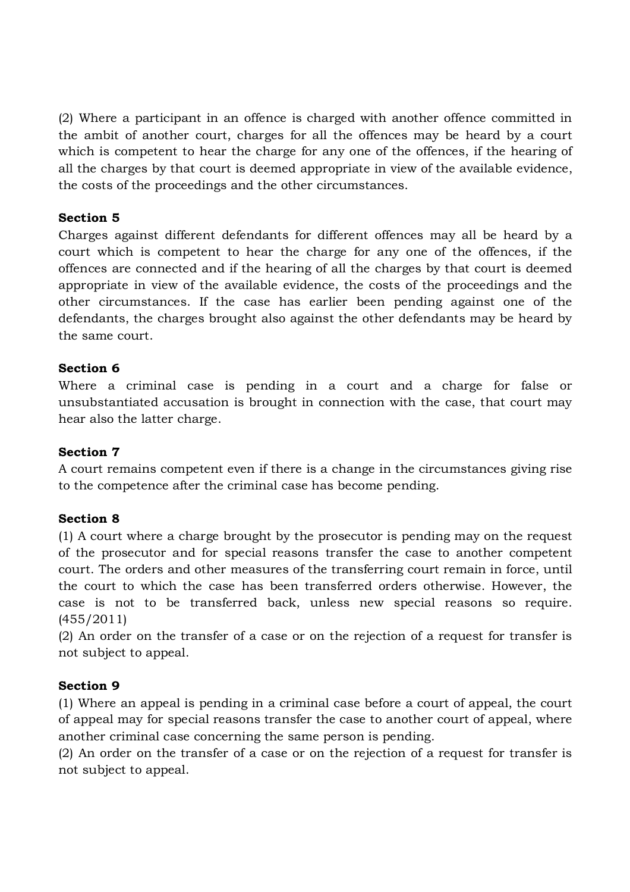(2) Where a participant in an offence is charged with another offence committed in the ambit of another court, charges for all the offences may be heard by a court which is competent to hear the charge for any one of the offences, if the hearing of all the charges by that court is deemed appropriate in view of the available evidence, the costs of the proceedings and the other circumstances.

**Section 5**

Charges against different defendants for different offences may all be heard by a court which is competent to hear the charge for any one of the offences, if the offences are connected and if the hearing of all the charges by that court is deemed appropriate in view of the available evidence, the costs of the proceedings and the other circumstances. If the case has earlier been pending against one of the defendants, the charges brought also against the other defendants may be heard by the same court.

**Section 6**

Where a criminal case is pending in a court and a charge for false or unsubstantiated accusation is brought in connection with the case, that court may hear also the latter charge.

**Section 7**

A court remains competent even if there is a change in the circumstances giving rise to the competence after the criminal case has become pending.

**Section 8**

(1) A court where a charge brought by the prosecutor is pending may on the request of the prosecutor and for special reasons transfer the case to another competent court. The orders and other measures of the transferring court remain in force, until the court to which the case has been transferred orders otherwise. However, the case is not to be transferred back, unless new special reasons so require. (455/2011)

(2) An order on the transfer of a case or on the rejection of a request for transfer is not subject to appeal.

**Section 9**

(1) Where an appeal is pending in a criminal case before a court of appeal, the court of appeal may for special reasons transfer the case to another court of appeal, where another criminal case concerning the same person is pending.

(2) An order on the transfer of a case or on the rejection of a request for transfer is not subject to appeal.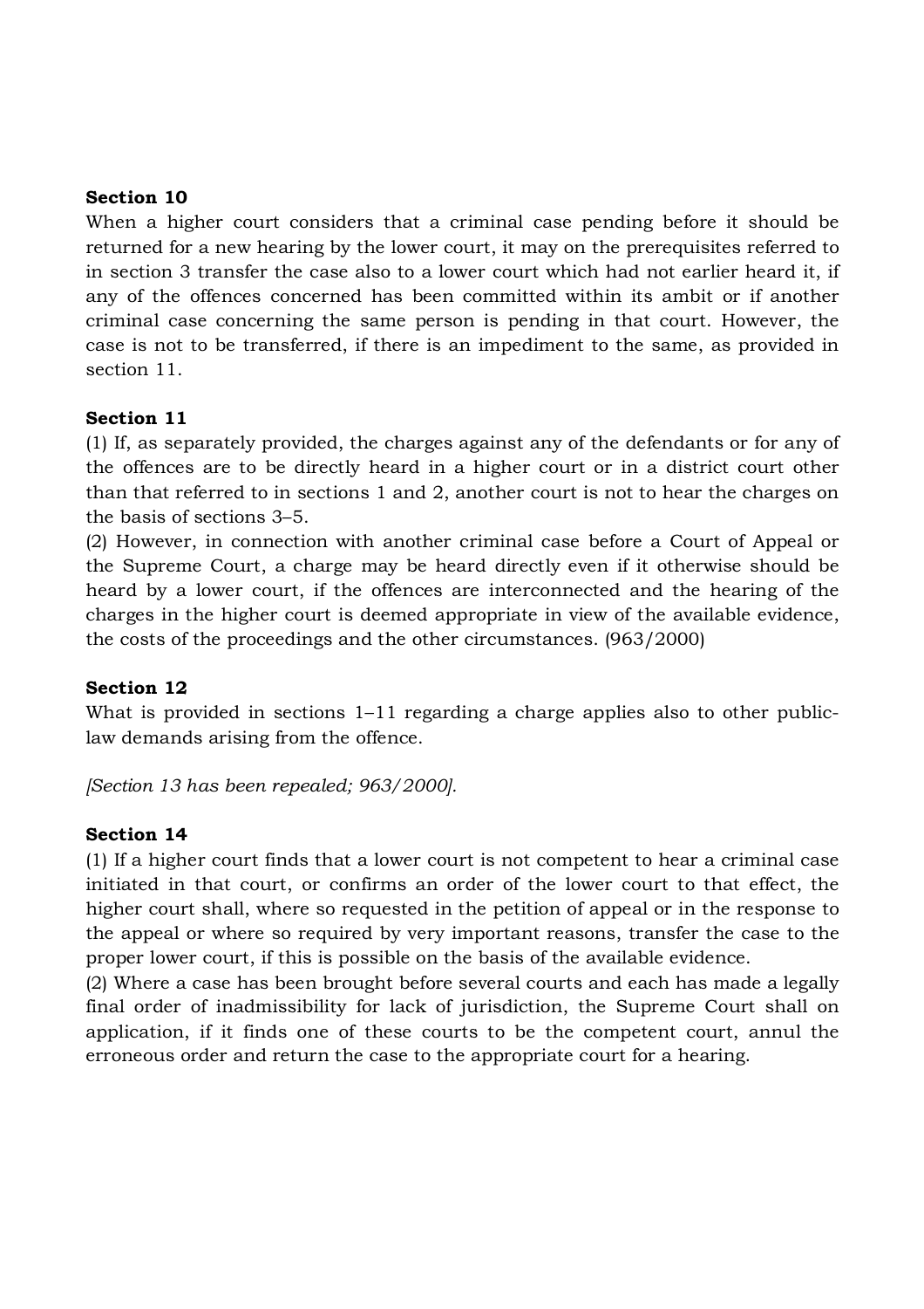**Section 10**

When a higher court considers that a criminal case pending before it should be returned for a new hearing by the lower court, it may on the prerequisites referred to in section 3 transfer the case also to a lower court which had not earlier heard it, if any of the offences concerned has been committed within its ambit or if another criminal case concerning the same person is pending in that court. However, the case is not to be transferred, if there is an impediment to the same, as provided in section 11.

**Section 11**

(1) If, as separately provided, the charges against any of the defendants or for any of the offences are to be directly heard in a higher court or in a district court other than that referred to in sections 1 and 2, another court is not to hear the charges on the basis of sections 3–5.

(2) However, in connection with another criminal case before a Court of Appeal or the Supreme Court, a charge may be heard directly even if it otherwise should be heard by a lower court, if the offences are interconnected and the hearing of the charges in the higher court is deemed appropriate in view of the available evidence, the costs of the proceedings and the other circumstances. (963/2000)

**Section 12**

What is provided in sections 1–11 regarding a charge applies also to other public-law demands arising from the offence.

*[Section 13 has been repealed; 963/2000].*

**Section 14**

(1) If a higher court finds that a lower court is not competent to hear a criminal case initiated in that court, or confirms an order of the lower court to that effect, the higher court shall, where so requested in the petition of appeal or in the response to the appeal or where so required by very important reasons, transfer the case to the proper lower court, if this is possible on the basis of the available evidence.

(2) Where a case has been brought before several courts and each has made a legally final order of inadmissibility for lack of jurisdiction, the Supreme Court shall on application, if it finds one of these courts to be the competent court, annul the erroneous order and return the case to the appropriate court for a hearing.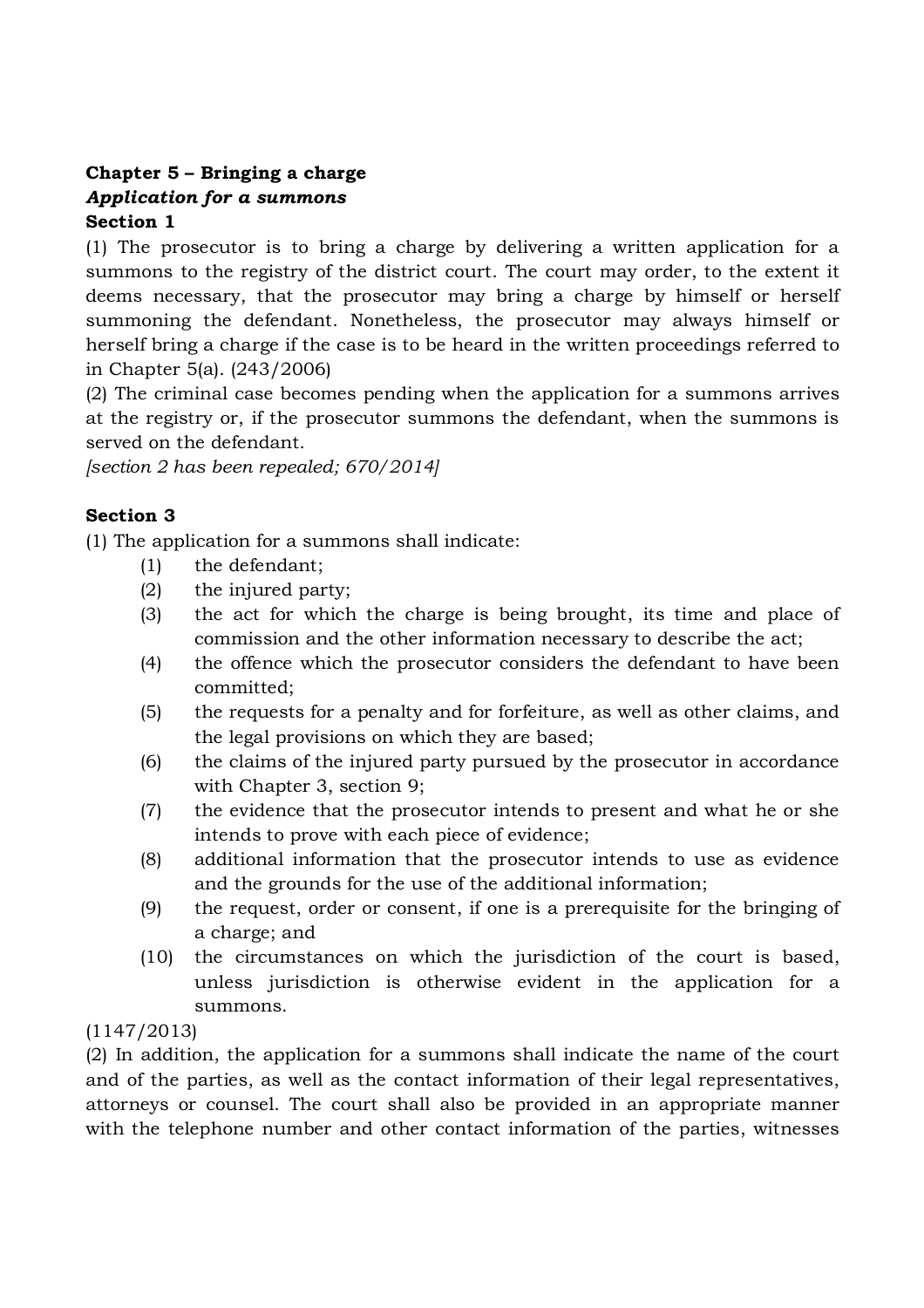**Chapter 5 – Bringing a charge**

***Application for a summons***

**Section 1**

(1) The prosecutor is to bring a charge by delivering a written application for a summons to the registry of the district court. The court may order, to the extent it deems necessary, that the prosecutor may bring a charge by himself or herself summoning the defendant. Nonetheless, the prosecutor may always himself or herself bring a charge if the case is to be heard in the written proceedings referred to in Chapter 5(a). (243/2006)

(2) The criminal case becomes pending when the application for a summons arrives at the registry or, if the prosecutor summons the defendant, when the summons is served on the defendant.

*[section 2 has been repealed; 670/2014]*

**Section 3**

(1) The application for a summons shall indicate:

(1) the defendant;
(2) the injured party;
(3) the act for which the charge is being brought, its time and place of commission and the other information necessary to describe the act;
(4) the offence which the prosecutor considers the defendant to have been committed;
(5) the requests for a penalty and for forfeiture, as well as other claims, and the legal provisions on which they are based;
(6) the claims of the injured party pursued by the prosecutor in accordance with Chapter 3, section 9;
(7) the evidence that the prosecutor intends to present and what he or she intends to prove with each piece of evidence;
(8) additional information that the prosecutor intends to use as evidence and the grounds for the use of the additional information;
(9) the request, order or consent, if one is a prerequisite for the bringing of a charge; and
(10) the circumstances on which the jurisdiction of the court is based, unless jurisdiction is otherwise evident in the application for a summons.

(1147/2013)

(2) In addition, the application for a summons shall indicate the name of the court and of the parties, as well as the contact information of their legal representatives, attorneys or counsel. The court shall also be provided in an appropriate manner with the telephone number and other contact information of the parties, witnesses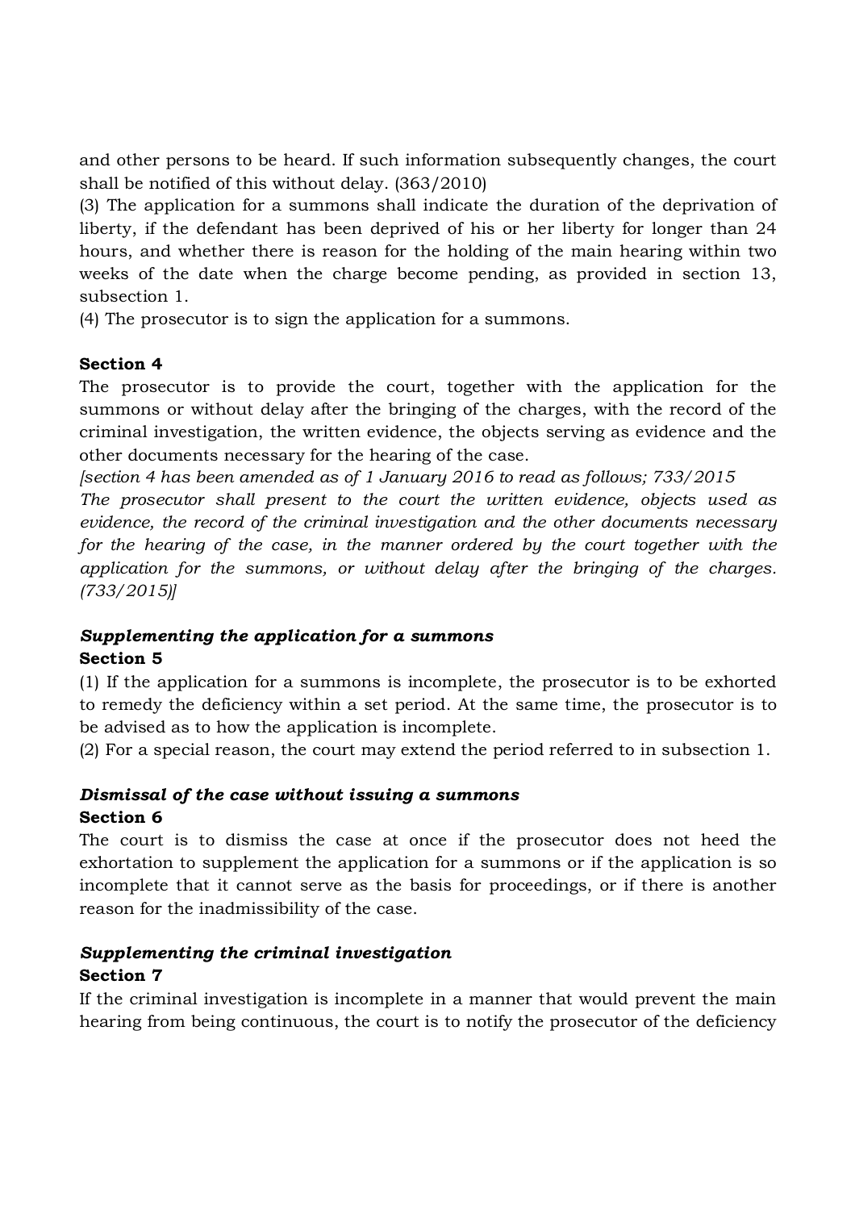and other persons to be heard. If such information subsequently changes, the court shall be notified of this without delay. (363/2010)

(3) The application for a summons shall indicate the duration of the deprivation of liberty, if the defendant has been deprived of his or her liberty for longer than 24 hours, and whether there is reason for the holding of the main hearing within two weeks of the date when the charge become pending, as provided in section 13, subsection 1.

(4) The prosecutor is to sign the application for a summons.

**Section 4**

The prosecutor is to provide the court, together with the application for the summons or without delay after the bringing of the charges, with the record of the criminal investigation, the written evidence, the objects serving as evidence and the other documents necessary for the hearing of the case.

*[section 4 has been amended as of 1 January 2016 to read as follows; 733/2015*
*The prosecutor shall present to the court the written evidence, objects used as evidence, the record of the criminal investigation and the other documents necessary for the hearing of the case, in the manner ordered by the court together with the application for the summons, or without delay after the bringing of the charges. (733/2015)]*

***Supplementing the application for a summons***
**Section 5**

(1) If the application for a summons is incomplete, the prosecutor is to be exhorted to remedy the deficiency within a set period. At the same time, the prosecutor is to be advised as to how the application is incomplete.

(2) For a special reason, the court may extend the period referred to in subsection 1.

***Dismissal of the case without issuing a summons***
**Section 6**

The court is to dismiss the case at once if the prosecutor does not heed the exhortation to supplement the application for a summons or if the application is so incomplete that it cannot serve as the basis for proceedings, or if there is another reason for the inadmissibility of the case.

***Supplementing the criminal investigation***
**Section 7**

If the criminal investigation is incomplete in a manner that would prevent the main hearing from being continuous, the court is to notify the prosecutor of the deficiency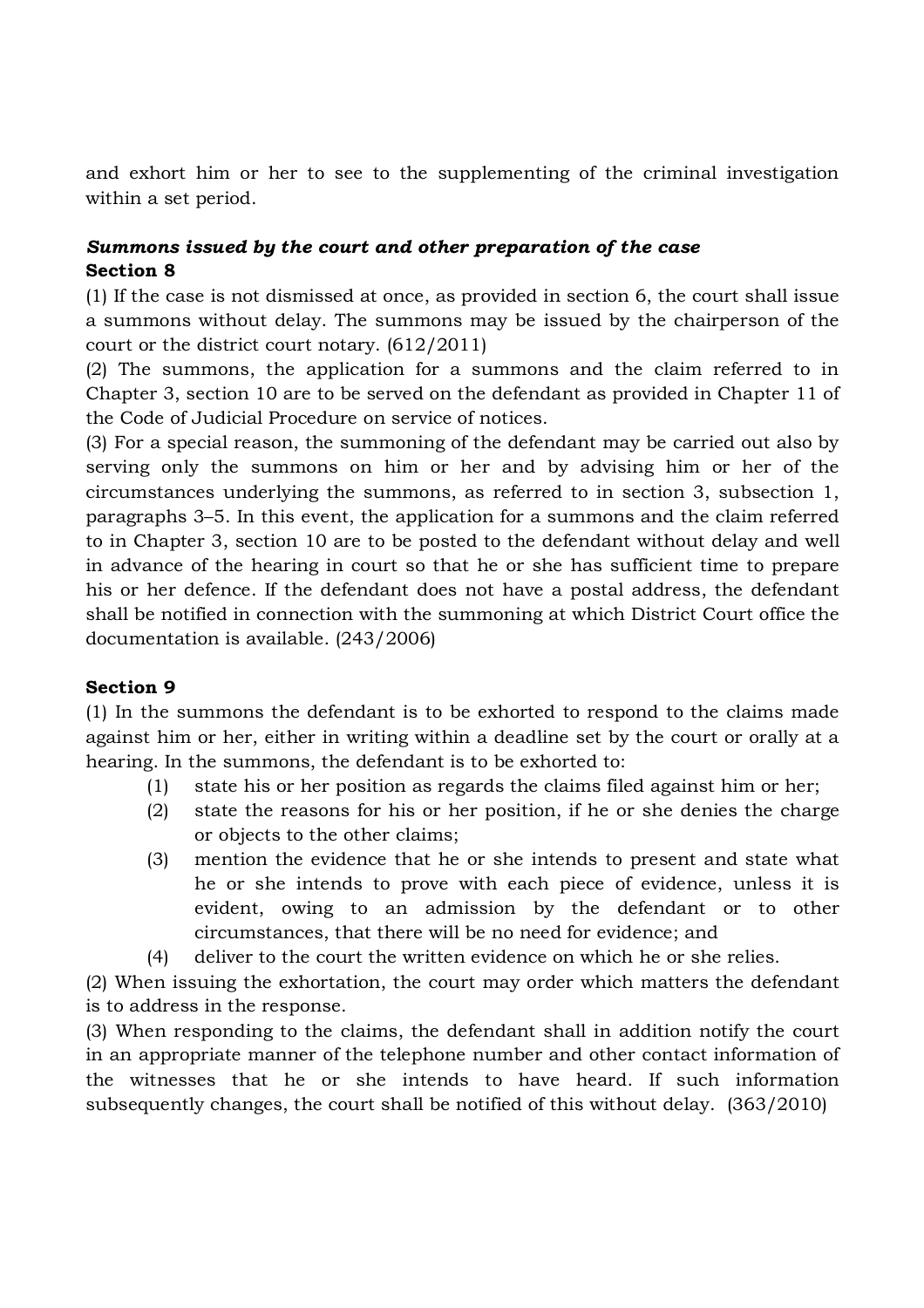and exhort him or her to see to the supplementing of the criminal investigation within a set period.

### *Summons issued by the court and other preparation of the case*

### Section 8

(1) If the case is not dismissed at once, as provided in section 6, the court shall issue a summons without delay. The summons may be issued by the chairperson of the court or the district court notary. (612/2011)

(2) The summons, the application for a summons and the claim referred to in Chapter 3, section 10 are to be served on the defendant as provided in Chapter 11 of the Code of Judicial Procedure on service of notices.

(3) For a special reason, the summoning of the defendant may be carried out also by serving only the summons on him or her and by advising him or her of the circumstances underlying the summons, as referred to in section 3, subsection 1, paragraphs 3–5. In this event, the application for a summons and the claim referred to in Chapter 3, section 10 are to be posted to the defendant without delay and well in advance of the hearing in court so that he or she has sufficient time to prepare his or her defence. If the defendant does not have a postal address, the defendant shall be notified in connection with the summoning at which District Court office the documentation is available. (243/2006)

### Section 9

(1) In the summons the defendant is to be exhorted to respond to the claims made against him or her, either in writing within a deadline set by the court or orally at a hearing. In the summons, the defendant is to be exhorted to:

(1) state his or her position as regards the claims filed against him or her;
(2) state the reasons for his or her position, if he or she denies the charge or objects to the other claims;
(3) mention the evidence that he or she intends to present and state what he or she intends to prove with each piece of evidence, unless it is evident, owing to an admission by the defendant or to other circumstances, that there will be no need for evidence; and
(4) deliver to the court the written evidence on which he or she relies.

(2) When issuing the exhortation, the court may order which matters the defendant is to address in the response.

(3) When responding to the claims, the defendant shall in addition notify the court in an appropriate manner of the telephone number and other contact information of the witnesses that he or she intends to have heard. If such information subsequently changes, the court shall be notified of this without delay. (363/2010)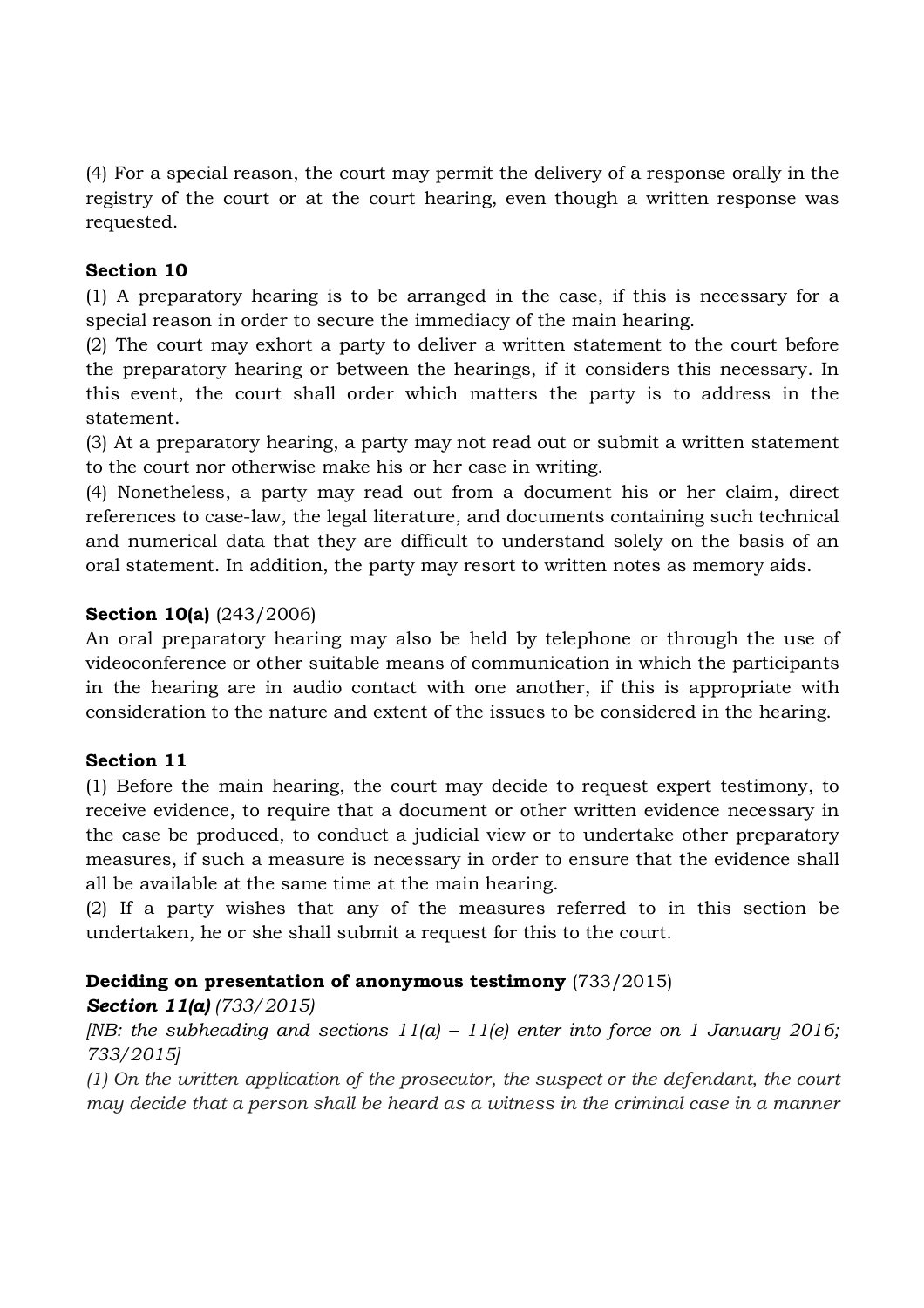(4) For a special reason, the court may permit the delivery of a response orally in the registry of the court or at the court hearing, even though a written response was requested.

**Section 10**

(1) A preparatory hearing is to be arranged in the case, if this is necessary for a special reason in order to secure the immediacy of the main hearing.
(2) The court may exhort a party to deliver a written statement to the court before the preparatory hearing or between the hearings, if it considers this necessary. In this event, the court shall order which matters the party is to address in the statement.
(3) At a preparatory hearing, a party may not read out or submit a written statement to the court nor otherwise make his or her case in writing.
(4) Nonetheless, a party may read out from a document his or her claim, direct references to case-law, the legal literature, and documents containing such technical and numerical data that they are difficult to understand solely on the basis of an oral statement. In addition, the party may resort to written notes as memory aids.

**Section 10(a)** (243/2006)

An oral preparatory hearing may also be held by telephone or through the use of videoconference or other suitable means of communication in which the participants in the hearing are in audio contact with one another, if this is appropriate with consideration to the nature and extent of the issues to be considered in the hearing.

**Section 11**

(1) Before the main hearing, the court may decide to request expert testimony, to receive evidence, to require that a document or other written evidence necessary in the case be produced, to conduct a judicial view or to undertake other preparatory measures, if such a measure is necessary in order to ensure that the evidence shall all be available at the same time at the main hearing.
(2) If a party wishes that any of the measures referred to in this section be undertaken, he or she shall submit a request for this to the court.

**Deciding on presentation of anonymous testimony** (733/2015)

***Section 11(a)*** *(733/2015)*

*[NB: the subheading and sections 11(a) – 11(e) enter into force on 1 January 2016; 733/2015]*

*(1) On the written application of the prosecutor, the suspect or the defendant, the court may decide that a person shall be heard as a witness in the criminal case in a manner*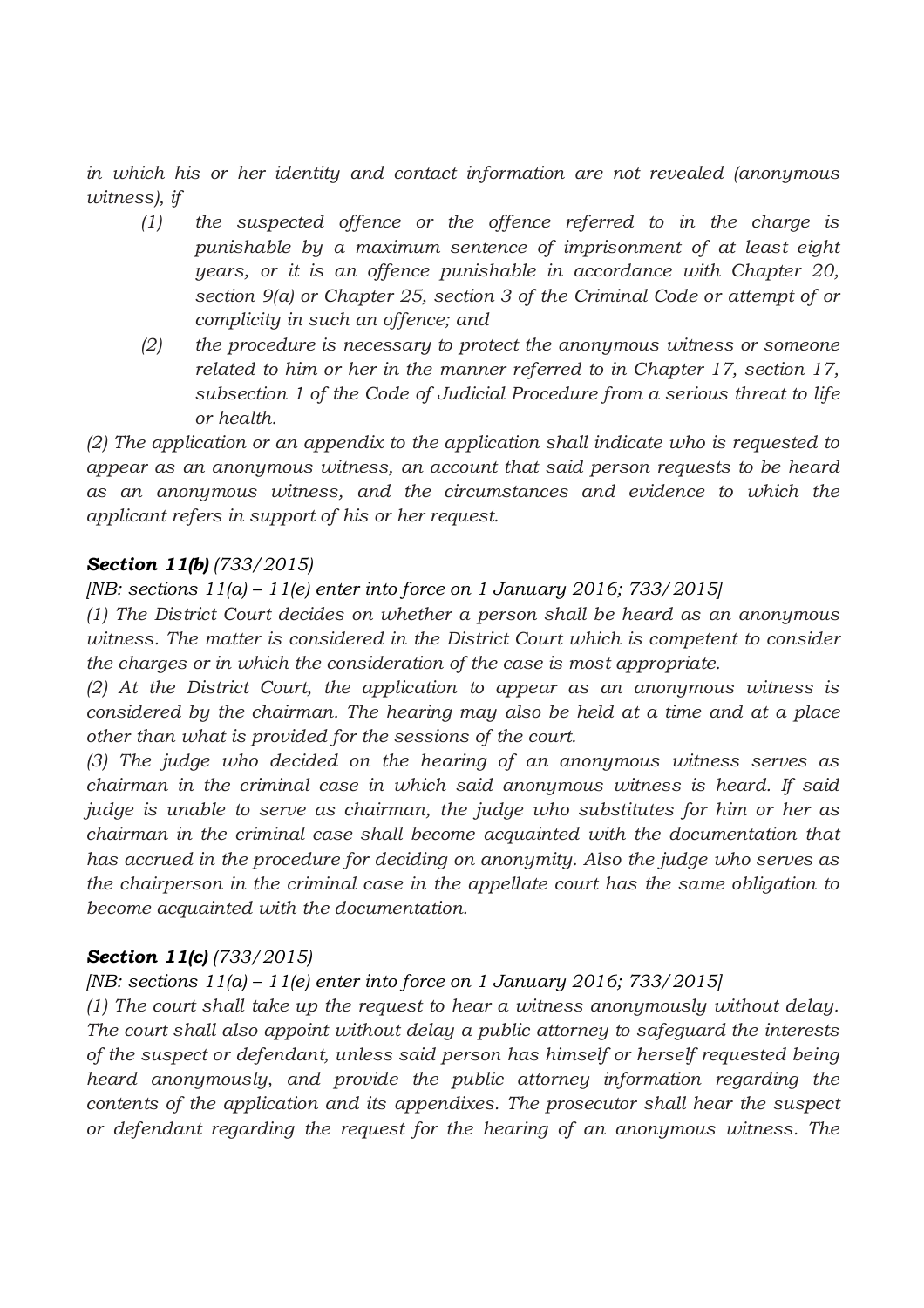*in which his or her identity and contact information are not revealed (anonymous witness), if*

- *(1) the suspected offence or the offence referred to in the charge is punishable by a maximum sentence of imprisonment of at least eight years, or it is an offence punishable in accordance with Chapter 20, section 9(a) or Chapter 25, section 3 of the Criminal Code or attempt of or complicity in such an offence; and*
- *(2) the procedure is necessary to protect the anonymous witness or someone related to him or her in the manner referred to in Chapter 17, section 17, subsection 1 of the Code of Judicial Procedure from a serious threat to life or health.*

*(2) The application or an appendix to the application shall indicate who is requested to appear as an anonymous witness, an account that said person requests to be heard as an anonymous witness, and the circumstances and evidence to which the applicant refers in support of his or her request.*

***Section 11(b)*** *(733/2015)*

*[NB: sections 11(a) – 11(e) enter into force on 1 January 2016; 733/2015]*

*(1) The District Court decides on whether a person shall be heard as an anonymous witness. The matter is considered in the District Court which is competent to consider the charges or in which the consideration of the case is most appropriate.*

*(2) At the District Court, the application to appear as an anonymous witness is considered by the chairman. The hearing may also be held at a time and at a place other than what is provided for the sessions of the court.*

*(3) The judge who decided on the hearing of an anonymous witness serves as chairman in the criminal case in which said anonymous witness is heard. If said judge is unable to serve as chairman, the judge who substitutes for him or her as chairman in the criminal case shall become acquainted with the documentation that has accrued in the procedure for deciding on anonymity. Also the judge who serves as the chairperson in the criminal case in the appellate court has the same obligation to become acquainted with the documentation.*

***Section 11(c)*** *(733/2015)*

*[NB: sections 11(a) – 11(e) enter into force on 1 January 2016; 733/2015]*

*(1) The court shall take up the request to hear a witness anonymously without delay. The court shall also appoint without delay a public attorney to safeguard the interests of the suspect or defendant, unless said person has himself or herself requested being heard anonymously, and provide the public attorney information regarding the contents of the application and its appendixes. The prosecutor shall hear the suspect or defendant regarding the request for the hearing of an anonymous witness. The*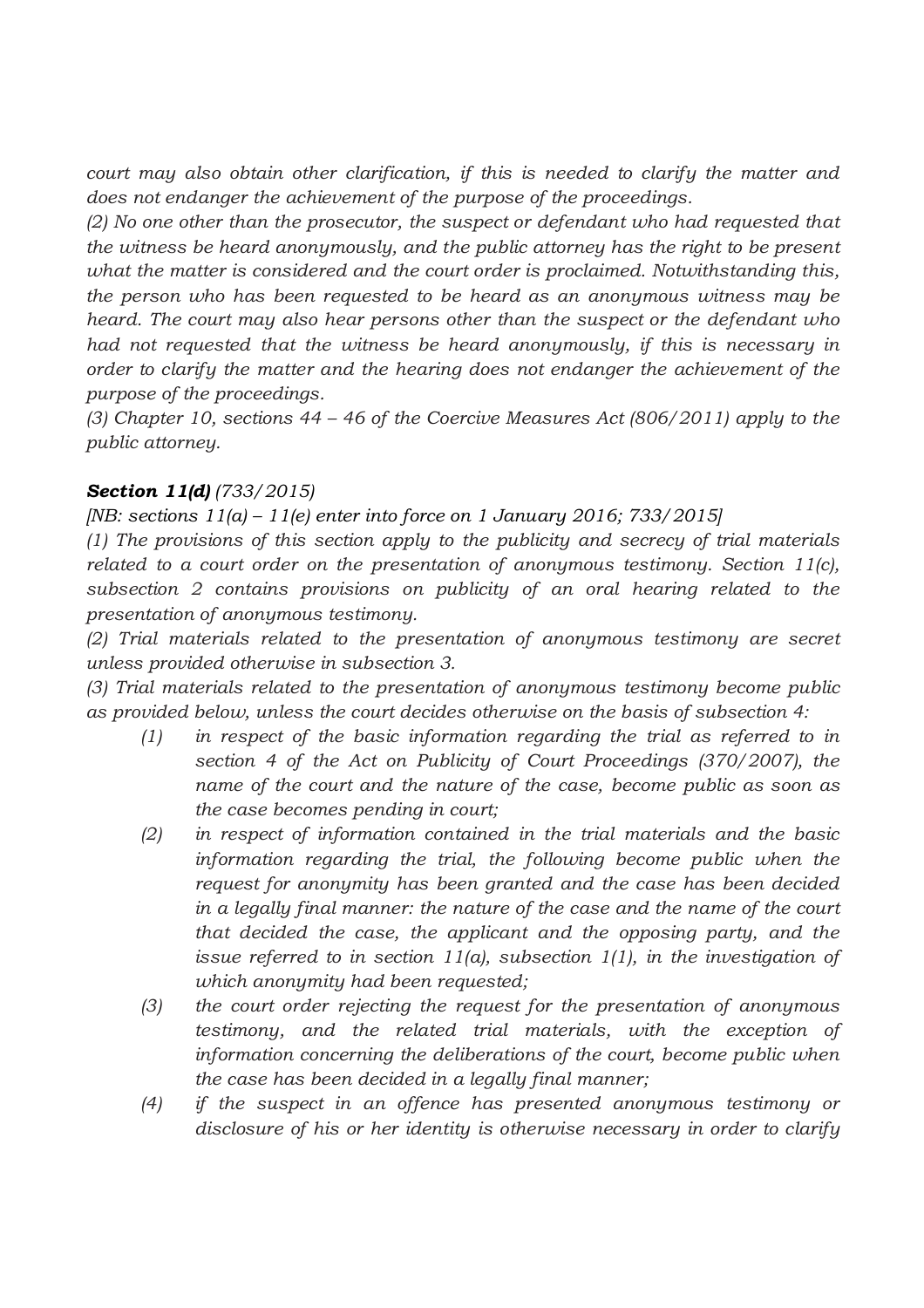*court may also obtain other clarification, if this is needed to clarify the matter and does not endanger the achievement of the purpose of the proceedings.*

*(2) No one other than the prosecutor, the suspect or defendant who had requested that the witness be heard anonymously, and the public attorney has the right to be present what the matter is considered and the court order is proclaimed. Notwithstanding this, the person who has been requested to be heard as an anonymous witness may be heard. The court may also hear persons other than the suspect or the defendant who had not requested that the witness be heard anonymously, if this is necessary in order to clarify the matter and the hearing does not endanger the achievement of the purpose of the proceedings.*

*(3) Chapter 10, sections 44 – 46 of the Coercive Measures Act (806/2011) apply to the public attorney.*

***Section 11(d)*** *(733/2015)*

*[NB: sections 11(a) – 11(e) enter into force on 1 January 2016; 733/2015]*

*(1) The provisions of this section apply to the publicity and secrecy of trial materials related to a court order on the presentation of anonymous testimony. Section 11(c), subsection 2 contains provisions on publicity of an oral hearing related to the presentation of anonymous testimony.*

*(2) Trial materials related to the presentation of anonymous testimony are secret unless provided otherwise in subsection 3.*

*(3) Trial materials related to the presentation of anonymous testimony become public as provided below, unless the court decides otherwise on the basis of subsection 4:*

- *(1) in respect of the basic information regarding the trial as referred to in section 4 of the Act on Publicity of Court Proceedings (370/2007), the name of the court and the nature of the case, become public as soon as the case becomes pending in court;*
- *(2) in respect of information contained in the trial materials and the basic information regarding the trial, the following become public when the request for anonymity has been granted and the case has been decided in a legally final manner: the nature of the case and the name of the court that decided the case, the applicant and the opposing party, and the issue referred to in section 11(a), subsection 1(1), in the investigation of which anonymity had been requested;*
- *(3) the court order rejecting the request for the presentation of anonymous testimony, and the related trial materials, with the exception of information concerning the deliberations of the court, become public when the case has been decided in a legally final manner;*
- *(4) if the suspect in an offence has presented anonymous testimony or disclosure of his or her identity is otherwise necessary in order to clarify*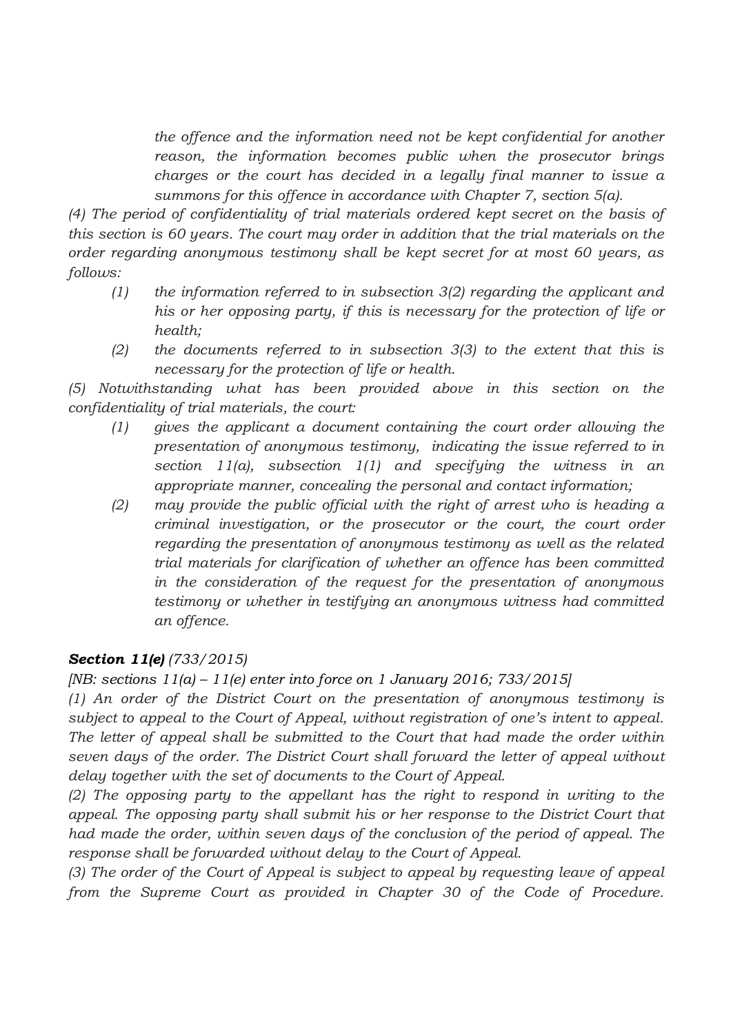*the offence and the information need not be kept confidential for another reason, the information becomes public when the prosecutor brings charges or the court has decided in a legally final manner to issue a summons for this offence in accordance with Chapter 7, section 5(a).*

*(4) The period of confidentiality of trial materials ordered kept secret on the basis of this section is 60 years. The court may order in addition that the trial materials on the order regarding anonymous testimony shall be kept secret for at most 60 years, as follows:*

- *(1) the information referred to in subsection 3(2) regarding the applicant and his or her opposing party, if this is necessary for the protection of life or health;*
- *(2) the documents referred to in subsection 3(3) to the extent that this is necessary for the protection of life or health.*

*(5) Notwithstanding what has been provided above in this section on the confidentiality of trial materials, the court:*

- *(1) gives the applicant a document containing the court order allowing the presentation of anonymous testimony, indicating the issue referred to in section 11(a), subsection 1(1) and specifying the witness in an appropriate manner, concealing the personal and contact information;*
- *(2) may provide the public official with the right of arrest who is heading a criminal investigation, or the prosecutor or the court, the court order regarding the presentation of anonymous testimony as well as the related trial materials for clarification of whether an offence has been committed in the consideration of the request for the presentation of anonymous testimony or whether in testifying an anonymous witness had committed an offence.*

***Section 11(e)*** *(733/2015)*

*[NB: sections 11(a) – 11(e) enter into force on 1 January 2016; 733/2015]*

*(1) An order of the District Court on the presentation of anonymous testimony is subject to appeal to the Court of Appeal, without registration of one's intent to appeal. The letter of appeal shall be submitted to the Court that had made the order within seven days of the order. The District Court shall forward the letter of appeal without delay together with the set of documents to the Court of Appeal.*

*(2) The opposing party to the appellant has the right to respond in writing to the appeal. The opposing party shall submit his or her response to the District Court that had made the order, within seven days of the conclusion of the period of appeal. The response shall be forwarded without delay to the Court of Appeal.*

*(3) The order of the Court of Appeal is subject to appeal by requesting leave of appeal from the Supreme Court as provided in Chapter 30 of the Code of Procedure.*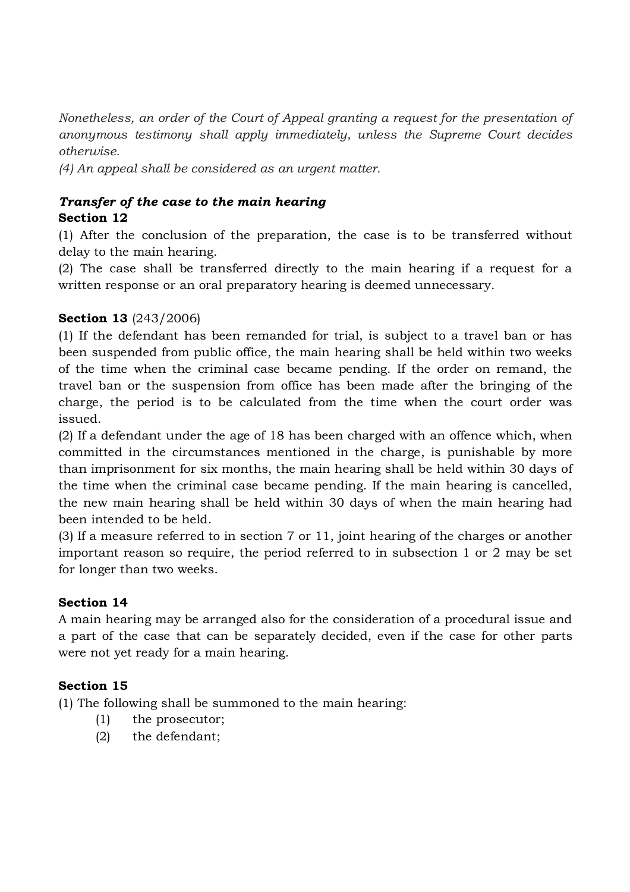*Nonetheless, an order of the Court of Appeal granting a request for the presentation of anonymous testimony shall apply immediately, unless the Supreme Court decides otherwise.*

*(4) An appeal shall be considered as an urgent matter.*

***Transfer of the case to the main hearing***

**Section 12**

(1) After the conclusion of the preparation, the case is to be transferred without delay to the main hearing.

(2) The case shall be transferred directly to the main hearing if a request for a written response or an oral preparatory hearing is deemed unnecessary.

**Section 13** (243/2006)

(1) If the defendant has been remanded for trial, is subject to a travel ban or has been suspended from public office, the main hearing shall be held within two weeks of the time when the criminal case became pending. If the order on remand, the travel ban or the suspension from office has been made after the bringing of the charge, the period is to be calculated from the time when the court order was issued.

(2) If a defendant under the age of 18 has been charged with an offence which, when committed in the circumstances mentioned in the charge, is punishable by more than imprisonment for six months, the main hearing shall be held within 30 days of the time when the criminal case became pending. If the main hearing is cancelled, the new main hearing shall be held within 30 days of when the main hearing had been intended to be held.

(3) If a measure referred to in section 7 or 11, joint hearing of the charges or another important reason so require, the period referred to in subsection 1 or 2 may be set for longer than two weeks.

**Section 14**

A main hearing may be arranged also for the consideration of a procedural issue and a part of the case that can be separately decided, even if the case for other parts were not yet ready for a main hearing.

**Section 15**

(1) The following shall be summoned to the main hearing:

(1) the prosecutor;

(2) the defendant;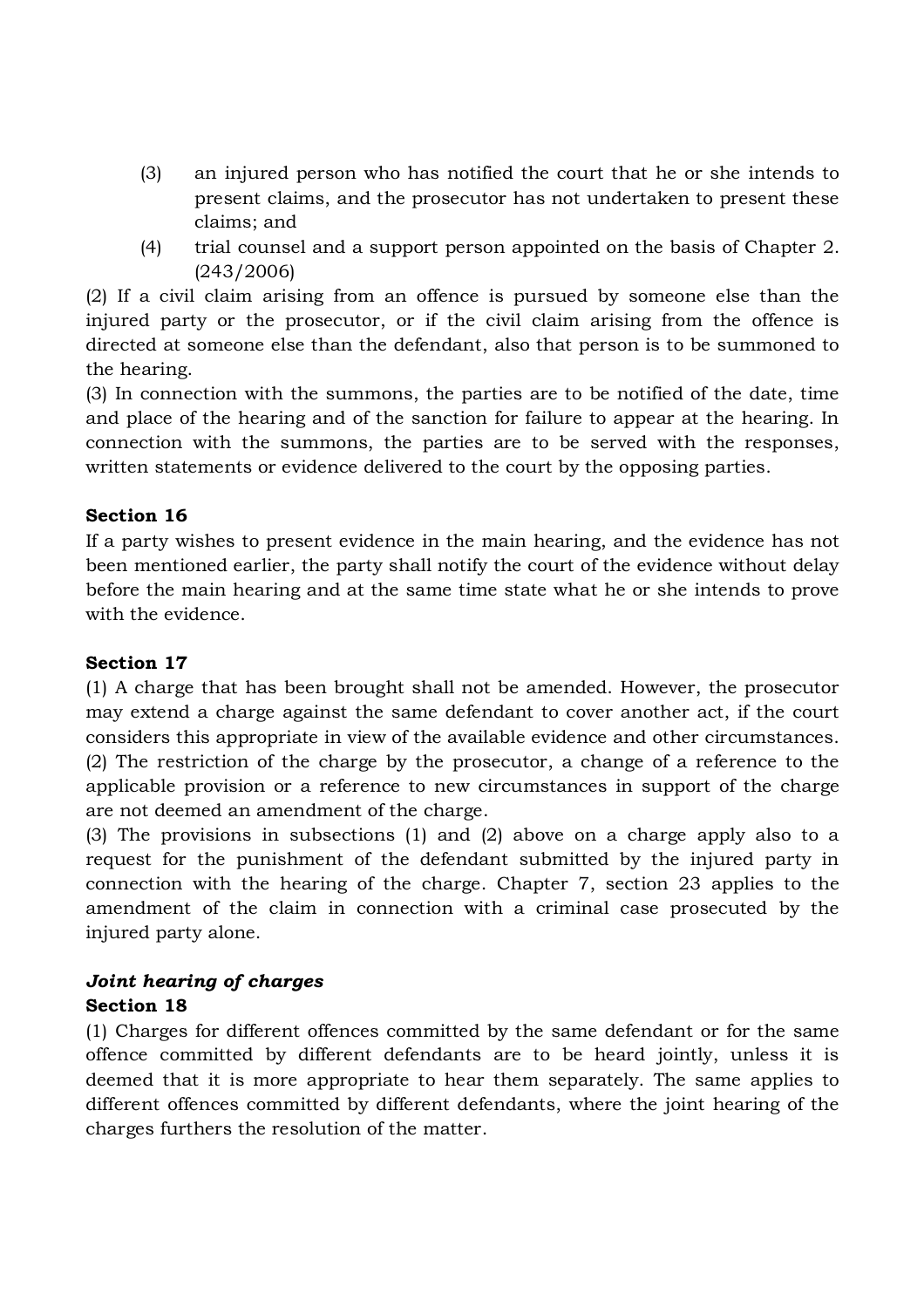(3) an injured person who has notified the court that he or she intends to present claims, and the prosecutor has not undertaken to present these claims; and

(4) trial counsel and a support person appointed on the basis of Chapter 2. (243/2006)

(2) If a civil claim arising from an offence is pursued by someone else than the injured party or the prosecutor, or if the civil claim arising from the offence is directed at someone else than the defendant, also that person is to be summoned to the hearing.

(3) In connection with the summons, the parties are to be notified of the date, time and place of the hearing and of the sanction for failure to appear at the hearing. In connection with the summons, the parties are to be served with the responses, written statements or evidence delivered to the court by the opposing parties.

**Section 16**

If a party wishes to present evidence in the main hearing, and the evidence has not been mentioned earlier, the party shall notify the court of the evidence without delay before the main hearing and at the same time state what he or she intends to prove with the evidence.

**Section 17**

(1) A charge that has been brought shall not be amended. However, the prosecutor may extend a charge against the same defendant to cover another act, if the court considers this appropriate in view of the available evidence and other circumstances.

(2) The restriction of the charge by the prosecutor, a change of a reference to the applicable provision or a reference to new circumstances in support of the charge are not deemed an amendment of the charge.

(3) The provisions in subsections (1) and (2) above on a charge apply also to a request for the punishment of the defendant submitted by the injured party in connection with the hearing of the charge. Chapter 7, section 23 applies to the amendment of the claim in connection with a criminal case prosecuted by the injured party alone.

***Joint hearing of charges***

**Section 18**

(1) Charges for different offences committed by the same defendant or for the same offence committed by different defendants are to be heard jointly, unless it is deemed that it is more appropriate to hear them separately. The same applies to different offences committed by different defendants, where the joint hearing of the charges furthers the resolution of the matter.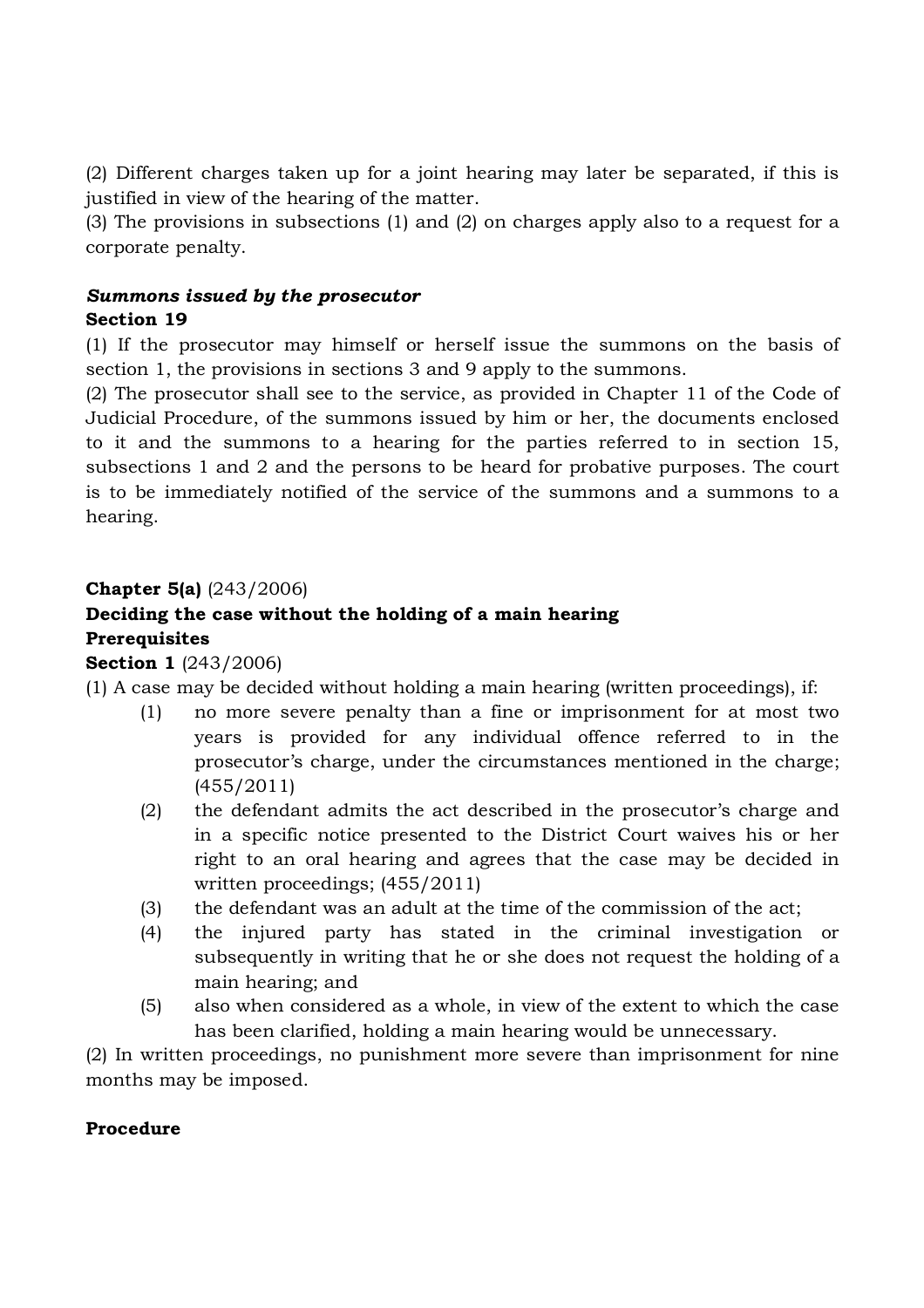(2) Different charges taken up for a joint hearing may later be separated, if this is justified in view of the hearing of the matter.
(3) The provisions in subsections (1) and (2) on charges apply also to a request for a corporate penalty.

***Summons issued by the prosecutor***
**Section 19**
(1) If the prosecutor may himself or herself issue the summons on the basis of section 1, the provisions in sections 3 and 9 apply to the summons.
(2) The prosecutor shall see to the service, as provided in Chapter 11 of the Code of Judicial Procedure, of the summons issued by him or her, the documents enclosed to it and the summons to a hearing for the parties referred to in section 15, subsections 1 and 2 and the persons to be heard for probative purposes. The court is to be immediately notified of the service of the summons and a summons to a hearing.

**Chapter 5(a)** (243/2006)
**Deciding the case without the holding of a main hearing**
**Prerequisites**
**Section 1** (243/2006)
(1) A case may be decided without holding a main hearing (written proceedings), if:

(1) no more severe penalty than a fine or imprisonment for at most two years is provided for any individual offence referred to in the prosecutor's charge, under the circumstances mentioned in the charge; (455/2011)
(2) the defendant admits the act described in the prosecutor's charge and in a specific notice presented to the District Court waives his or her right to an oral hearing and agrees that the case may be decided in written proceedings; (455/2011)
(3) the defendant was an adult at the time of the commission of the act;
(4) the injured party has stated in the criminal investigation or subsequently in writing that he or she does not request the holding of a main hearing; and
(5) also when considered as a whole, in view of the extent to which the case has been clarified, holding a main hearing would be unnecessary.

(2) In written proceedings, no punishment more severe than imprisonment for nine months may be imposed.

**Procedure**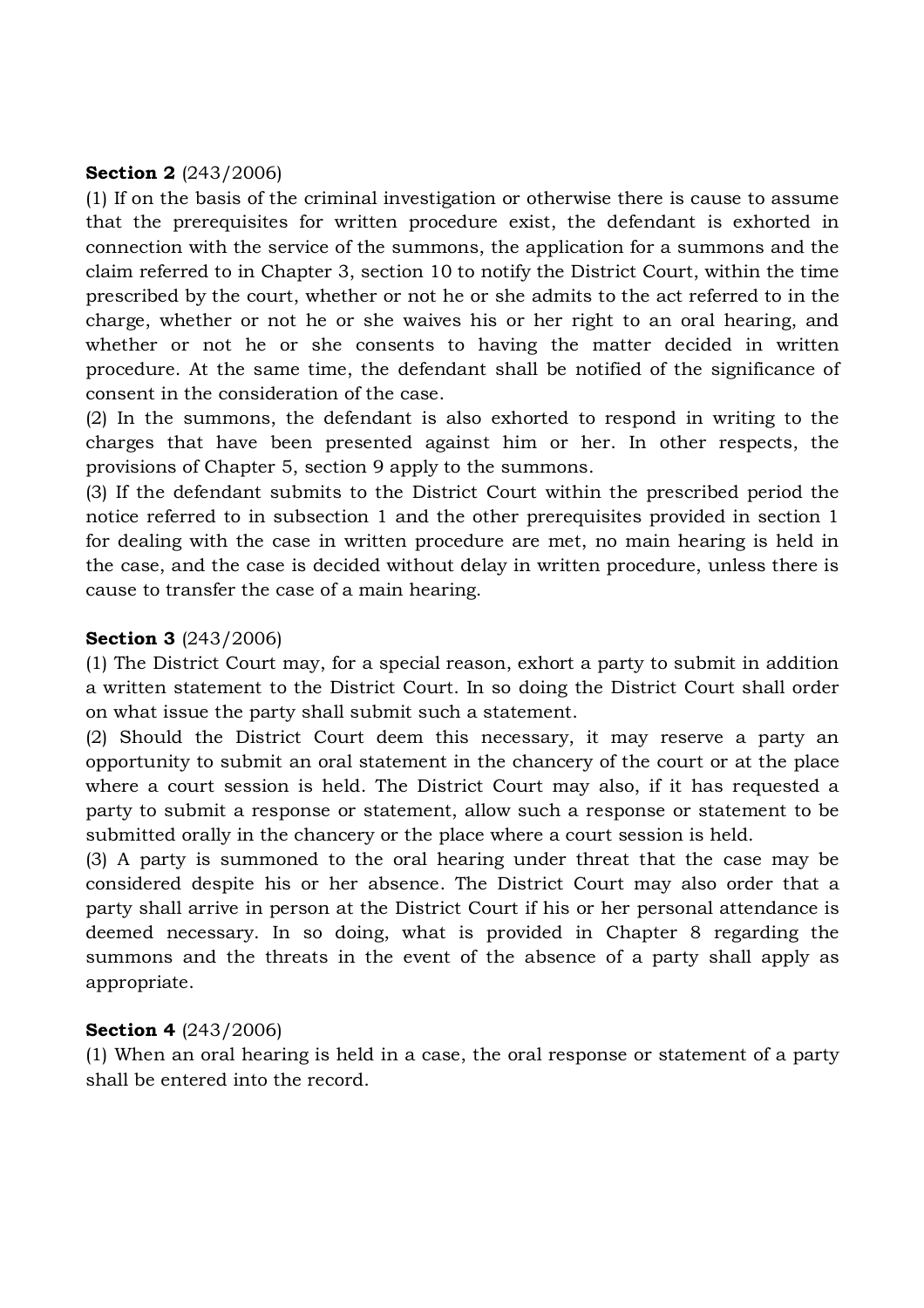**Section 2** (243/2006)

(1) If on the basis of the criminal investigation or otherwise there is cause to assume that the prerequisites for written procedure exist, the defendant is exhorted in connection with the service of the summons, the application for a summons and the claim referred to in Chapter 3, section 10 to notify the District Court, within the time prescribed by the court, whether or not he or she admits to the act referred to in the charge, whether or not he or she waives his or her right to an oral hearing, and whether or not he or she consents to having the matter decided in written procedure. At the same time, the defendant shall be notified of the significance of consent in the consideration of the case.

(2) In the summons, the defendant is also exhorted to respond in writing to the charges that have been presented against him or her. In other respects, the provisions of Chapter 5, section 9 apply to the summons.

(3) If the defendant submits to the District Court within the prescribed period the notice referred to in subsection 1 and the other prerequisites provided in section 1 for dealing with the case in written procedure are met, no main hearing is held in the case, and the case is decided without delay in written procedure, unless there is cause to transfer the case of a main hearing.

**Section 3** (243/2006)

(1) The District Court may, for a special reason, exhort a party to submit in addition a written statement to the District Court. In so doing the District Court shall order on what issue the party shall submit such a statement.

(2) Should the District Court deem this necessary, it may reserve a party an opportunity to submit an oral statement in the chancery of the court or at the place where a court session is held. The District Court may also, if it has requested a party to submit a response or statement, allow such a response or statement to be submitted orally in the chancery or the place where a court session is held.

(3) A party is summoned to the oral hearing under threat that the case may be considered despite his or her absence. The District Court may also order that a party shall arrive in person at the District Court if his or her personal attendance is deemed necessary. In so doing, what is provided in Chapter 8 regarding the summons and the threats in the event of the absence of a party shall apply as appropriate.

**Section 4** (243/2006)

(1) When an oral hearing is held in a case, the oral response or statement of a party shall be entered into the record.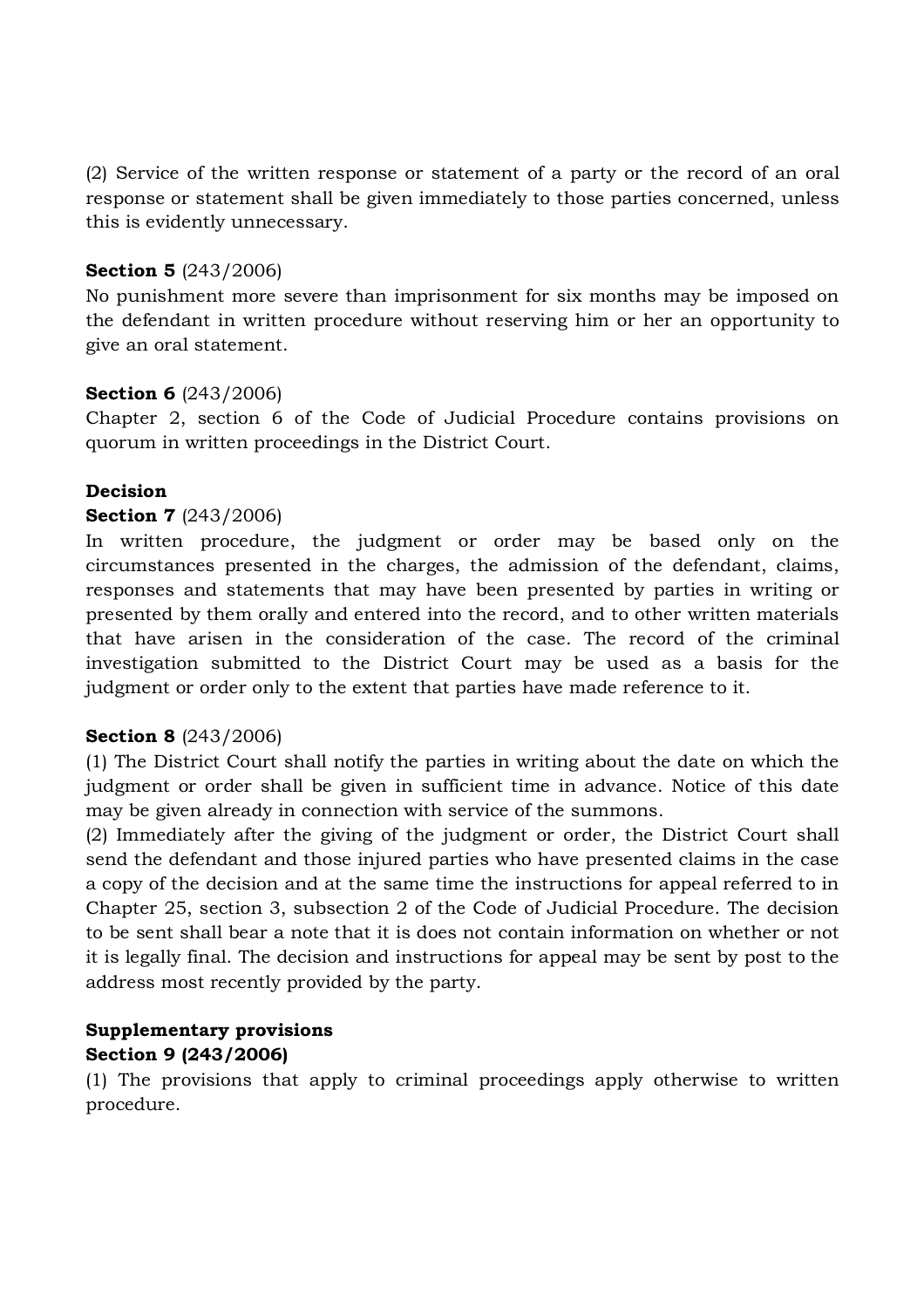(2) Service of the written response or statement of a party or the record of an oral response or statement shall be given immediately to those parties concerned, unless this is evidently unnecessary.

**Section 5** (243/2006)
No punishment more severe than imprisonment for six months may be imposed on the defendant in written procedure without reserving him or her an opportunity to give an oral statement.

**Section 6** (243/2006)
Chapter 2, section 6 of the Code of Judicial Procedure contains provisions on quorum in written proceedings in the District Court.

**Decision**

**Section 7** (243/2006)
In written procedure, the judgment or order may be based only on the circumstances presented in the charges, the admission of the defendant, claims, responses and statements that may have been presented by parties in writing or presented by them orally and entered into the record, and to other written materials that have arisen in the consideration of the case. The record of the criminal investigation submitted to the District Court may be used as a basis for the judgment or order only to the extent that parties have made reference to it.

**Section 8** (243/2006)
(1) The District Court shall notify the parties in writing about the date on which the judgment or order shall be given in sufficient time in advance. Notice of this date may be given already in connection with service of the summons.
(2) Immediately after the giving of the judgment or order, the District Court shall send the defendant and those injured parties who have presented claims in the case a copy of the decision and at the same time the instructions for appeal referred to in Chapter 25, section 3, subsection 2 of the Code of Judicial Procedure. The decision to be sent shall bear a note that it is does not contain information on whether or not it is legally final. The decision and instructions for appeal may be sent by post to the address most recently provided by the party.

**Supplementary provisions**

**Section 9 (243/2006)**
(1) The provisions that apply to criminal proceedings apply otherwise to written procedure.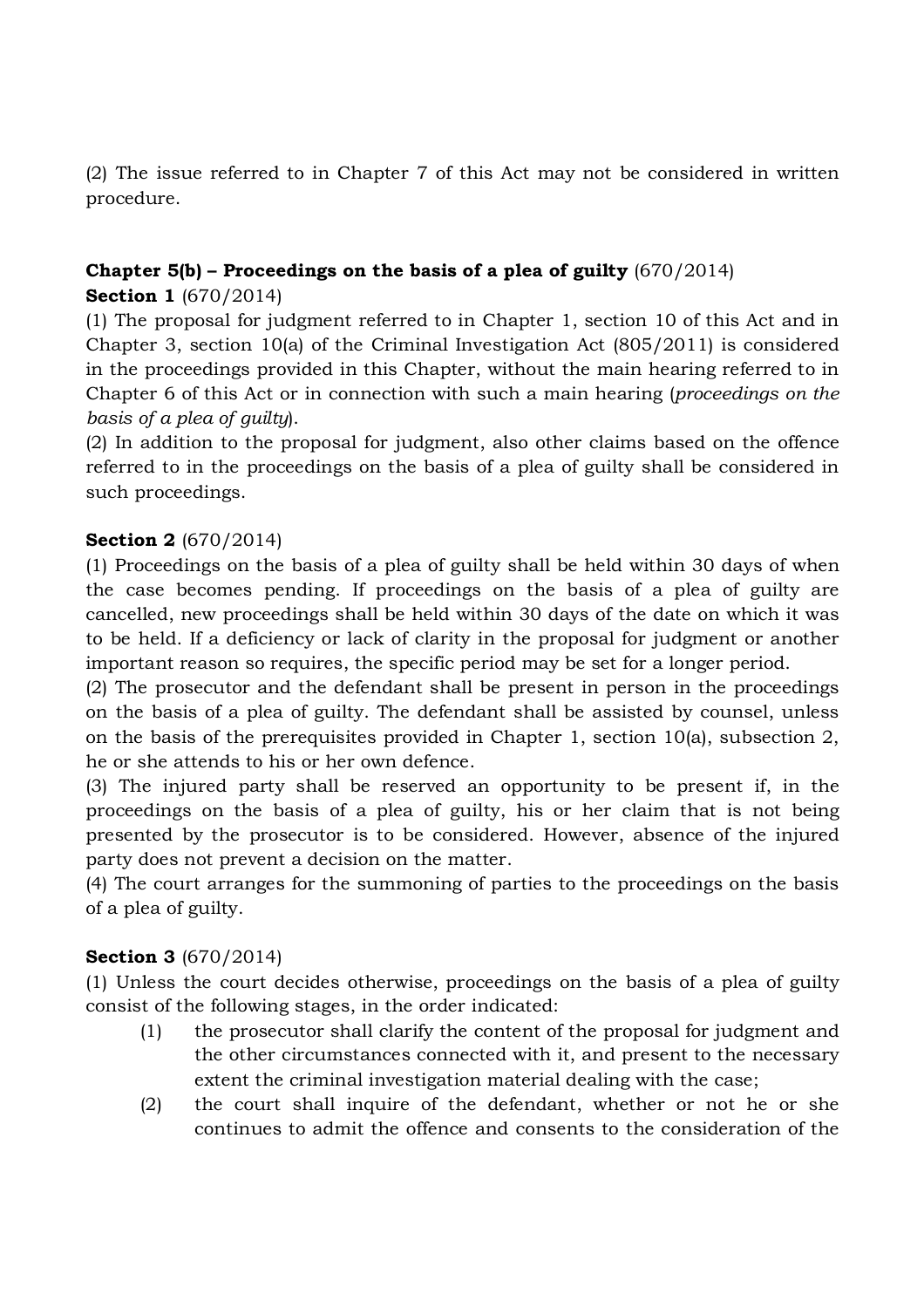(2) The issue referred to in Chapter 7 of this Act may not be considered in written procedure.

**Chapter 5(b) – Proceedings on the basis of a plea of guilty** (670/2014)

**Section 1** (670/2014)

(1) The proposal for judgment referred to in Chapter 1, section 10 of this Act and in Chapter 3, section 10(a) of the Criminal Investigation Act (805/2011) is considered in the proceedings provided in this Chapter, without the main hearing referred to in Chapter 6 of this Act or in connection with such a main hearing (*proceedings on the basis of a plea of guilty*).

(2) In addition to the proposal for judgment, also other claims based on the offence referred to in the proceedings on the basis of a plea of guilty shall be considered in such proceedings.

**Section 2** (670/2014)

(1) Proceedings on the basis of a plea of guilty shall be held within 30 days of when the case becomes pending. If proceedings on the basis of a plea of guilty are cancelled, new proceedings shall be held within 30 days of the date on which it was to be held. If a deficiency or lack of clarity in the proposal for judgment or another important reason so requires, the specific period may be set for a longer period.

(2) The prosecutor and the defendant shall be present in person in the proceedings on the basis of a plea of guilty. The defendant shall be assisted by counsel, unless on the basis of the prerequisites provided in Chapter 1, section 10(a), subsection 2, he or she attends to his or her own defence.

(3) The injured party shall be reserved an opportunity to be present if, in the proceedings on the basis of a plea of guilty, his or her claim that is not being presented by the prosecutor is to be considered. However, absence of the injured party does not prevent a decision on the matter.

(4) The court arranges for the summoning of parties to the proceedings on the basis of a plea of guilty.

**Section 3** (670/2014)

(1) Unless the court decides otherwise, proceedings on the basis of a plea of guilty consist of the following stages, in the order indicated:

(1) the prosecutor shall clarify the content of the proposal for judgment and the other circumstances connected with it, and present to the necessary extent the criminal investigation material dealing with the case;

(2) the court shall inquire of the defendant, whether or not he or she continues to admit the offence and consents to the consideration of the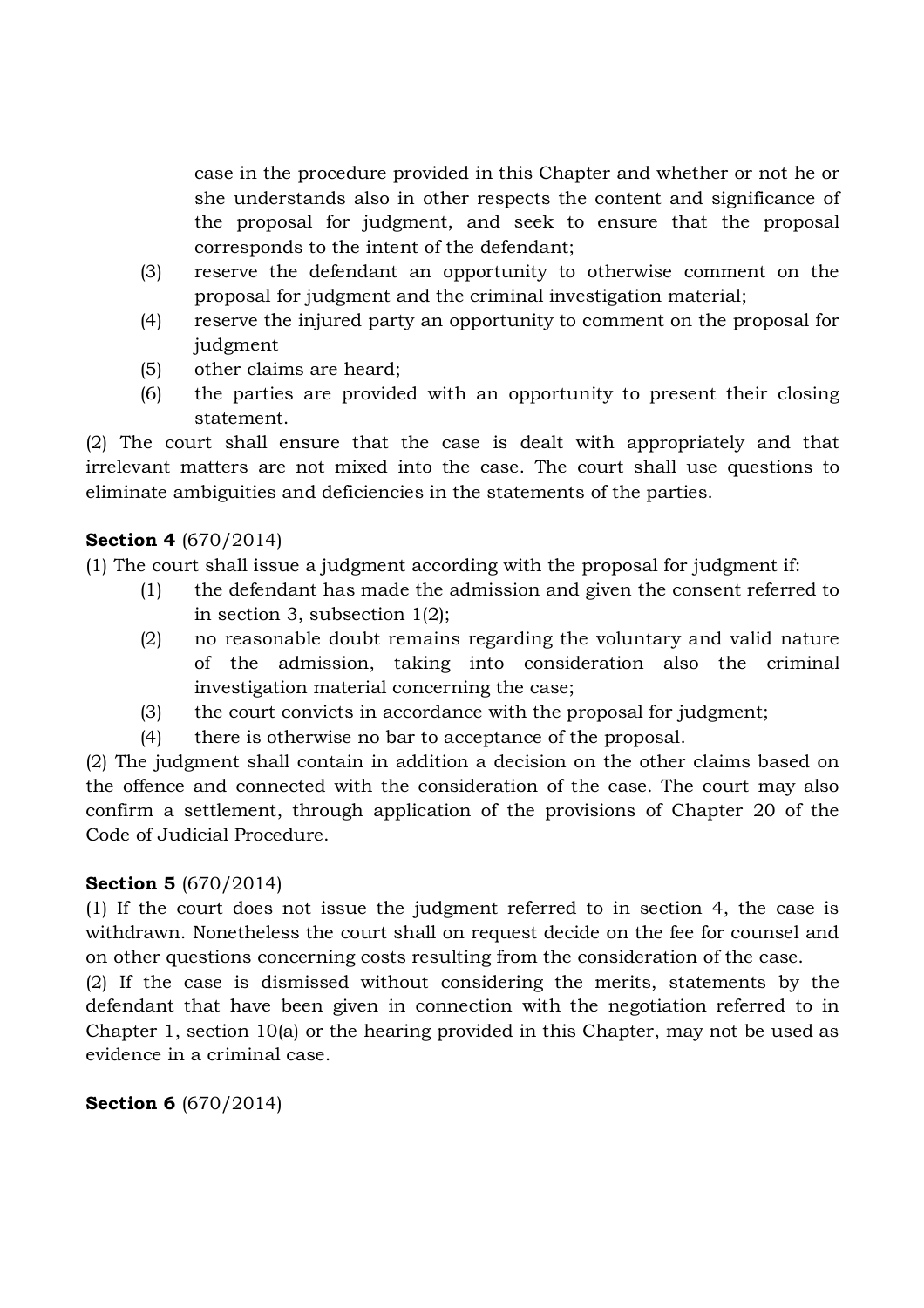case in the procedure provided in this Chapter and whether or not he or she understands also in other respects the content and significance of the proposal for judgment, and seek to ensure that the proposal corresponds to the intent of the defendant;

(3) reserve the defendant an opportunity to otherwise comment on the proposal for judgment and the criminal investigation material;
(4) reserve the injured party an opportunity to comment on the proposal for judgment
(5) other claims are heard;
(6) the parties are provided with an opportunity to present their closing statement.

(2) The court shall ensure that the case is dealt with appropriately and that irrelevant matters are not mixed into the case. The court shall use questions to eliminate ambiguities and deficiencies in the statements of the parties.

**Section 4** (670/2014)

(1) The court shall issue a judgment according with the proposal for judgment if:

(1) the defendant has made the admission and given the consent referred to in section 3, subsection 1(2);
(2) no reasonable doubt remains regarding the voluntary and valid nature of the admission, taking into consideration also the criminal investigation material concerning the case;
(3) the court convicts in accordance with the proposal for judgment;
(4) there is otherwise no bar to acceptance of the proposal.

(2) The judgment shall contain in addition a decision on the other claims based on the offence and connected with the consideration of the case. The court may also confirm a settlement, through application of the provisions of Chapter 20 of the Code of Judicial Procedure.

**Section 5** (670/2014)

(1) If the court does not issue the judgment referred to in section 4, the case is withdrawn. Nonetheless the court shall on request decide on the fee for counsel and on other questions concerning costs resulting from the consideration of the case.

(2) If the case is dismissed without considering the merits, statements by the defendant that have been given in connection with the negotiation referred to in Chapter 1, section 10(a) or the hearing provided in this Chapter, may not be used as evidence in a criminal case.

**Section 6** (670/2014)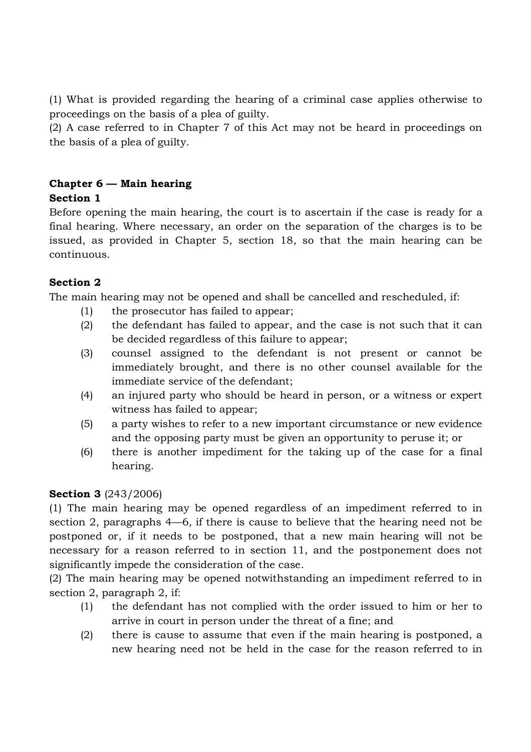(1) What is provided regarding the hearing of a criminal case applies otherwise to proceedings on the basis of a plea of guilty.
(2) A case referred to in Chapter 7 of this Act may not be heard in proceedings on the basis of a plea of guilty.

## Chapter 6 — Main hearing

### Section 1

Before opening the main hearing, the court is to ascertain if the case is ready for a final hearing. Where necessary, an order on the separation of the charges is to be issued, as provided in Chapter 5, section 18, so that the main hearing can be continuous.

### Section 2

The main hearing may not be opened and shall be cancelled and rescheduled, if:

(1) the prosecutor has failed to appear;
(2) the defendant has failed to appear, and the case is not such that it can be decided regardless of this failure to appear;
(3) counsel assigned to the defendant is not present or cannot be immediately brought, and there is no other counsel available for the immediate service of the defendant;
(4) an injured party who should be heard in person, or a witness or expert witness has failed to appear;
(5) a party wishes to refer to a new important circumstance or new evidence and the opposing party must be given an opportunity to peruse it; or
(6) there is another impediment for the taking up of the case for a final hearing.

### Section 3 (243/2006)

(1) The main hearing may be opened regardless of an impediment referred to in section 2, paragraphs 4—6, if there is cause to believe that the hearing need not be postponed or, if it needs to be postponed, that a new main hearing will not be necessary for a reason referred to in section 11, and the postponement does not significantly impede the consideration of the case.
(2) The main hearing may be opened notwithstanding an impediment referred to in section 2, paragraph 2, if:

(1) the defendant has not complied with the order issued to him or her to arrive in court in person under the threat of a fine; and
(2) there is cause to assume that even if the main hearing is postponed, a new hearing need not be held in the case for the reason referred to in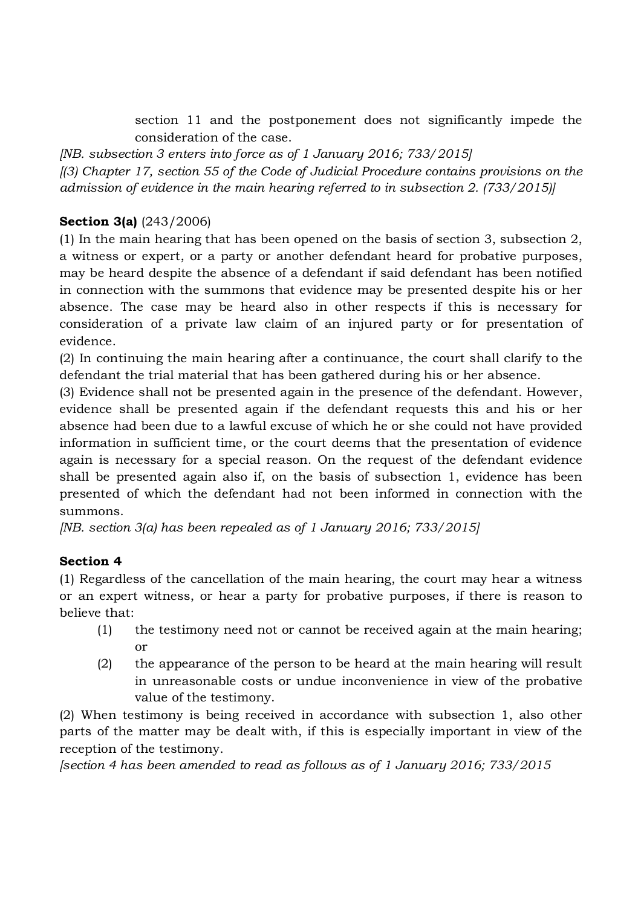section 11 and the postponement does not significantly impede the consideration of the case.

*[NB. subsection 3 enters into force as of 1 January 2016; 733/2015]*

*[(3) Chapter 17, section 55 of the Code of Judicial Procedure contains provisions on the admission of evidence in the main hearing referred to in subsection 2. (733/2015)]*

**Section 3(a)** (243/2006)

(1) In the main hearing that has been opened on the basis of section 3, subsection 2, a witness or expert, or a party or another defendant heard for probative purposes, may be heard despite the absence of a defendant if said defendant has been notified in connection with the summons that evidence may be presented despite his or her absence. The case may be heard also in other respects if this is necessary for consideration of a private law claim of an injured party or for presentation of evidence.

(2) In continuing the main hearing after a continuance, the court shall clarify to the defendant the trial material that has been gathered during his or her absence.

(3) Evidence shall not be presented again in the presence of the defendant. However, evidence shall be presented again if the defendant requests this and his or her absence had been due to a lawful excuse of which he or she could not have provided information in sufficient time, or the court deems that the presentation of evidence again is necessary for a special reason. On the request of the defendant evidence shall be presented again also if, on the basis of subsection 1, evidence has been presented of which the defendant had not been informed in connection with the summons.

*[NB. section 3(a) has been repealed as of 1 January 2016; 733/2015]*

**Section 4**

(1) Regardless of the cancellation of the main hearing, the court may hear a witness or an expert witness, or hear a party for probative purposes, if there is reason to believe that:

(1) the testimony need not or cannot be received again at the main hearing; or

(2) the appearance of the person to be heard at the main hearing will result in unreasonable costs or undue inconvenience in view of the probative value of the testimony.

(2) When testimony is being received in accordance with subsection 1, also other parts of the matter may be dealt with, if this is especially important in view of the reception of the testimony.

*[section 4 has been amended to read as follows as of 1 January 2016; 733/2015*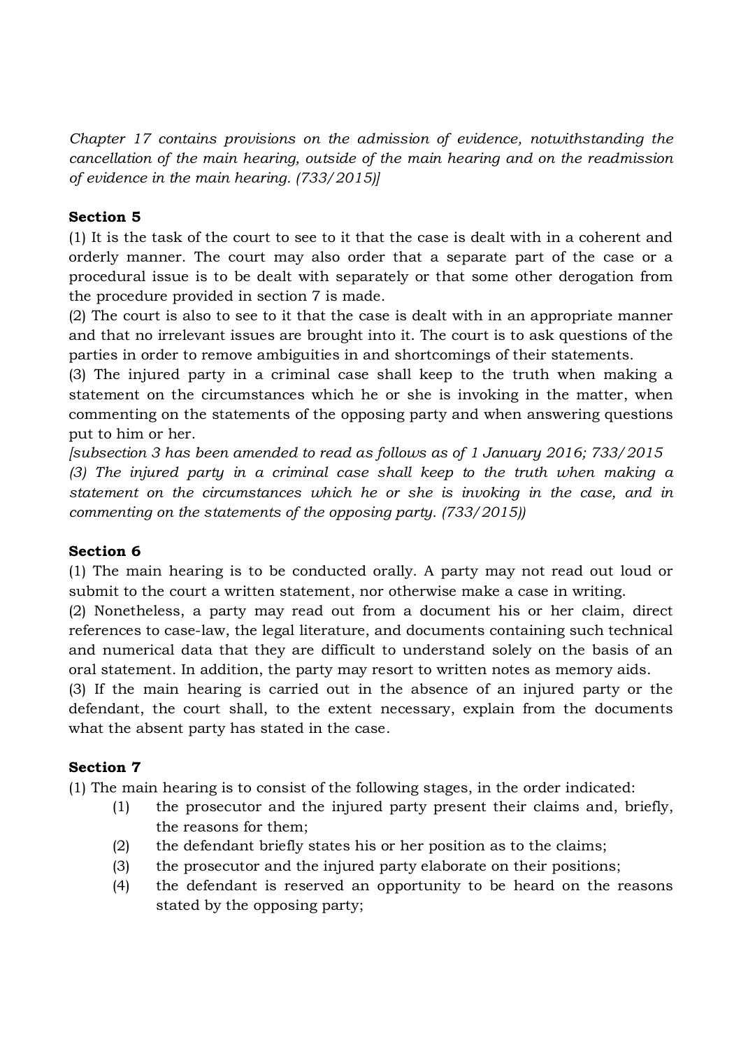*Chapter 17 contains provisions on the admission of evidence, notwithstanding the cancellation of the main hearing, outside of the main hearing and on the readmission of evidence in the main hearing. (733/2015)]*

**Section 5**

(1) It is the task of the court to see to it that the case is dealt with in a coherent and orderly manner. The court may also order that a separate part of the case or a procedural issue is to be dealt with separately or that some other derogation from the procedure provided in section 7 is made.

(2) The court is also to see to it that the case is dealt with in an appropriate manner and that no irrelevant issues are brought into it. The court is to ask questions of the parties in order to remove ambiguities in and shortcomings of their statements.

(3) The injured party in a criminal case shall keep to the truth when making a statement on the circumstances which he or she is invoking in the matter, when commenting on the statements of the opposing party and when answering questions put to him or her.

*[subsection 3 has been amended to read as follows as of 1 January 2016; 733/2015*
*(3) The injured party in a criminal case shall keep to the truth when making a statement on the circumstances which he or she is invoking in the case, and in commenting on the statements of the opposing party. (733/2015))*

**Section 6**

(1) The main hearing is to be conducted orally. A party may not read out loud or submit to the court a written statement, nor otherwise make a case in writing.

(2) Nonetheless, a party may read out from a document his or her claim, direct references to case-law, the legal literature, and documents containing such technical and numerical data that they are difficult to understand solely on the basis of an oral statement. In addition, the party may resort to written notes as memory aids.

(3) If the main hearing is carried out in the absence of an injured party or the defendant, the court shall, to the extent necessary, explain from the documents what the absent party has stated in the case.

**Section 7**

(1) The main hearing is to consist of the following stages, in the order indicated:

(1) the prosecutor and the injured party present their claims and, briefly, the reasons for them;
(2) the defendant briefly states his or her position as to the claims;
(3) the prosecutor and the injured party elaborate on their positions;
(4) the defendant is reserved an opportunity to be heard on the reasons stated by the opposing party;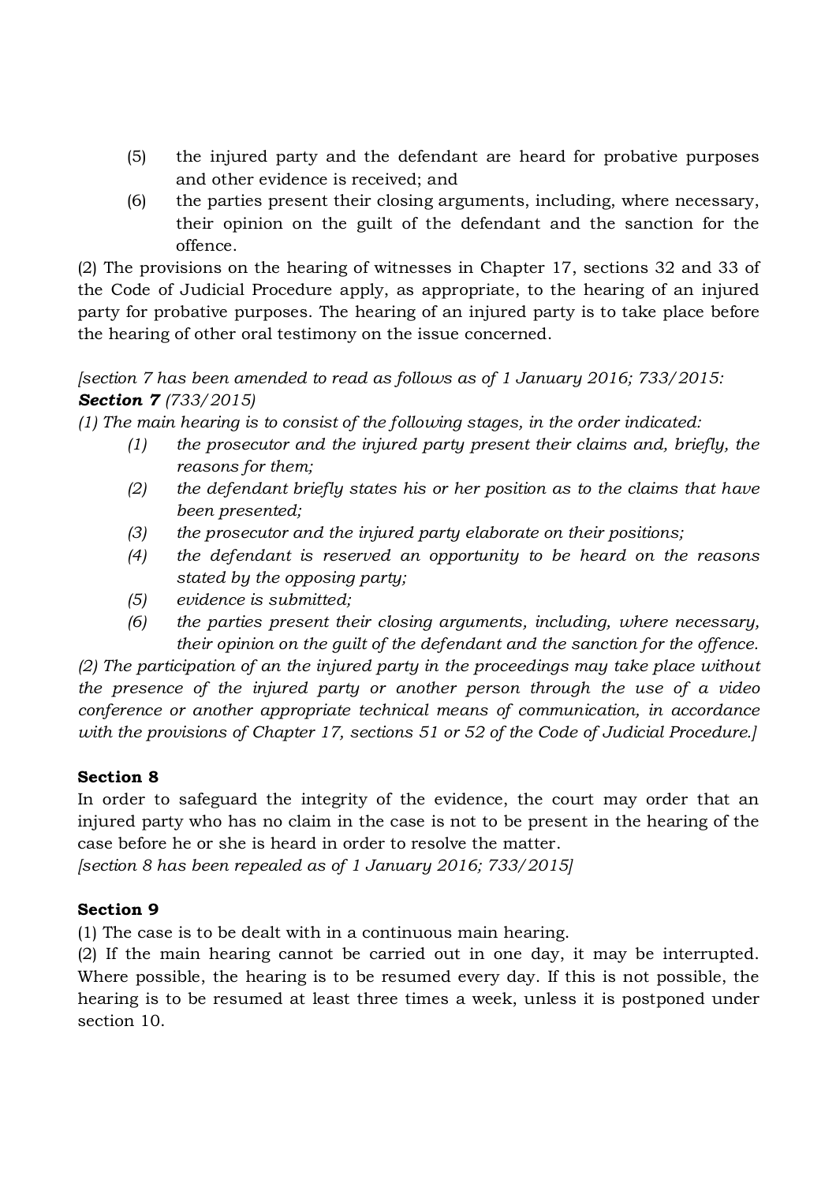(5) the injured party and the defendant are heard for probative purposes and other evidence is received; and

(6) the parties present their closing arguments, including, where necessary, their opinion on the guilt of the defendant and the sanction for the offence.

(2) The provisions on the hearing of witnesses in Chapter 17, sections 32 and 33 of the Code of Judicial Procedure apply, as appropriate, to the hearing of an injured party for probative purposes. The hearing of an injured party is to take place before the hearing of other oral testimony on the issue concerned.

*[section 7 has been amended to read as follows as of 1 January 2016; 733/2015:*
***Section 7** (733/2015)*

*(1) The main hearing is to consist of the following stages, in the order indicated:*

*(1) the prosecutor and the injured party present their claims and, briefly, the reasons for them;*

*(2) the defendant briefly states his or her position as to the claims that have been presented;*

*(3) the prosecutor and the injured party elaborate on their positions;*

*(4) the defendant is reserved an opportunity to be heard on the reasons stated by the opposing party;*

*(5) evidence is submitted;*

*(6) the parties present their closing arguments, including, where necessary, their opinion on the guilt of the defendant and the sanction for the offence.*

*(2) The participation of an the injured party in the proceedings may take place without the presence of the injured party or another person through the use of a video conference or another appropriate technical means of communication, in accordance with the provisions of Chapter 17, sections 51 or 52 of the Code of Judicial Procedure.]*

**Section 8**

In order to safeguard the integrity of the evidence, the court may order that an injured party who has no claim in the case is not to be present in the hearing of the case before he or she is heard in order to resolve the matter.

*[section 8 has been repealed as of 1 January 2016; 733/2015]*

**Section 9**

(1) The case is to be dealt with in a continuous main hearing.

(2) If the main hearing cannot be carried out in one day, it may be interrupted. Where possible, the hearing is to be resumed every day. If this is not possible, the hearing is to be resumed at least three times a week, unless it is postponed under section 10.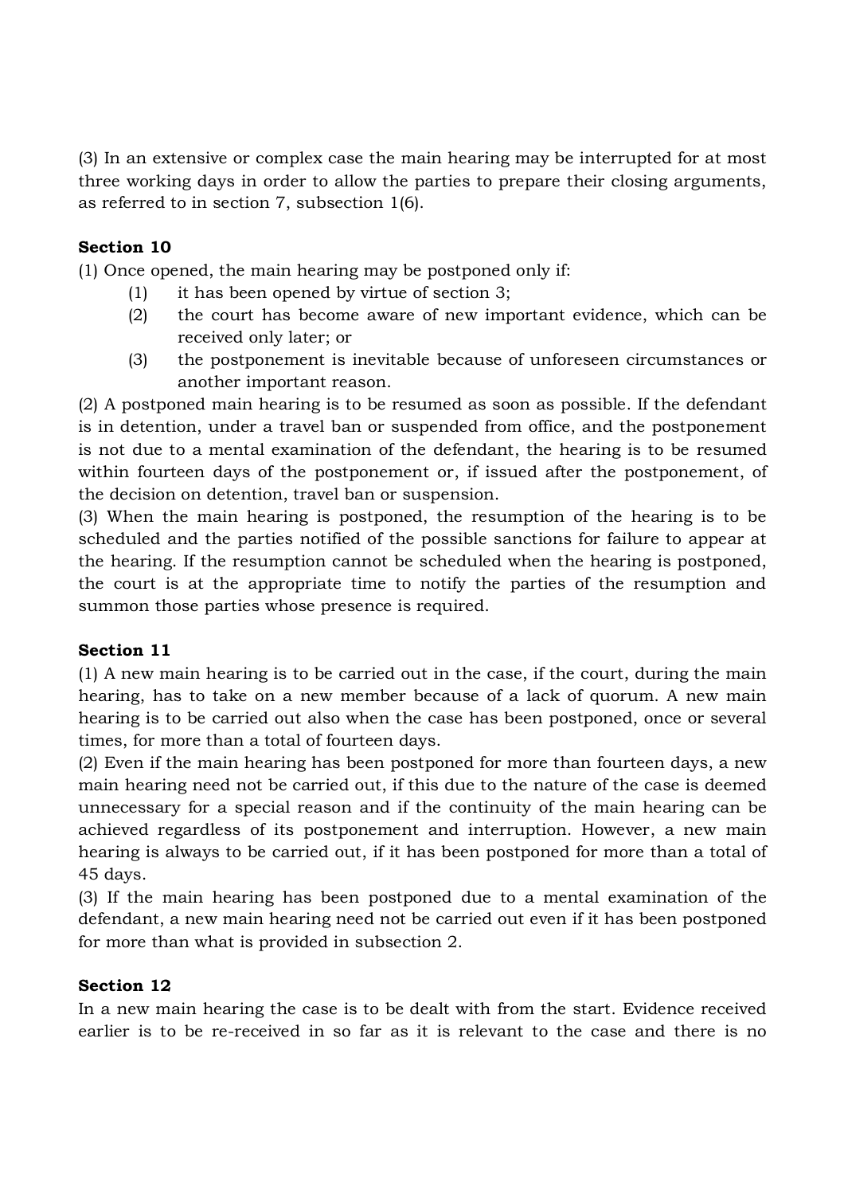(3) In an extensive or complex case the main hearing may be interrupted for at most three working days in order to allow the parties to prepare their closing arguments, as referred to in section 7, subsection 1(6).

**Section 10**

(1) Once opened, the main hearing may be postponed only if:

(1) it has been opened by virtue of section 3;

(2) the court has become aware of new important evidence, which can be received only later; or

(3) the postponement is inevitable because of unforeseen circumstances or another important reason.

(2) A postponed main hearing is to be resumed as soon as possible. If the defendant is in detention, under a travel ban or suspended from office, and the postponement is not due to a mental examination of the defendant, the hearing is to be resumed within fourteen days of the postponement or, if issued after the postponement, of the decision on detention, travel ban or suspension.

(3) When the main hearing is postponed, the resumption of the hearing is to be scheduled and the parties notified of the possible sanctions for failure to appear at the hearing. If the resumption cannot be scheduled when the hearing is postponed, the court is at the appropriate time to notify the parties of the resumption and summon those parties whose presence is required.

**Section 11**

(1) A new main hearing is to be carried out in the case, if the court, during the main hearing, has to take on a new member because of a lack of quorum. A new main hearing is to be carried out also when the case has been postponed, once or several times, for more than a total of fourteen days.

(2) Even if the main hearing has been postponed for more than fourteen days, a new main hearing need not be carried out, if this due to the nature of the case is deemed unnecessary for a special reason and if the continuity of the main hearing can be achieved regardless of its postponement and interruption. However, a new main hearing is always to be carried out, if it has been postponed for more than a total of 45 days.

(3) If the main hearing has been postponed due to a mental examination of the defendant, a new main hearing need not be carried out even if it has been postponed for more than what is provided in subsection 2.

**Section 12**

In a new main hearing the case is to be dealt with from the start. Evidence received earlier is to be re-received in so far as it is relevant to the case and there is no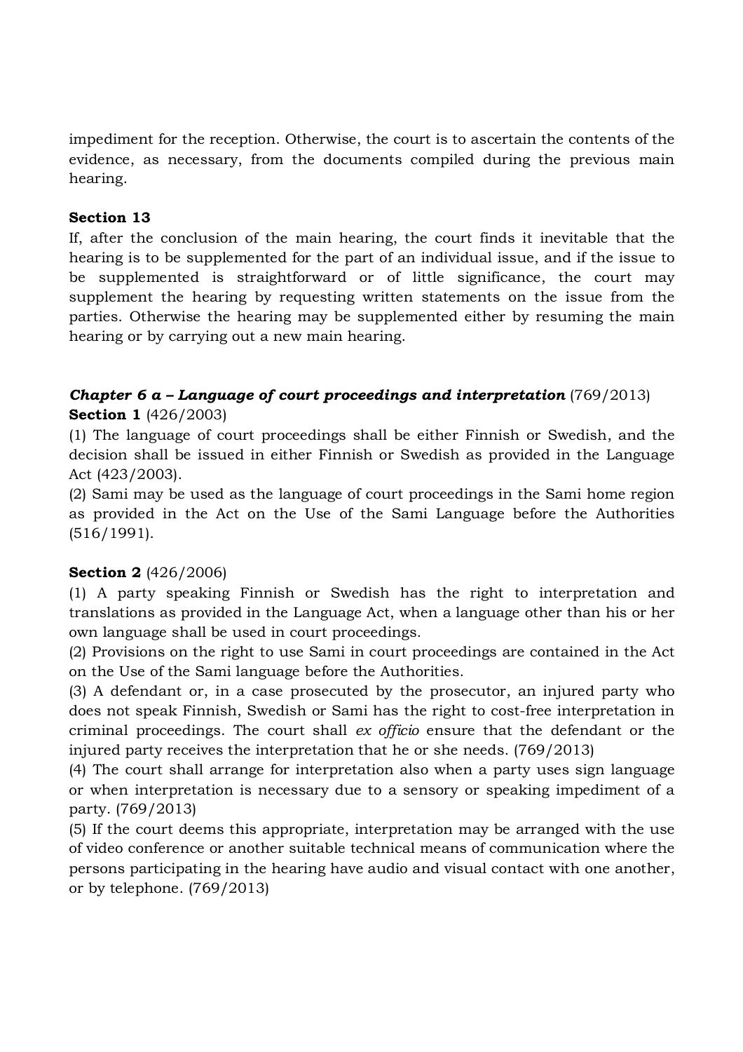impediment for the reception. Otherwise, the court is to ascertain the contents of the evidence, as necessary, from the documents compiled during the previous main hearing.

**Section 13**
If, after the conclusion of the main hearing, the court finds it inevitable that the hearing is to be supplemented for the part of an individual issue, and if the issue to be supplemented is straightforward or of little significance, the court may supplement the hearing by requesting written statements on the issue from the parties. Otherwise the hearing may be supplemented either by resuming the main hearing or by carrying out a new main hearing.

### *Chapter 6 a – Language of court proceedings and interpretation* (769/2013)

**Section 1** (426/2003)
(1) The language of court proceedings shall be either Finnish or Swedish, and the decision shall be issued in either Finnish or Swedish as provided in the Language Act (423/2003).
(2) Sami may be used as the language of court proceedings in the Sami home region as provided in the Act on the Use of the Sami Language before the Authorities (516/1991).

**Section 2** (426/2006)
(1) A party speaking Finnish or Swedish has the right to interpretation and translations as provided in the Language Act, when a language other than his or her own language shall be used in court proceedings.
(2) Provisions on the right to use Sami in court proceedings are contained in the Act on the Use of the Sami language before the Authorities.
(3) A defendant or, in a case prosecuted by the prosecutor, an injured party who does not speak Finnish, Swedish or Sami has the right to cost-free interpretation in criminal proceedings. The court shall *ex officio* ensure that the defendant or the injured party receives the interpretation that he or she needs. (769/2013)
(4) The court shall arrange for interpretation also when a party uses sign language or when interpretation is necessary due to a sensory or speaking impediment of a party. (769/2013)
(5) If the court deems this appropriate, interpretation may be arranged with the use of video conference or another suitable technical means of communication where the persons participating in the hearing have audio and visual contact with one another, or by telephone. (769/2013)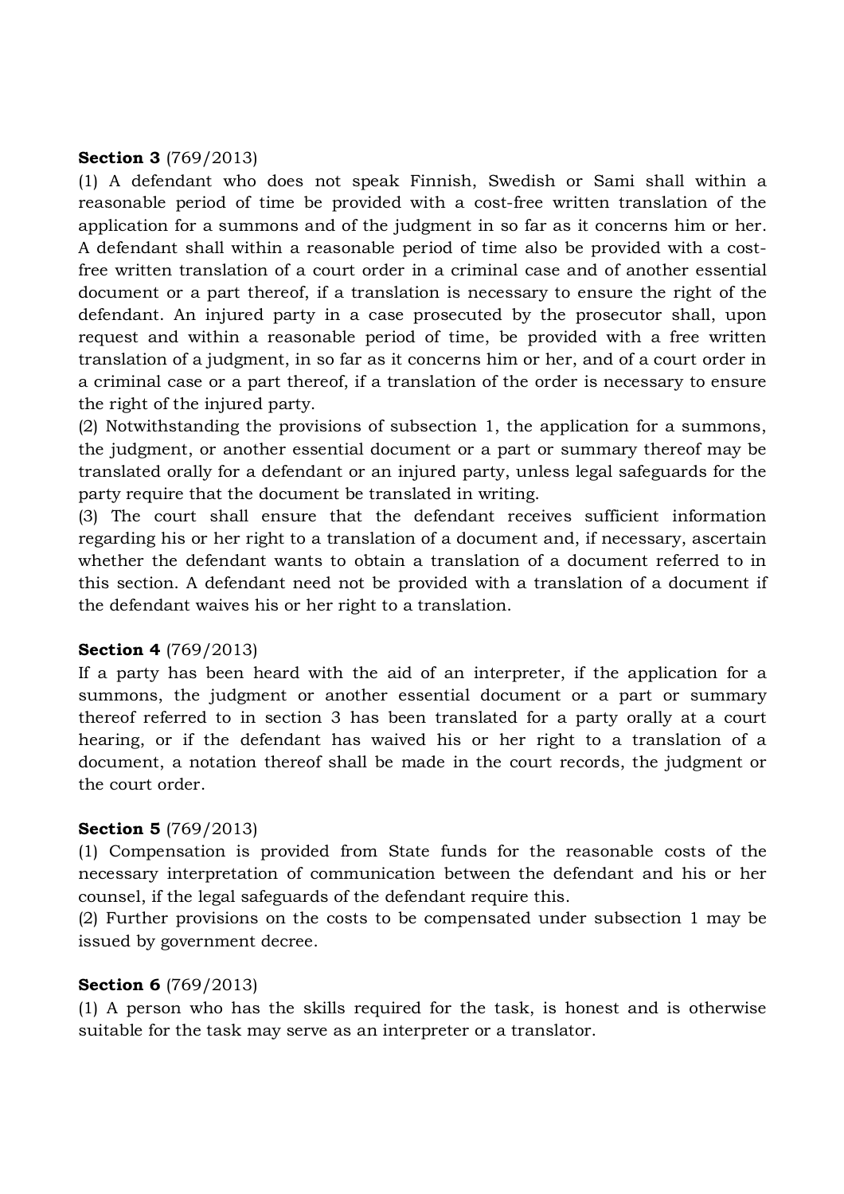**Section 3** (769/2013)

(1) A defendant who does not speak Finnish, Swedish or Sami shall within a reasonable period of time be provided with a cost-free written translation of the application for a summons and of the judgment in so far as it concerns him or her. A defendant shall within a reasonable period of time also be provided with a cost-free written translation of a court order in a criminal case and of another essential document or a part thereof, if a translation is necessary to ensure the right of the defendant. An injured party in a case prosecuted by the prosecutor shall, upon request and within a reasonable period of time, be provided with a free written translation of a judgment, in so far as it concerns him or her, and of a court order in a criminal case or a part thereof, if a translation of the order is necessary to ensure the right of the injured party.

(2) Notwithstanding the provisions of subsection 1, the application for a summons, the judgment, or another essential document or a part or summary thereof may be translated orally for a defendant or an injured party, unless legal safeguards for the party require that the document be translated in writing.

(3) The court shall ensure that the defendant receives sufficient information regarding his or her right to a translation of a document and, if necessary, ascertain whether the defendant wants to obtain a translation of a document referred to in this section. A defendant need not be provided with a translation of a document if the defendant waives his or her right to a translation.

**Section 4** (769/2013)

If a party has been heard with the aid of an interpreter, if the application for a summons, the judgment or another essential document or a part or summary thereof referred to in section 3 has been translated for a party orally at a court hearing, or if the defendant has waived his or her right to a translation of a document, a notation thereof shall be made in the court records, the judgment or the court order.

**Section 5** (769/2013)

(1) Compensation is provided from State funds for the reasonable costs of the necessary interpretation of communication between the defendant and his or her counsel, if the legal safeguards of the defendant require this.

(2) Further provisions on the costs to be compensated under subsection 1 may be issued by government decree.

**Section 6** (769/2013)

(1) A person who has the skills required for the task, is honest and is otherwise suitable for the task may serve as an interpreter or a translator.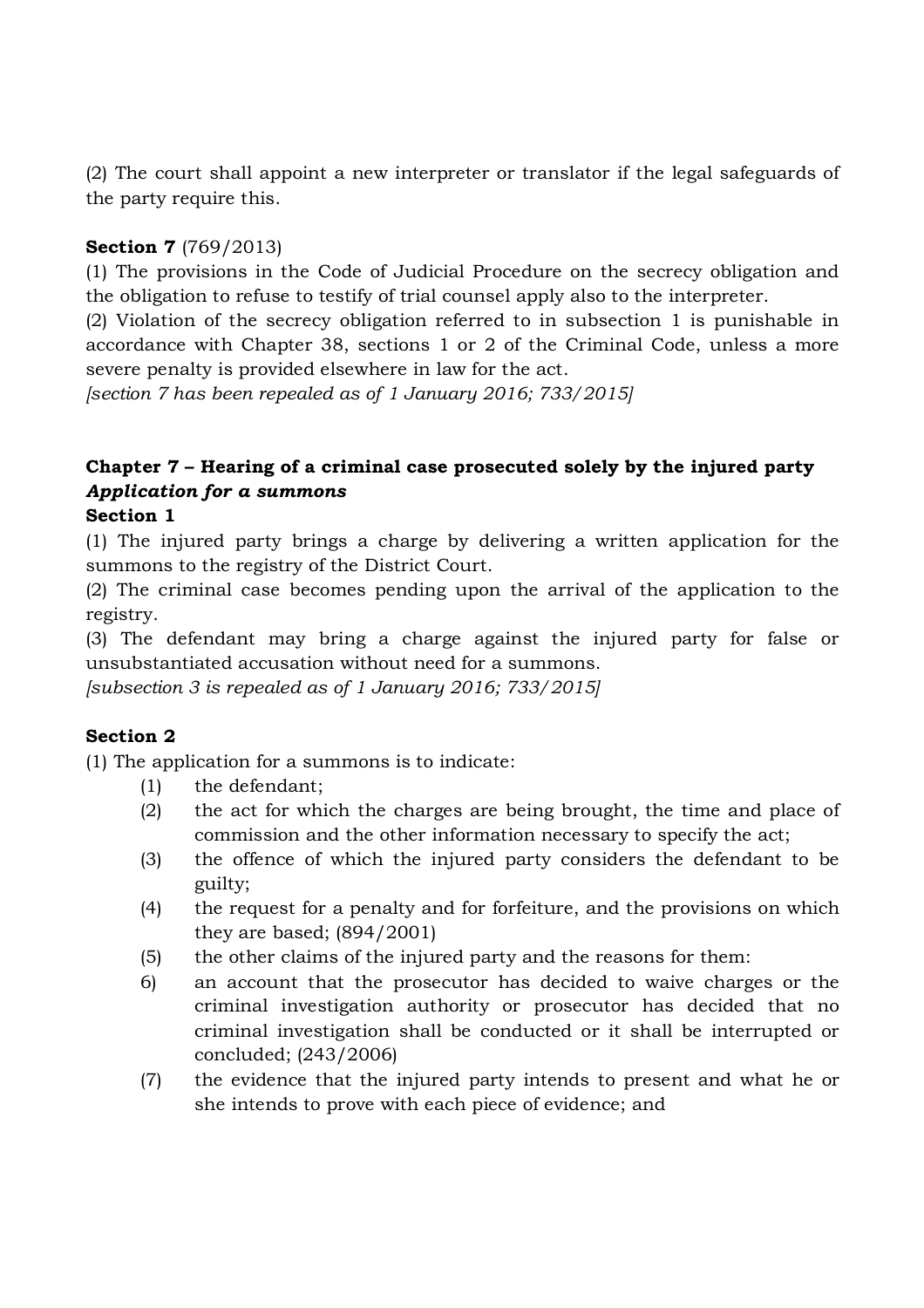(2) The court shall appoint a new interpreter or translator if the legal safeguards of the party require this.

**Section 7** (769/2013)

(1) The provisions in the Code of Judicial Procedure on the secrecy obligation and the obligation to refuse to testify of trial counsel apply also to the interpreter.

(2) Violation of the secrecy obligation referred to in subsection 1 is punishable in accordance with Chapter 38, sections 1 or 2 of the Criminal Code, unless a more severe penalty is provided elsewhere in law for the act.

*[section 7 has been repealed as of 1 January 2016; 733/2015]*

## Chapter 7 – Hearing of a criminal case prosecuted solely by the injured party

***Application for a summons***

**Section 1**

(1) The injured party brings a charge by delivering a written application for the summons to the registry of the District Court.

(2) The criminal case becomes pending upon the arrival of the application to the registry.

(3) The defendant may bring a charge against the injured party for false or unsubstantiated accusation without need for a summons.

*[subsection 3 is repealed as of 1 January 2016; 733/2015]*

**Section 2**

(1) The application for a summons is to indicate:

(1) the defendant;

(2) the act for which the charges are being brought, the time and place of commission and the other information necessary to specify the act;

(3) the offence of which the injured party considers the defendant to be guilty;

(4) the request for a penalty and for forfeiture, and the provisions on which they are based; (894/2001)

(5) the other claims of the injured party and the reasons for them:

6) an account that the prosecutor has decided to waive charges or the criminal investigation authority or prosecutor has decided that no criminal investigation shall be conducted or it shall be interrupted or concluded; (243/2006)

(7) the evidence that the injured party intends to present and what he or she intends to prove with each piece of evidence; and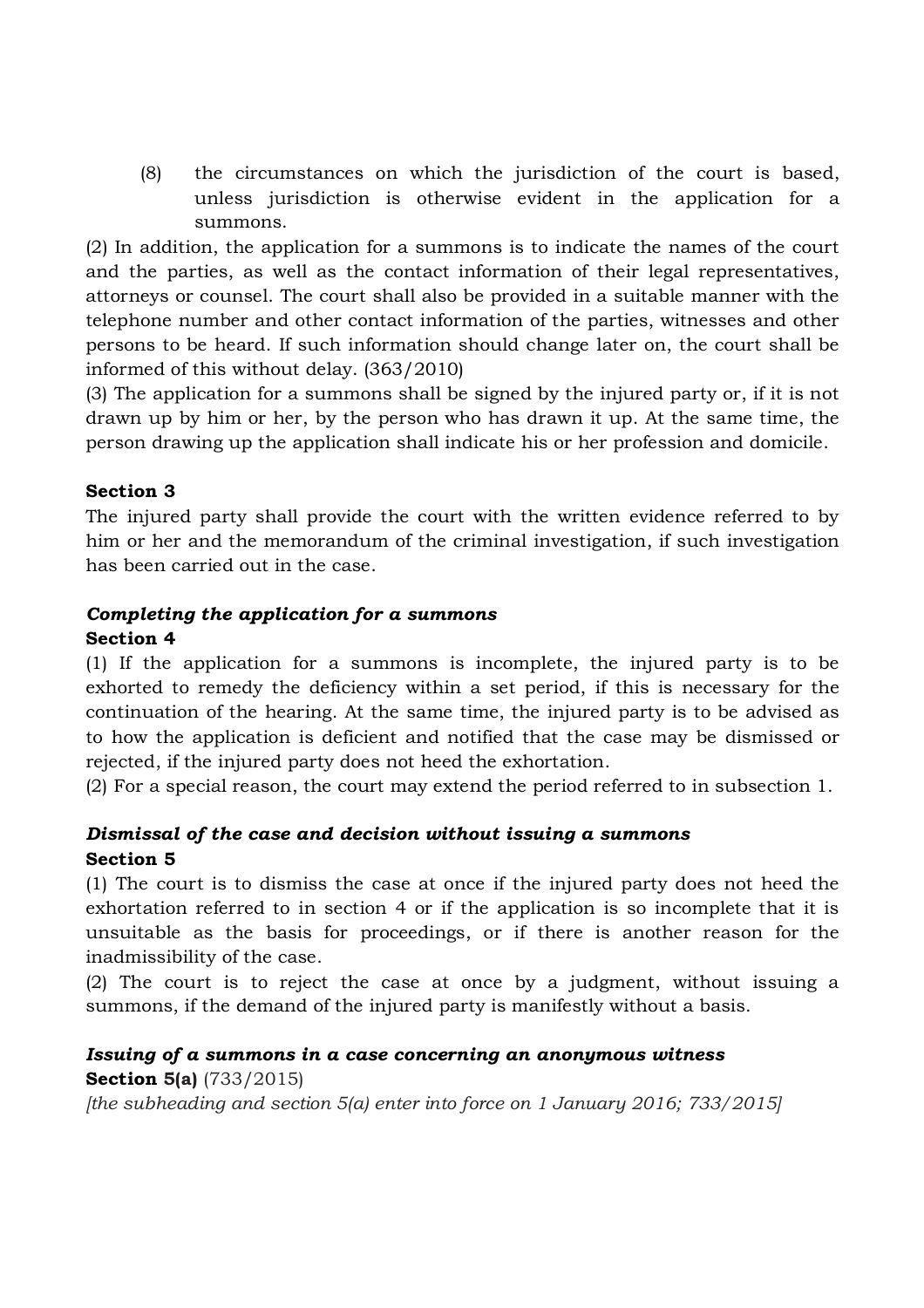(8) the circumstances on which the jurisdiction of the court is based, unless jurisdiction is otherwise evident in the application for a summons.

(2) In addition, the application for a summons is to indicate the names of the court and the parties, as well as the contact information of their legal representatives, attorneys or counsel. The court shall also be provided in a suitable manner with the telephone number and other contact information of the parties, witnesses and other persons to be heard. If such information should change later on, the court shall be informed of this without delay. (363/2010)

(3) The application for a summons shall be signed by the injured party or, if it is not drawn up by him or her, by the person who has drawn it up. At the same time, the person drawing up the application shall indicate his or her profession and domicile.

**Section 3**

The injured party shall provide the court with the written evidence referred to by him or her and the memorandum of the criminal investigation, if such investigation has been carried out in the case.

***Completing the application for a summons***

**Section 4**

(1) If the application for a summons is incomplete, the injured party is to be exhorted to remedy the deficiency within a set period, if this is necessary for the continuation of the hearing. At the same time, the injured party is to be advised as to how the application is deficient and notified that the case may be dismissed or rejected, if the injured party does not heed the exhortation.

(2) For a special reason, the court may extend the period referred to in subsection 1.

***Dismissal of the case and decision without issuing a summons***

**Section 5**

(1) The court is to dismiss the case at once if the injured party does not heed the exhortation referred to in section 4 or if the application is so incomplete that it is unsuitable as the basis for proceedings, or if there is another reason for the inadmissibility of the case.

(2) The court is to reject the case at once by a judgment, without issuing a summons, if the demand of the injured party is manifestly without a basis.

***Issuing of a summons in a case concerning an anonymous witness***

**Section 5(a)** (733/2015)

*[the subheading and section 5(a) enter into force on 1 January 2016; 733/2015]*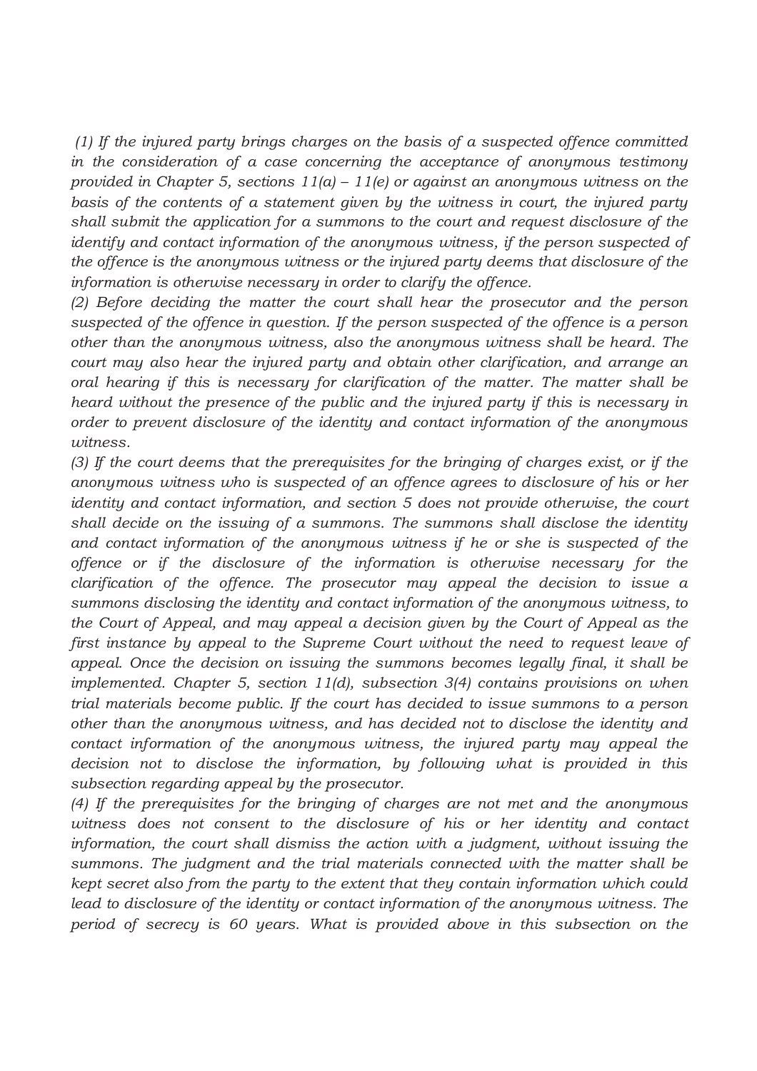*(1) If the injured party brings charges on the basis of a suspected offence committed in the consideration of a case concerning the acceptance of anonymous testimony provided in Chapter 5, sections 11(a) – 11(e) or against an anonymous witness on the basis of the contents of a statement given by the witness in court, the injured party shall submit the application for a summons to the court and request disclosure of the identify and contact information of the anonymous witness, if the person suspected of the offence is the anonymous witness or the injured party deems that disclosure of the information is otherwise necessary in order to clarify the offence.*

*(2) Before deciding the matter the court shall hear the prosecutor and the person suspected of the offence in question. If the person suspected of the offence is a person other than the anonymous witness, also the anonymous witness shall be heard. The court may also hear the injured party and obtain other clarification, and arrange an oral hearing if this is necessary for clarification of the matter. The matter shall be heard without the presence of the public and the injured party if this is necessary in order to prevent disclosure of the identity and contact information of the anonymous witness.*

*(3) If the court deems that the prerequisites for the bringing of charges exist, or if the anonymous witness who is suspected of an offence agrees to disclosure of his or her identity and contact information, and section 5 does not provide otherwise, the court shall decide on the issuing of a summons. The summons shall disclose the identity and contact information of the anonymous witness if he or she is suspected of the offence or if the disclosure of the information is otherwise necessary for the clarification of the offence. The prosecutor may appeal the decision to issue a summons disclosing the identity and contact information of the anonymous witness, to the Court of Appeal, and may appeal a decision given by the Court of Appeal as the first instance by appeal to the Supreme Court without the need to request leave of appeal. Once the decision on issuing the summons becomes legally final, it shall be implemented. Chapter 5, section 11(d), subsection 3(4) contains provisions on when trial materials become public. If the court has decided to issue summons to a person other than the anonymous witness, and has decided not to disclose the identity and contact information of the anonymous witness, the injured party may appeal the decision not to disclose the information, by following what is provided in this subsection regarding appeal by the prosecutor.*

*(4) If the prerequisites for the bringing of charges are not met and the anonymous witness does not consent to the disclosure of his or her identity and contact information, the court shall dismiss the action with a judgment, without issuing the summons. The judgment and the trial materials connected with the matter shall be kept secret also from the party to the extent that they contain information which could lead to disclosure of the identity or contact information of the anonymous witness. The period of secrecy is 60 years. What is provided above in this subsection on the*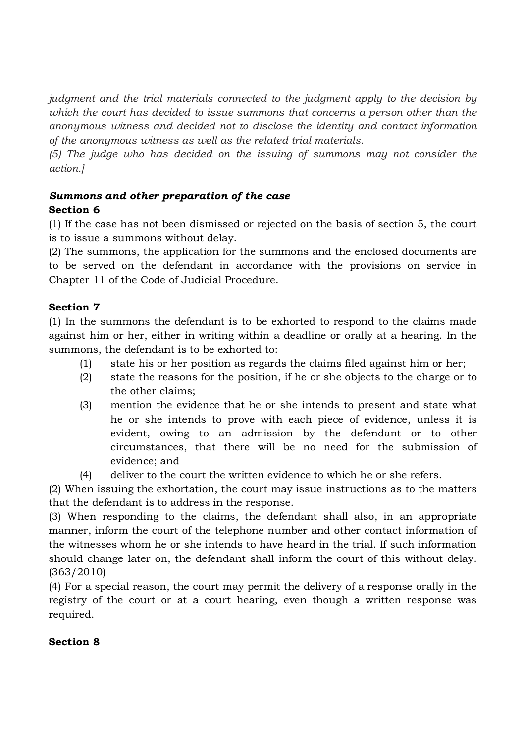*judgment and the trial materials connected to the judgment apply to the decision by which the court has decided to issue summons that concerns a person other than the anonymous witness and decided not to disclose the identity and contact information of the anonymous witness as well as the related trial materials.*

*(5) The judge who has decided on the issuing of summons may not consider the action.]*

***Summons and other preparation of the case***

**Section 6**

(1) If the case has not been dismissed or rejected on the basis of section 5, the court is to issue a summons without delay.

(2) The summons, the application for the summons and the enclosed documents are to be served on the defendant in accordance with the provisions on service in Chapter 11 of the Code of Judicial Procedure.

**Section 7**

(1) In the summons the defendant is to be exhorted to respond to the claims made against him or her, either in writing within a deadline or orally at a hearing. In the summons, the defendant is to be exhorted to:

(1) state his or her position as regards the claims filed against him or her;

(2) state the reasons for the position, if he or she objects to the charge or to the other claims;

(3) mention the evidence that he or she intends to present and state what he or she intends to prove with each piece of evidence, unless it is evident, owing to an admission by the defendant or to other circumstances, that there will be no need for the submission of evidence; and

(4) deliver to the court the written evidence to which he or she refers.

(2) When issuing the exhortation, the court may issue instructions as to the matters that the defendant is to address in the response.

(3) When responding to the claims, the defendant shall also, in an appropriate manner, inform the court of the telephone number and other contact information of the witnesses whom he or she intends to have heard in the trial. If such information should change later on, the defendant shall inform the court of this without delay. (363/2010)

(4) For a special reason, the court may permit the delivery of a response orally in the registry of the court or at a court hearing, even though a written response was required.

**Section 8**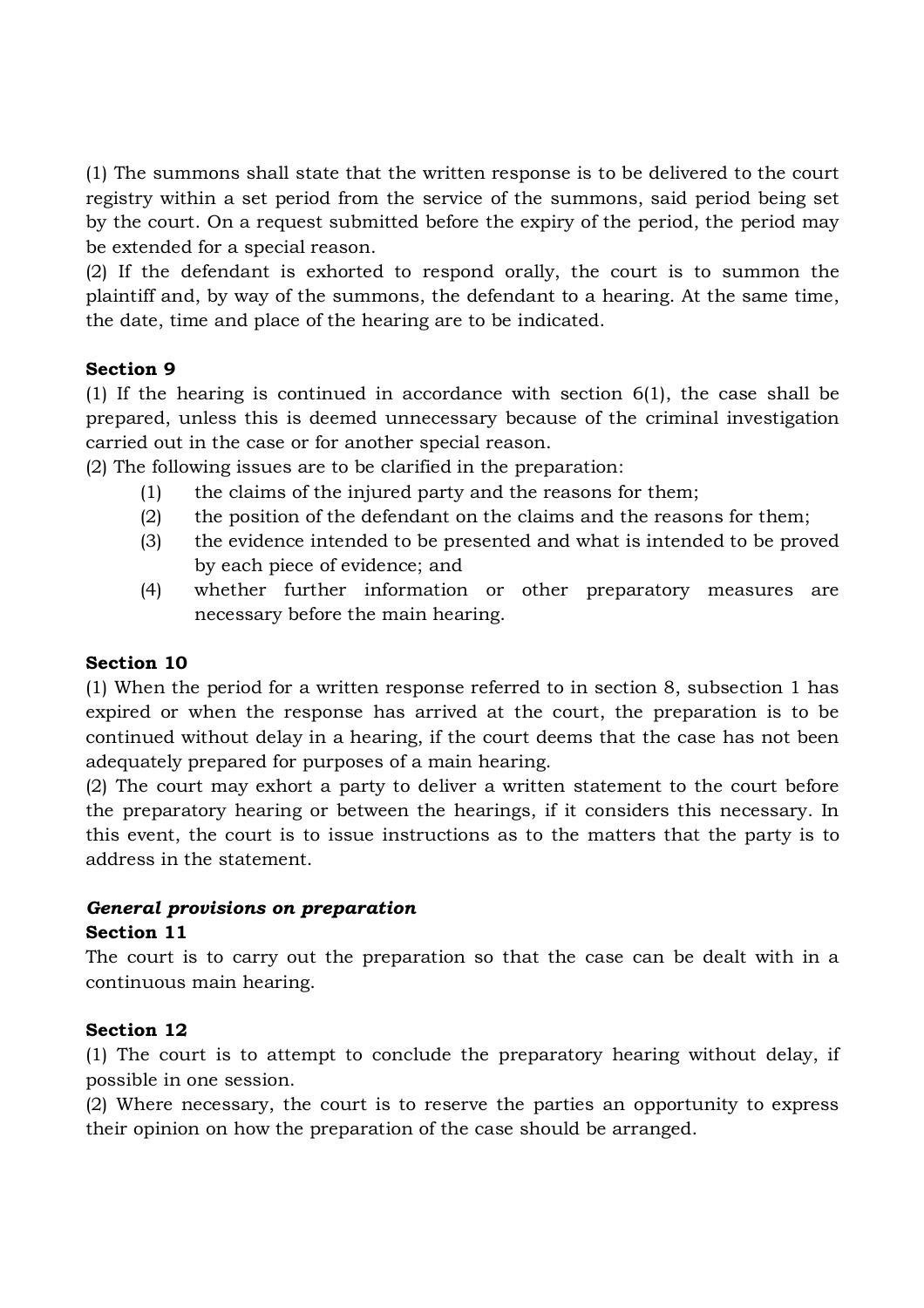(1) The summons shall state that the written response is to be delivered to the court registry within a set period from the service of the summons, said period being set by the court. On a request submitted before the expiry of the period, the period may be extended for a special reason.

(2) If the defendant is exhorted to respond orally, the court is to summon the plaintiff and, by way of the summons, the defendant to a hearing. At the same time, the date, time and place of the hearing are to be indicated.

**Section 9**

(1) If the hearing is continued in accordance with section 6(1), the case shall be prepared, unless this is deemed unnecessary because of the criminal investigation carried out in the case or for another special reason.

(2) The following issues are to be clarified in the preparation:

- (1) the claims of the injured party and the reasons for them;
- (2) the position of the defendant on the claims and the reasons for them;
- (3) the evidence intended to be presented and what is intended to be proved by each piece of evidence; and
- (4) whether further information or other preparatory measures are necessary before the main hearing.

**Section 10**

(1) When the period for a written response referred to in section 8, subsection 1 has expired or when the response has arrived at the court, the preparation is to be continued without delay in a hearing, if the court deems that the case has not been adequately prepared for purposes of a main hearing.

(2) The court may exhort a party to deliver a written statement to the court before the preparatory hearing or between the hearings, if it considers this necessary. In this event, the court is to issue instructions as to the matters that the party is to address in the statement.

***General provisions on preparation***

**Section 11**

The court is to carry out the preparation so that the case can be dealt with in a continuous main hearing.

**Section 12**

(1) The court is to attempt to conclude the preparatory hearing without delay, if possible in one session.

(2) Where necessary, the court is to reserve the parties an opportunity to express their opinion on how the preparation of the case should be arranged.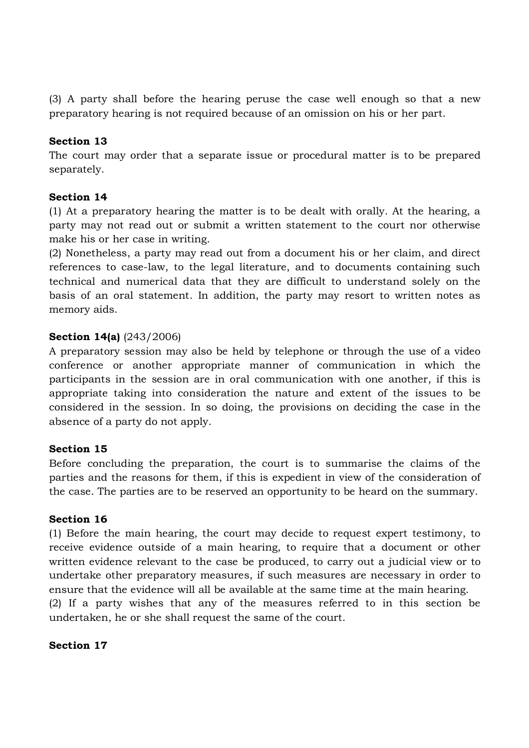(3) A party shall before the hearing peruse the case well enough so that a new preparatory hearing is not required because of an omission on his or her part.

**Section 13**

The court may order that a separate issue or procedural matter is to be prepared separately.

**Section 14**

(1) At a preparatory hearing the matter is to be dealt with orally. At the hearing, a party may not read out or submit a written statement to the court nor otherwise make his or her case in writing.

(2) Nonetheless, a party may read out from a document his or her claim, and direct references to case-law, to the legal literature, and to documents containing such technical and numerical data that they are difficult to understand solely on the basis of an oral statement. In addition, the party may resort to written notes as memory aids.

**Section 14(a)** (243/2006)

A preparatory session may also be held by telephone or through the use of a video conference or another appropriate manner of communication in which the participants in the session are in oral communication with one another, if this is appropriate taking into consideration the nature and extent of the issues to be considered in the session. In so doing, the provisions on deciding the case in the absence of a party do not apply.

**Section 15**

Before concluding the preparation, the court is to summarise the claims of the parties and the reasons for them, if this is expedient in view of the consideration of the case. The parties are to be reserved an opportunity to be heard on the summary.

**Section 16**

(1) Before the main hearing, the court may decide to request expert testimony, to receive evidence outside of a main hearing, to require that a document or other written evidence relevant to the case be produced, to carry out a judicial view or to undertake other preparatory measures, if such measures are necessary in order to ensure that the evidence will all be available at the same time at the main hearing.

(2) If a party wishes that any of the measures referred to in this section be undertaken, he or she shall request the same of the court.

**Section 17**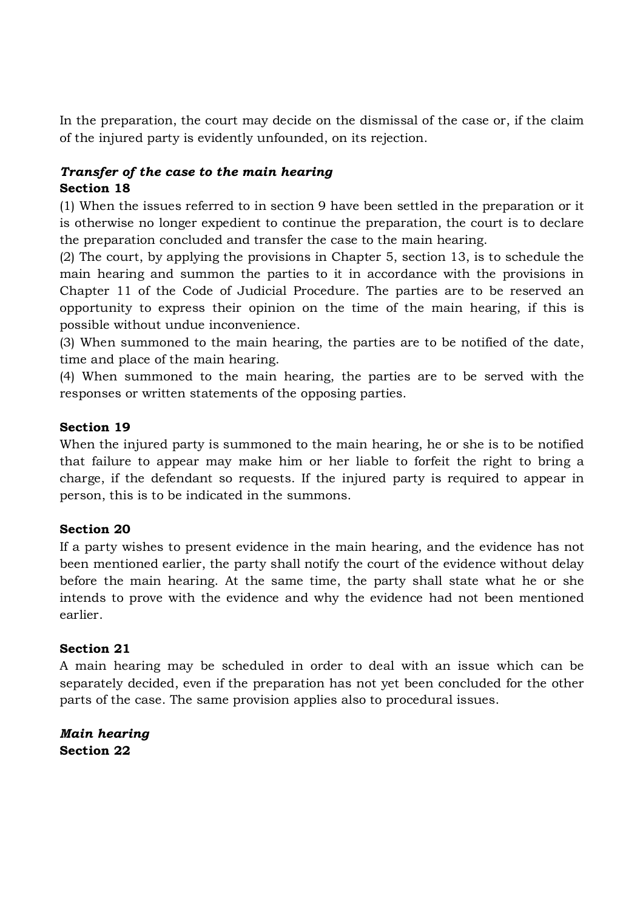In the preparation, the court may decide on the dismissal of the case or, if the claim of the injured party is evidently unfounded, on its rejection.

***Transfer of the case to the main hearing***
**Section 18**

(1) When the issues referred to in section 9 have been settled in the preparation or it is otherwise no longer expedient to continue the preparation, the court is to declare the preparation concluded and transfer the case to the main hearing.

(2) The court, by applying the provisions in Chapter 5, section 13, is to schedule the main hearing and summon the parties to it in accordance with the provisions in Chapter 11 of the Code of Judicial Procedure. The parties are to be reserved an opportunity to express their opinion on the time of the main hearing, if this is possible without undue inconvenience.

(3) When summoned to the main hearing, the parties are to be notified of the date, time and place of the main hearing.

(4) When summoned to the main hearing, the parties are to be served with the responses or written statements of the opposing parties.

**Section 19**

When the injured party is summoned to the main hearing, he or she is to be notified that failure to appear may make him or her liable to forfeit the right to bring a charge, if the defendant so requests. If the injured party is required to appear in person, this is to be indicated in the summons.

**Section 20**

If a party wishes to present evidence in the main hearing, and the evidence has not been mentioned earlier, the party shall notify the court of the evidence without delay before the main hearing. At the same time, the party shall state what he or she intends to prove with the evidence and why the evidence had not been mentioned earlier.

**Section 21**

A main hearing may be scheduled in order to deal with an issue which can be separately decided, even if the preparation has not yet been concluded for the other parts of the case. The same provision applies also to procedural issues.

***Main hearing***
**Section 22**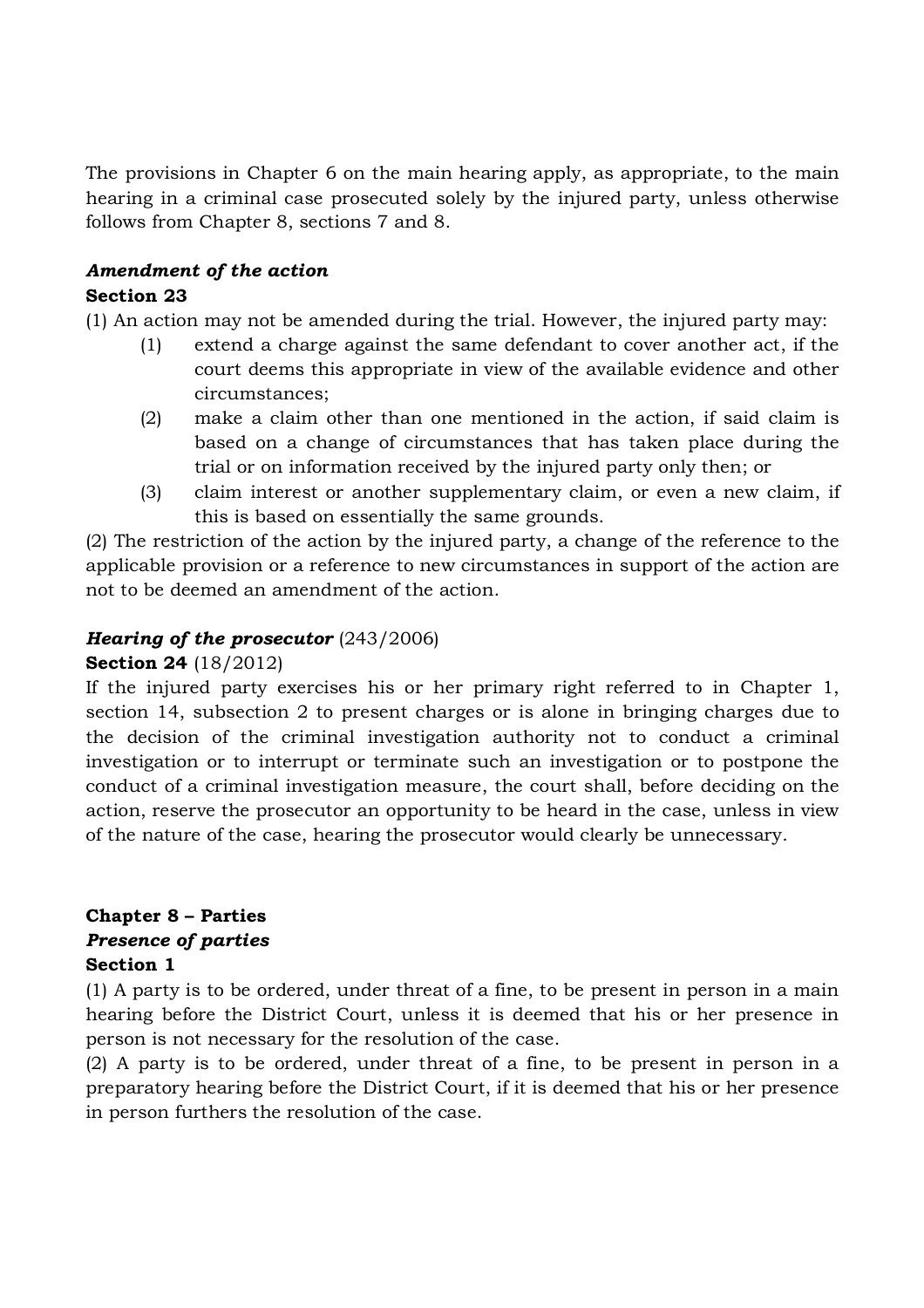The provisions in Chapter 6 on the main hearing apply, as appropriate, to the main hearing in a criminal case prosecuted solely by the injured party, unless otherwise follows from Chapter 8, sections 7 and 8.

***Amendment of the action***

**Section 23**

(1) An action may not be amended during the trial. However, the injured party may:

(1) extend a charge against the same defendant to cover another act, if the court deems this appropriate in view of the available evidence and other circumstances;

(2) make a claim other than one mentioned in the action, if said claim is based on a change of circumstances that has taken place during the trial or on information received by the injured party only then; or

(3) claim interest or another supplementary claim, or even a new claim, if this is based on essentially the same grounds.

(2) The restriction of the action by the injured party, a change of the reference to the applicable provision or a reference to new circumstances in support of the action are not to be deemed an amendment of the action.

***Hearing of the prosecutor*** (243/2006)

**Section 24** (18/2012)

If the injured party exercises his or her primary right referred to in Chapter 1, section 14, subsection 2 to present charges or is alone in bringing charges due to the decision of the criminal investigation authority not to conduct a criminal investigation or to interrupt or terminate such an investigation or to postpone the conduct of a criminal investigation measure, the court shall, before deciding on the action, reserve the prosecutor an opportunity to be heard in the case, unless in view of the nature of the case, hearing the prosecutor would clearly be unnecessary.

## Chapter 8 – Parties

***Presence of parties***

**Section 1**

(1) A party is to be ordered, under threat of a fine, to be present in person in a main hearing before the District Court, unless it is deemed that his or her presence in person is not necessary for the resolution of the case.

(2) A party is to be ordered, under threat of a fine, to be present in person in a preparatory hearing before the District Court, if it is deemed that his or her presence in person furthers the resolution of the case.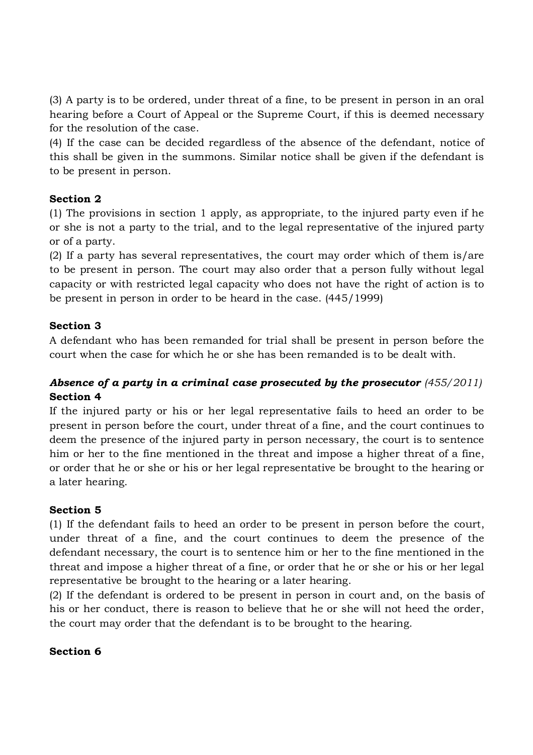(3) A party is to be ordered, under threat of a fine, to be present in person in an oral hearing before a Court of Appeal or the Supreme Court, if this is deemed necessary for the resolution of the case.
(4) If the case can be decided regardless of the absence of the defendant, notice of this shall be given in the summons. Similar notice shall be given if the defendant is to be present in person.

**Section 2**
(1) The provisions in section 1 apply, as appropriate, to the injured party even if he or she is not a party to the trial, and to the legal representative of the injured party or of a party.
(2) If a party has several representatives, the court may order which of them is/are to be present in person. The court may also order that a person fully without legal capacity or with restricted legal capacity who does not have the right of action is to be present in person in order to be heard in the case. (445/1999)

**Section 3**
A defendant who has been remanded for trial shall be present in person before the court when the case for which he or she has been remanded is to be dealt with.

***Absence of a party in a criminal case prosecuted by the prosecutor*** *(455/2011)*
**Section 4**
If the injured party or his or her legal representative fails to heed an order to be present in person before the court, under threat of a fine, and the court continues to deem the presence of the injured party in person necessary, the court is to sentence him or her to the fine mentioned in the threat and impose a higher threat of a fine, or order that he or she or his or her legal representative be brought to the hearing or a later hearing.

**Section 5**
(1) If the defendant fails to heed an order to be present in person before the court, under threat of a fine, and the court continues to deem the presence of the defendant necessary, the court is to sentence him or her to the fine mentioned in the threat and impose a higher threat of a fine, or order that he or she or his or her legal representative be brought to the hearing or a later hearing.
(2) If the defendant is ordered to be present in person in court and, on the basis of his or her conduct, there is reason to believe that he or she will not heed the order, the court may order that the defendant is to be brought to the hearing.

**Section 6**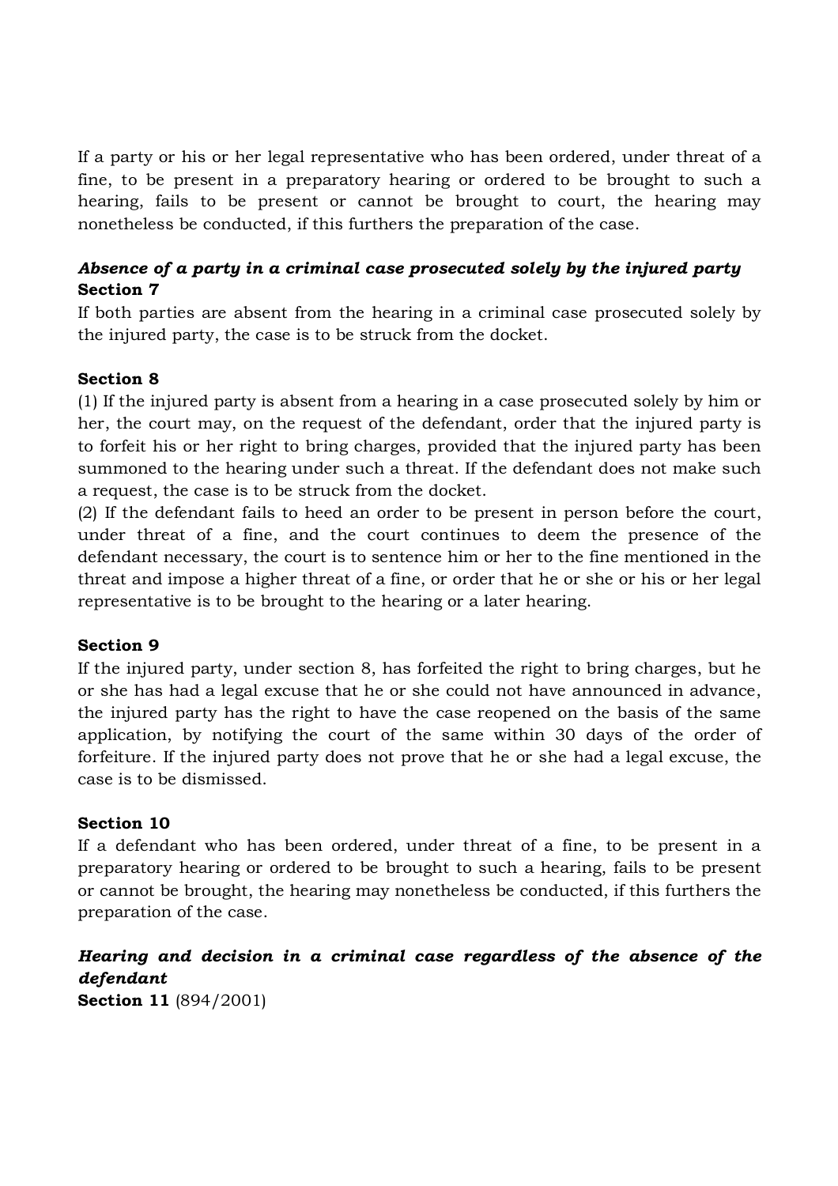If a party or his or her legal representative who has been ordered, under threat of a fine, to be present in a preparatory hearing or ordered to be brought to such a hearing, fails to be present or cannot be brought to court, the hearing may nonetheless be conducted, if this furthers the preparation of the case.

***Absence of a party in a criminal case prosecuted solely by the injured party***
**Section 7**
If both parties are absent from the hearing in a criminal case prosecuted solely by the injured party, the case is to be struck from the docket.

**Section 8**
(1) If the injured party is absent from a hearing in a case prosecuted solely by him or her, the court may, on the request of the defendant, order that the injured party is to forfeit his or her right to bring charges, provided that the injured party has been summoned to the hearing under such a threat. If the defendant does not make such a request, the case is to be struck from the docket.
(2) If the defendant fails to heed an order to be present in person before the court, under threat of a fine, and the court continues to deem the presence of the defendant necessary, the court is to sentence him or her to the fine mentioned in the threat and impose a higher threat of a fine, or order that he or she or his or her legal representative is to be brought to the hearing or a later hearing.

**Section 9**
If the injured party, under section 8, has forfeited the right to bring charges, but he or she has had a legal excuse that he or she could not have announced in advance, the injured party has the right to have the case reopened on the basis of the same application, by notifying the court of the same within 30 days of the order of forfeiture. If the injured party does not prove that he or she had a legal excuse, the case is to be dismissed.

**Section 10**
If a defendant who has been ordered, under threat of a fine, to be present in a preparatory hearing or ordered to be brought to such a hearing, fails to be present or cannot be brought, the hearing may nonetheless be conducted, if this furthers the preparation of the case.

***Hearing and decision in a criminal case regardless of the absence of the defendant***
**Section 11** (894/2001)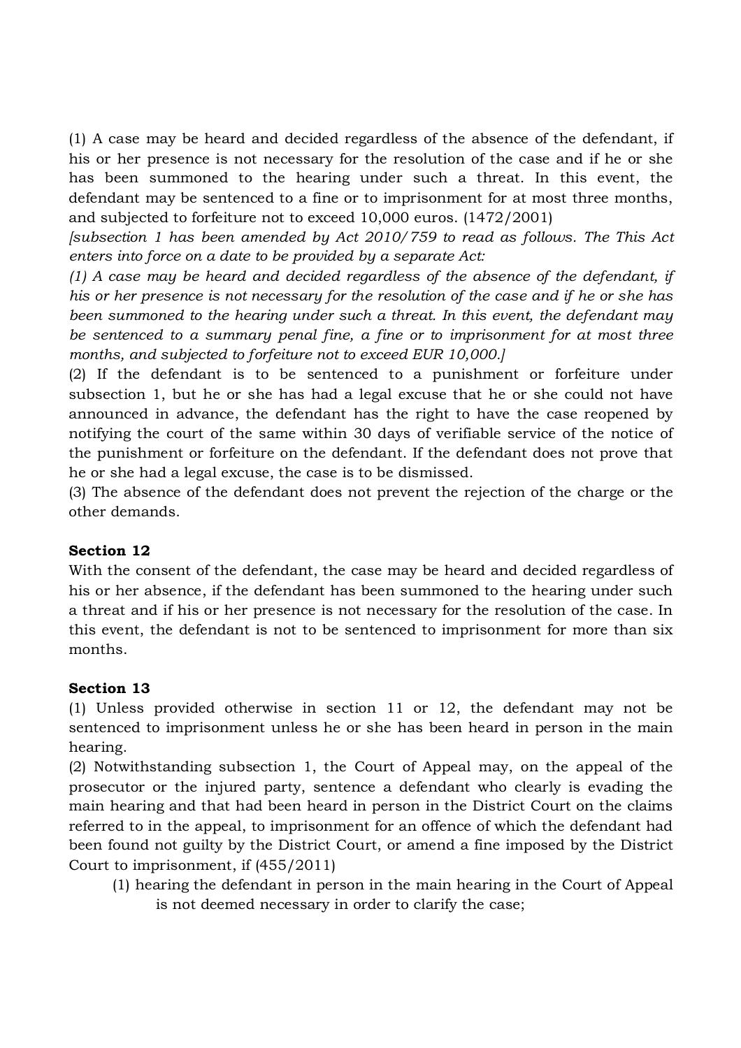(1) A case may be heard and decided regardless of the absence of the defendant, if his or her presence is not necessary for the resolution of the case and if he or she has been summoned to the hearing under such a threat. In this event, the defendant may be sentenced to a fine or to imprisonment for at most three months, and subjected to forfeiture not to exceed 10,000 euros. (1472/2001)

*[subsection 1 has been amended by Act 2010/759 to read as follows. The This Act enters into force on a date to be provided by a separate Act:*

*(1) A case may be heard and decided regardless of the absence of the defendant, if his or her presence is not necessary for the resolution of the case and if he or she has been summoned to the hearing under such a threat. In this event, the defendant may be sentenced to a summary penal fine, a fine or to imprisonment for at most three months, and subjected to forfeiture not to exceed EUR 10,000.]*

(2) If the defendant is to be sentenced to a punishment or forfeiture under subsection 1, but he or she has had a legal excuse that he or she could not have announced in advance, the defendant has the right to have the case reopened by notifying the court of the same within 30 days of verifiable service of the notice of the punishment or forfeiture on the defendant. If the defendant does not prove that he or she had a legal excuse, the case is to be dismissed.

(3) The absence of the defendant does not prevent the rejection of the charge or the other demands.

**Section 12**

With the consent of the defendant, the case may be heard and decided regardless of his or her absence, if the defendant has been summoned to the hearing under such a threat and if his or her presence is not necessary for the resolution of the case. In this event, the defendant is not to be sentenced to imprisonment for more than six months.

**Section 13**

(1) Unless provided otherwise in section 11 or 12, the defendant may not be sentenced to imprisonment unless he or she has been heard in person in the main hearing.

(2) Notwithstanding subsection 1, the Court of Appeal may, on the appeal of the prosecutor or the injured party, sentence a defendant who clearly is evading the main hearing and that had been heard in person in the District Court on the claims referred to in the appeal, to imprisonment for an offence of which the defendant had been found not guilty by the District Court, or amend a fine imposed by the District Court to imprisonment, if (455/2011)

(1) hearing the defendant in person in the main hearing in the Court of Appeal is not deemed necessary in order to clarify the case;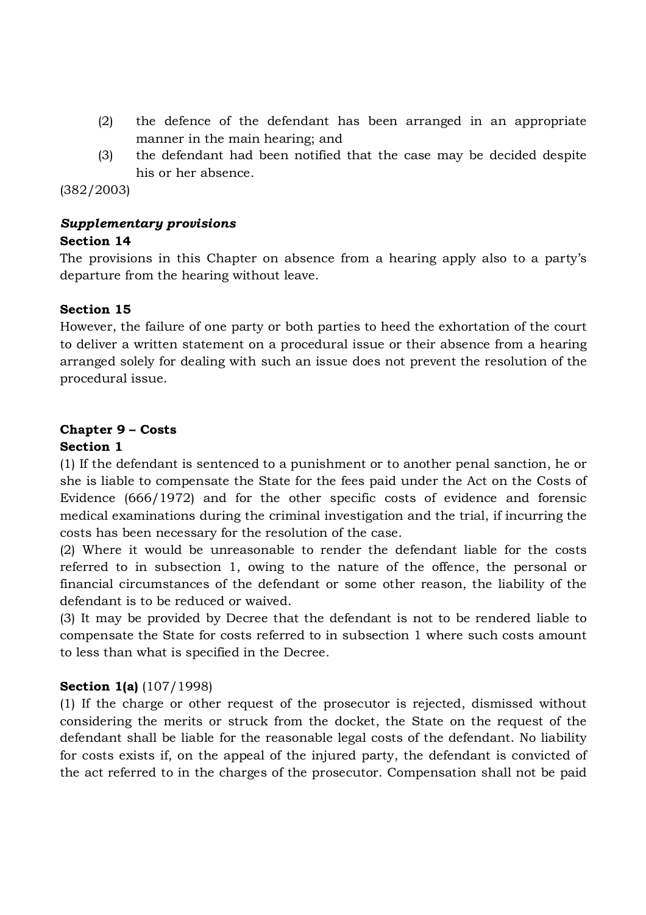(2) the defence of the defendant has been arranged in an appropriate manner in the main hearing; and
(3) the defendant had been notified that the case may be decided despite his or her absence.

(382/2003)

***Supplementary provisions***
**Section 14**
The provisions in this Chapter on absence from a hearing apply also to a party's departure from the hearing without leave.

**Section 15**
However, the failure of one party or both parties to heed the exhortation of the court to deliver a written statement on a procedural issue or their absence from a hearing arranged solely for dealing with such an issue does not prevent the resolution of the procedural issue.

**Chapter 9 – Costs**
**Section 1**
(1) If the defendant is sentenced to a punishment or to another penal sanction, he or she is liable to compensate the State for the fees paid under the Act on the Costs of Evidence (666/1972) and for the other specific costs of evidence and forensic medical examinations during the criminal investigation and the trial, if incurring the costs has been necessary for the resolution of the case.
(2) Where it would be unreasonable to render the defendant liable for the costs referred to in subsection 1, owing to the nature of the offence, the personal or financial circumstances of the defendant or some other reason, the liability of the defendant is to be reduced or waived.
(3) It may be provided by Decree that the defendant is not to be rendered liable to compensate the State for costs referred to in subsection 1 where such costs amount to less than what is specified in the Decree.

**Section 1(a)** (107/1998)
(1) If the charge or other request of the prosecutor is rejected, dismissed without considering the merits or struck from the docket, the State on the request of the defendant shall be liable for the reasonable legal costs of the defendant. No liability for costs exists if, on the appeal of the injured party, the defendant is convicted of the act referred to in the charges of the prosecutor. Compensation shall not be paid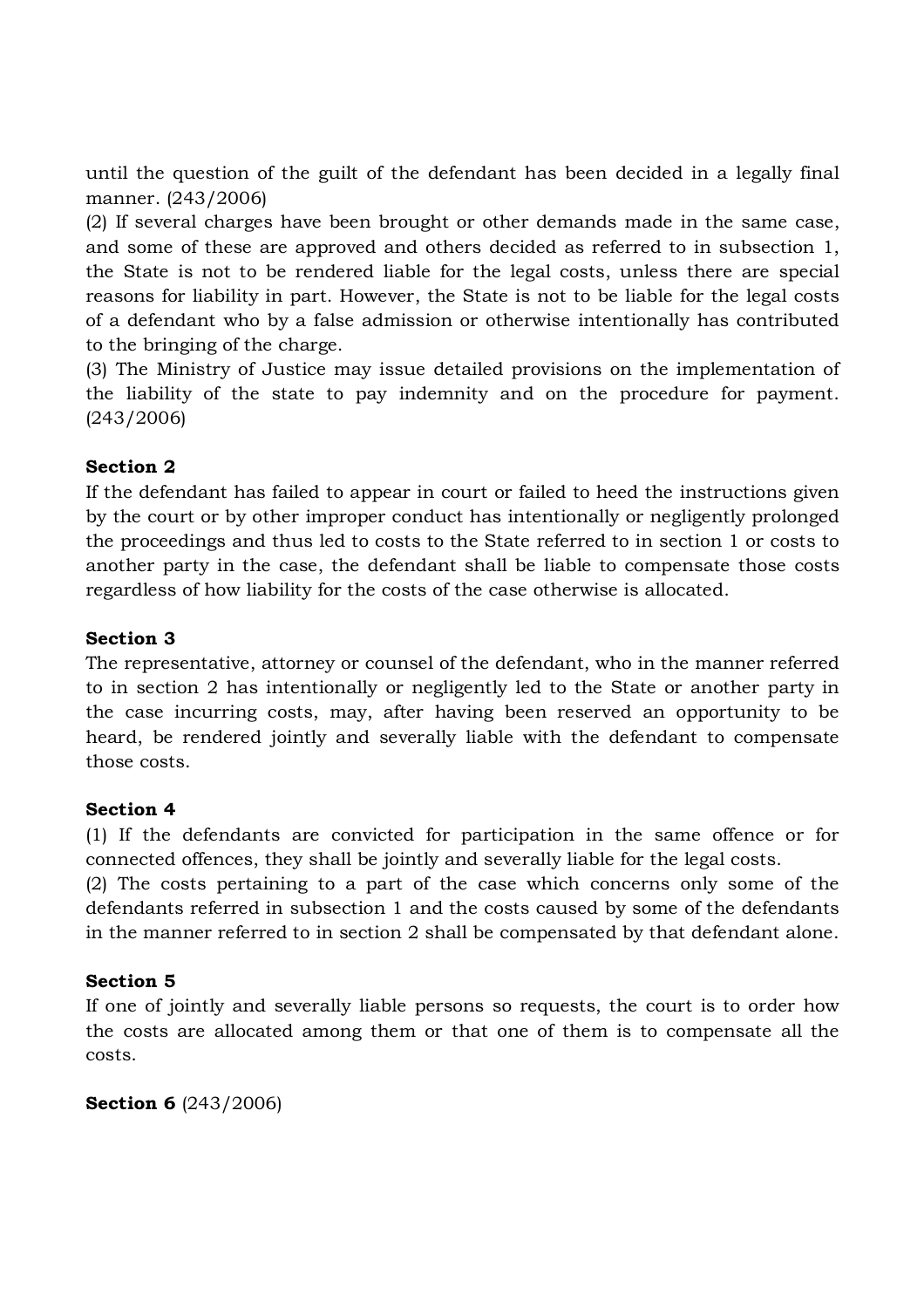until the question of the guilt of the defendant has been decided in a legally final manner. (243/2006)

(2) If several charges have been brought or other demands made in the same case, and some of these are approved and others decided as referred to in subsection 1, the State is not to be rendered liable for the legal costs, unless there are special reasons for liability in part. However, the State is not to be liable for the legal costs of a defendant who by a false admission or otherwise intentionally has contributed to the bringing of the charge.

(3) The Ministry of Justice may issue detailed provisions on the implementation of the liability of the state to pay indemnity and on the procedure for payment. (243/2006)

**Section 2**

If the defendant has failed to appear in court or failed to heed the instructions given by the court or by other improper conduct has intentionally or negligently prolonged the proceedings and thus led to costs to the State referred to in section 1 or costs to another party in the case, the defendant shall be liable to compensate those costs regardless of how liability for the costs of the case otherwise is allocated.

**Section 3**

The representative, attorney or counsel of the defendant, who in the manner referred to in section 2 has intentionally or negligently led to the State or another party in the case incurring costs, may, after having been reserved an opportunity to be heard, be rendered jointly and severally liable with the defendant to compensate those costs.

**Section 4**

(1) If the defendants are convicted for participation in the same offence or for connected offences, they shall be jointly and severally liable for the legal costs.

(2) The costs pertaining to a part of the case which concerns only some of the defendants referred in subsection 1 and the costs caused by some of the defendants in the manner referred to in section 2 shall be compensated by that defendant alone.

**Section 5**

If one of jointly and severally liable persons so requests, the court is to order how the costs are allocated among them or that one of them is to compensate all the costs.

**Section 6** (243/2006)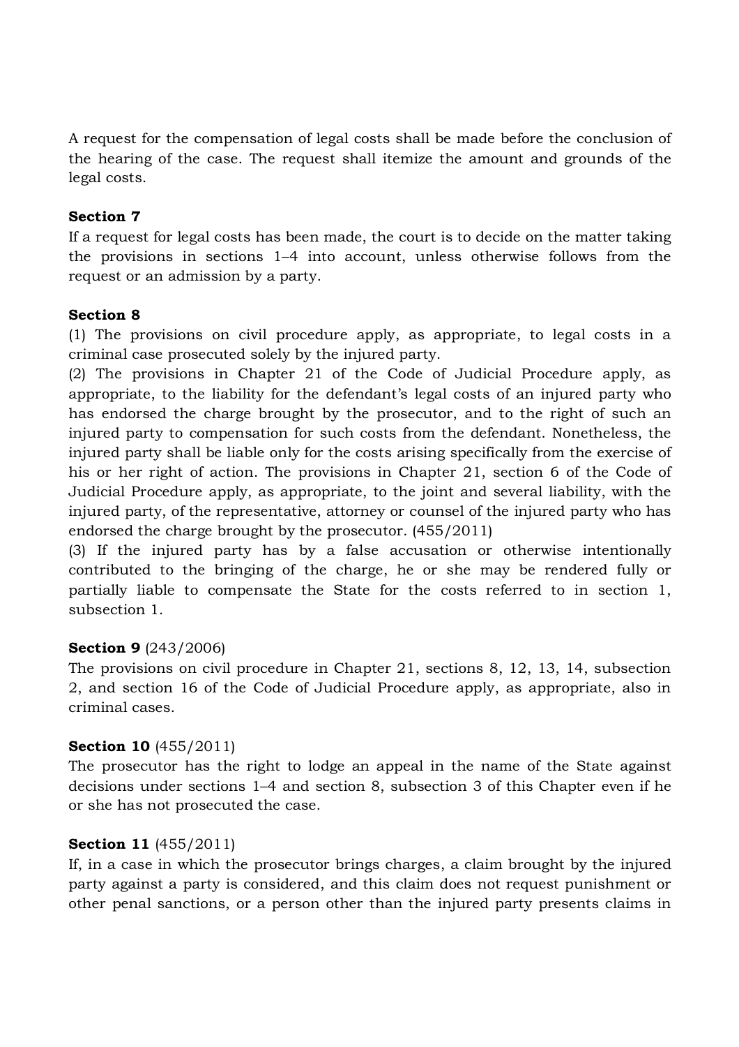A request for the compensation of legal costs shall be made before the conclusion of the hearing of the case. The request shall itemize the amount and grounds of the legal costs.

**Section 7**

If a request for legal costs has been made, the court is to decide on the matter taking the provisions in sections 1–4 into account, unless otherwise follows from the request or an admission by a party.

**Section 8**

(1) The provisions on civil procedure apply, as appropriate, to legal costs in a criminal case prosecuted solely by the injured party.
(2) The provisions in Chapter 21 of the Code of Judicial Procedure apply, as appropriate, to the liability for the defendant's legal costs of an injured party who has endorsed the charge brought by the prosecutor, and to the right of such an injured party to compensation for such costs from the defendant. Nonetheless, the injured party shall be liable only for the costs arising specifically from the exercise of his or her right of action. The provisions in Chapter 21, section 6 of the Code of Judicial Procedure apply, as appropriate, to the joint and several liability, with the injured party, of the representative, attorney or counsel of the injured party who has endorsed the charge brought by the prosecutor. (455/2011)
(3) If the injured party has by a false accusation or otherwise intentionally contributed to the bringing of the charge, he or she may be rendered fully or partially liable to compensate the State for the costs referred to in section 1, subsection 1.

**Section 9** (243/2006)

The provisions on civil procedure in Chapter 21, sections 8, 12, 13, 14, subsection 2, and section 16 of the Code of Judicial Procedure apply, as appropriate, also in criminal cases.

**Section 10** (455/2011)

The prosecutor has the right to lodge an appeal in the name of the State against decisions under sections 1–4 and section 8, subsection 3 of this Chapter even if he or she has not prosecuted the case.

**Section 11** (455/2011)

If, in a case in which the prosecutor brings charges, a claim brought by the injured party against a party is considered, and this claim does not request punishment or other penal sanctions, or a person other than the injured party presents claims in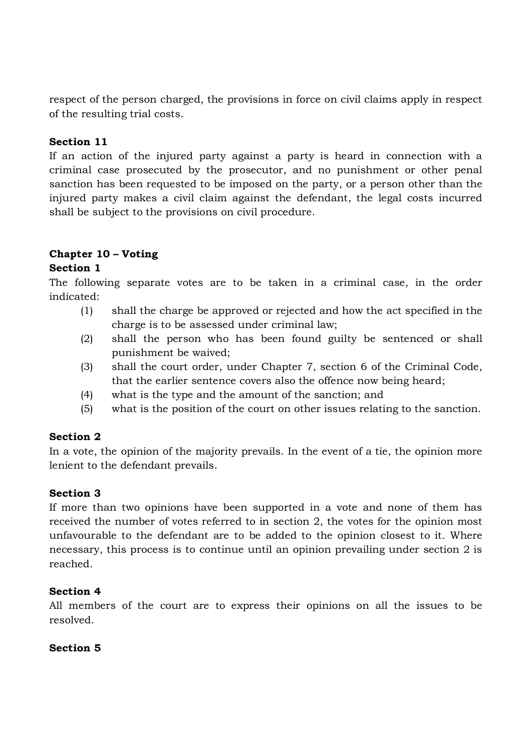respect of the person charged, the provisions in force on civil claims apply in respect of the resulting trial costs.

**Section 11**

If an action of the injured party against a party is heard in connection with a criminal case prosecuted by the prosecutor, and no punishment or other penal sanction has been requested to be imposed on the party, or a person other than the injured party makes a civil claim against the defendant, the legal costs incurred shall be subject to the provisions on civil procedure.

## Chapter 10 – Voting

**Section 1**

The following separate votes are to be taken in a criminal case, in the order indicated:

(1) shall the charge be approved or rejected and how the act specified in the charge is to be assessed under criminal law;

(2) shall the person who has been found guilty be sentenced or shall punishment be waived;

(3) shall the court order, under Chapter 7, section 6 of the Criminal Code, that the earlier sentence covers also the offence now being heard;

(4) what is the type and the amount of the sanction; and

(5) what is the position of the court on other issues relating to the sanction.

**Section 2**

In a vote, the opinion of the majority prevails. In the event of a tie, the opinion more lenient to the defendant prevails.

**Section 3**

If more than two opinions have been supported in a vote and none of them has received the number of votes referred to in section 2, the votes for the opinion most unfavourable to the defendant are to be added to the opinion closest to it. Where necessary, this process is to continue until an opinion prevailing under section 2 is reached.

**Section 4**

All members of the court are to express their opinions on all the issues to be resolved.

**Section 5**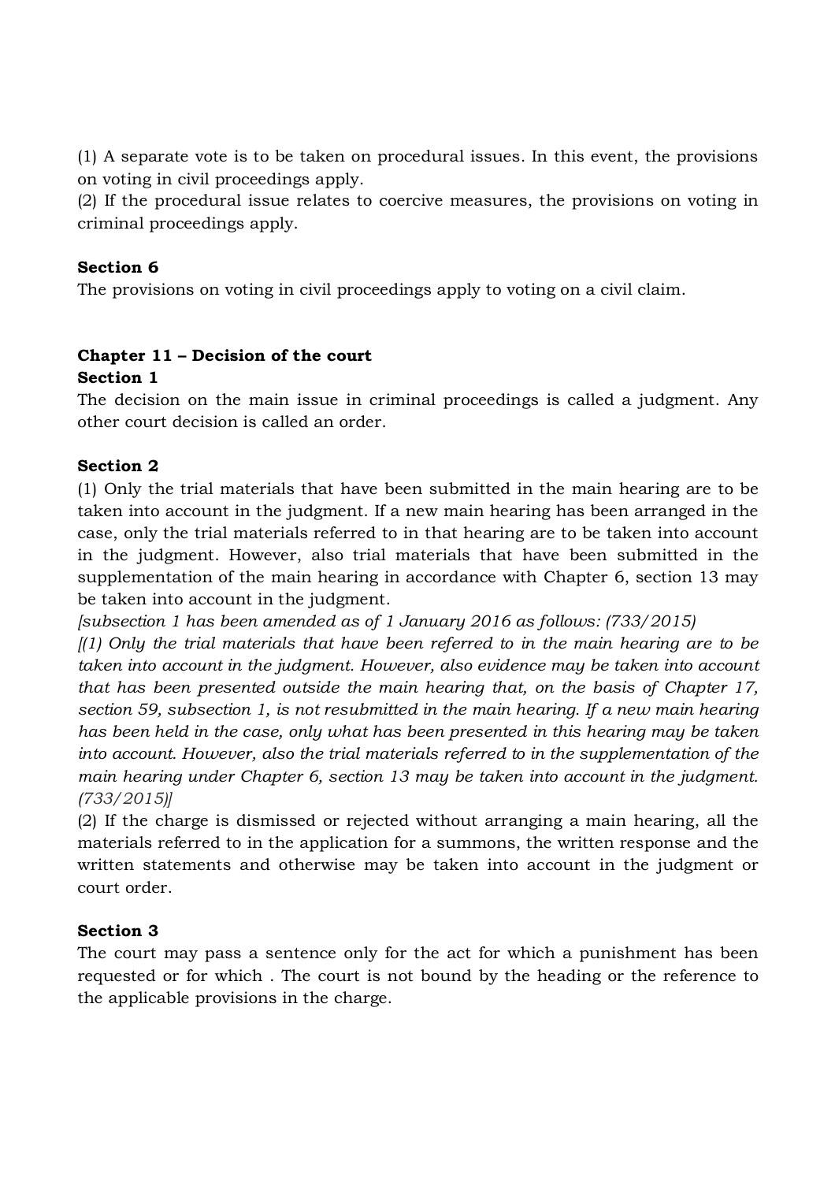(1) A separate vote is to be taken on procedural issues. In this event, the provisions on voting in civil proceedings apply.
(2) If the procedural issue relates to coercive measures, the provisions on voting in criminal proceedings apply.

**Section 6**
The provisions on voting in civil proceedings apply to voting on a civil claim.

**Chapter 11 – Decision of the court**
**Section 1**
The decision on the main issue in criminal proceedings is called a judgment. Any other court decision is called an order.

**Section 2**
(1) Only the trial materials that have been submitted in the main hearing are to be taken into account in the judgment. If a new main hearing has been arranged in the case, only the trial materials referred to in that hearing are to be taken into account in the judgment. However, also trial materials that have been submitted in the supplementation of the main hearing in accordance with Chapter 6, section 13 may be taken into account in the judgment.
*[subsection 1 has been amended as of 1 January 2016 as follows: (733/2015)*
*[(1) Only the trial materials that have been referred to in the main hearing are to be taken into account in the judgment. However, also evidence may be taken into account that has been presented outside the main hearing that, on the basis of Chapter 17, section 59, subsection 1, is not resubmitted in the main hearing. If a new main hearing has been held in the case, only what has been presented in this hearing may be taken into account. However, also the trial materials referred to in the supplementation of the main hearing under Chapter 6, section 13 may be taken into account in the judgment. (733/2015)]*
(2) If the charge is dismissed or rejected without arranging a main hearing, all the materials referred to in the application for a summons, the written response and the written statements and otherwise may be taken into account in the judgment or court order.

**Section 3**
The court may pass a sentence only for the act for which a punishment has been requested or for which . The court is not bound by the heading or the reference to the applicable provisions in the charge.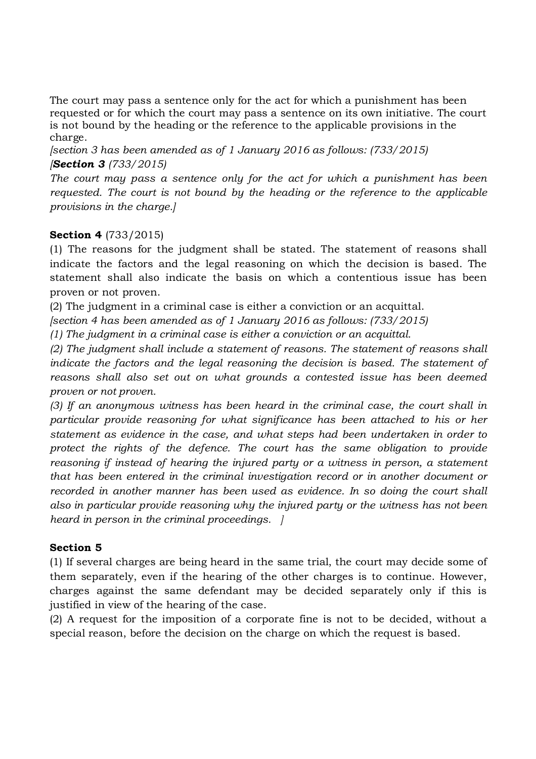The court may pass a sentence only for the act for which a punishment has been requested or for which the court may pass a sentence on its own initiative. The court is not bound by the heading or the reference to the applicable provisions in the charge.

*[section 3 has been amended as of 1 January 2016 as follows: (733/2015)*

*[**Section 3** (733/2015)*

*The court may pass a sentence only for the act for which a punishment has been requested. The court is not bound by the heading or the reference to the applicable provisions in the charge.]*

**Section 4** (733/2015)

(1) The reasons for the judgment shall be stated. The statement of reasons shall indicate the factors and the legal reasoning on which the decision is based. The statement shall also indicate the basis on which a contentious issue has been proven or not proven.

(2) The judgment in a criminal case is either a conviction or an acquittal.

*[section 4 has been amended as of 1 January 2016 as follows: (733/2015)*

*(1) The judgment in a criminal case is either a conviction or an acquittal.*

*(2) The judgment shall include a statement of reasons. The statement of reasons shall indicate the factors and the legal reasoning the decision is based. The statement of reasons shall also set out on what grounds a contested issue has been deemed proven or not proven.*

*(3) If an anonymous witness has been heard in the criminal case, the court shall in particular provide reasoning for what significance has been attached to his or her statement as evidence in the case, and what steps had been undertaken in order to protect the rights of the defence. The court has the same obligation to provide reasoning if instead of hearing the injured party or a witness in person, a statement that has been entered in the criminal investigation record or in another document or recorded in another manner has been used as evidence. In so doing the court shall also in particular provide reasoning why the injured party or the witness has not been heard in person in the criminal proceedings. ]*

**Section 5**

(1) If several charges are being heard in the same trial, the court may decide some of them separately, even if the hearing of the other charges is to continue. However, charges against the same defendant may be decided separately only if this is justified in view of the hearing of the case.

(2) A request for the imposition of a corporate fine is not to be decided, without a special reason, before the decision on the charge on which the request is based.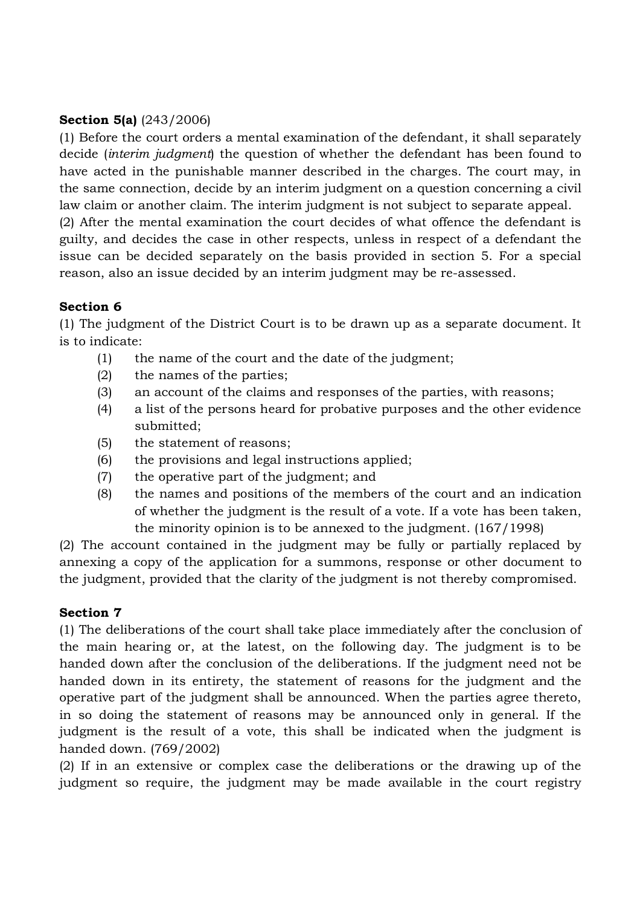**Section 5(a)** (243/2006)

(1) Before the court orders a mental examination of the defendant, it shall separately decide (*interim judgment*) the question of whether the defendant has been found to have acted in the punishable manner described in the charges. The court may, in the same connection, decide by an interim judgment on a question concerning a civil law claim or another claim. The interim judgment is not subject to separate appeal.

(2) After the mental examination the court decides of what offence the defendant is guilty, and decides the case in other respects, unless in respect of a defendant the issue can be decided separately on the basis provided in section 5. For a special reason, also an issue decided by an interim judgment may be re-assessed.

**Section 6**

(1) The judgment of the District Court is to be drawn up as a separate document. It is to indicate:

(1) the name of the court and the date of the judgment;
(2) the names of the parties;
(3) an account of the claims and responses of the parties, with reasons;
(4) a list of the persons heard for probative purposes and the other evidence submitted;
(5) the statement of reasons;
(6) the provisions and legal instructions applied;
(7) the operative part of the judgment; and
(8) the names and positions of the members of the court and an indication of whether the judgment is the result of a vote. If a vote has been taken, the minority opinion is to be annexed to the judgment. (167/1998)

(2) The account contained in the judgment may be fully or partially replaced by annexing a copy of the application for a summons, response or other document to the judgment, provided that the clarity of the judgment is not thereby compromised.

**Section 7**

(1) The deliberations of the court shall take place immediately after the conclusion of the main hearing or, at the latest, on the following day. The judgment is to be handed down after the conclusion of the deliberations. If the judgment need not be handed down in its entirety, the statement of reasons for the judgment and the operative part of the judgment shall be announced. When the parties agree thereto, in so doing the statement of reasons may be announced only in general. If the judgment is the result of a vote, this shall be indicated when the judgment is handed down. (769/2002)

(2) If in an extensive or complex case the deliberations or the drawing up of the judgment so require, the judgment may be made available in the court registry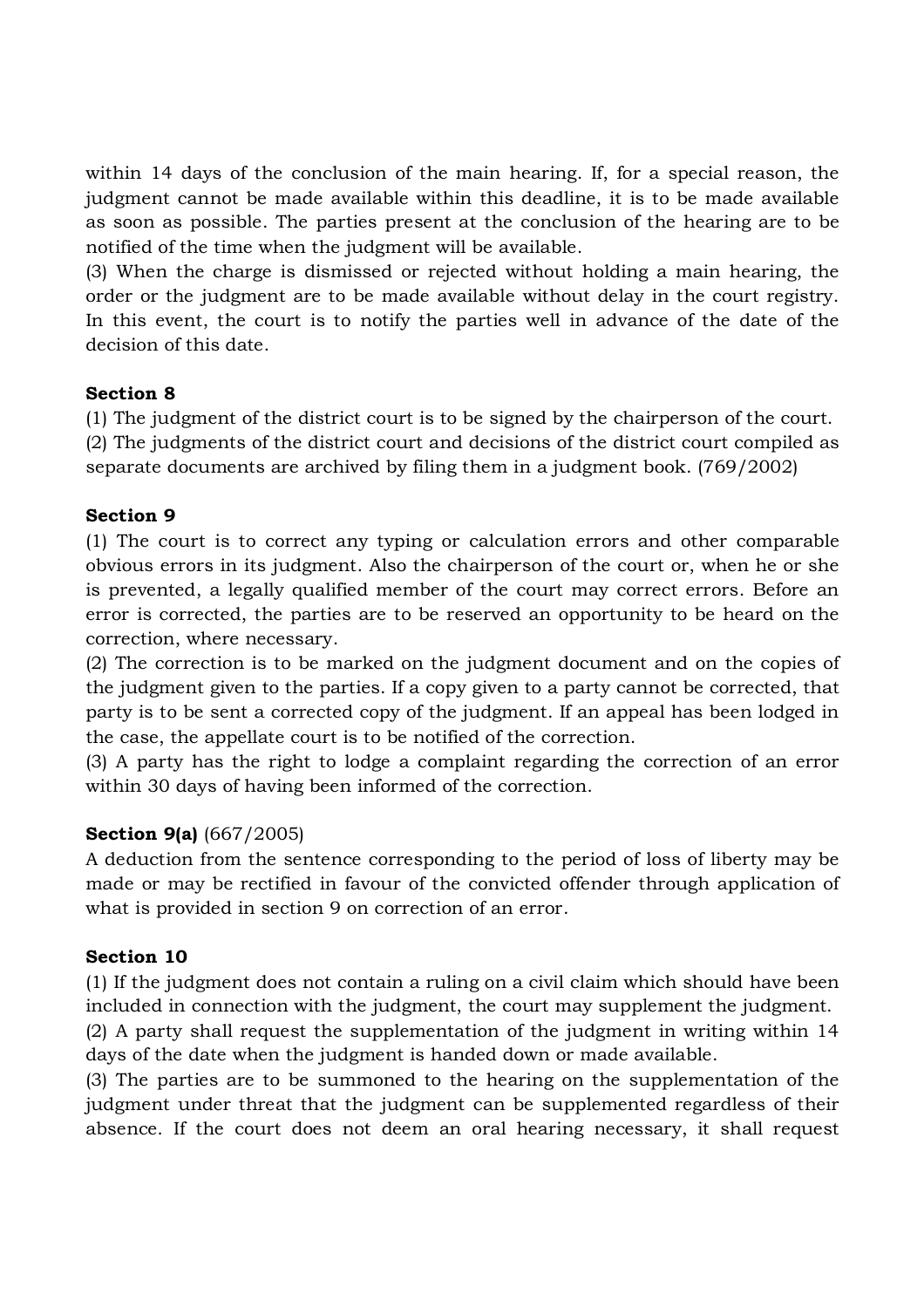within 14 days of the conclusion of the main hearing. If, for a special reason, the judgment cannot be made available within this deadline, it is to be made available as soon as possible. The parties present at the conclusion of the hearing are to be notified of the time when the judgment will be available.
(3) When the charge is dismissed or rejected without holding a main hearing, the order or the judgment are to be made available without delay in the court registry. In this event, the court is to notify the parties well in advance of the date of the decision of this date.

**Section 8**
(1) The judgment of the district court is to be signed by the chairperson of the court.
(2) The judgments of the district court and decisions of the district court compiled as separate documents are archived by filing them in a judgment book. (769/2002)

**Section 9**
(1) The court is to correct any typing or calculation errors and other comparable obvious errors in its judgment. Also the chairperson of the court or, when he or she is prevented, a legally qualified member of the court may correct errors. Before an error is corrected, the parties are to be reserved an opportunity to be heard on the correction, where necessary.
(2) The correction is to be marked on the judgment document and on the copies of the judgment given to the parties. If a copy given to a party cannot be corrected, that party is to be sent a corrected copy of the judgment. If an appeal has been lodged in the case, the appellate court is to be notified of the correction.
(3) A party has the right to lodge a complaint regarding the correction of an error within 30 days of having been informed of the correction.

**Section 9(a)** (667/2005)
A deduction from the sentence corresponding to the period of loss of liberty may be made or may be rectified in favour of the convicted offender through application of what is provided in section 9 on correction of an error.

**Section 10**
(1) If the judgment does not contain a ruling on a civil claim which should have been included in connection with the judgment, the court may supplement the judgment.
(2) A party shall request the supplementation of the judgment in writing within 14 days of the date when the judgment is handed down or made available.
(3) The parties are to be summoned to the hearing on the supplementation of the judgment under threat that the judgment can be supplemented regardless of their absence. If the court does not deem an oral hearing necessary, it shall request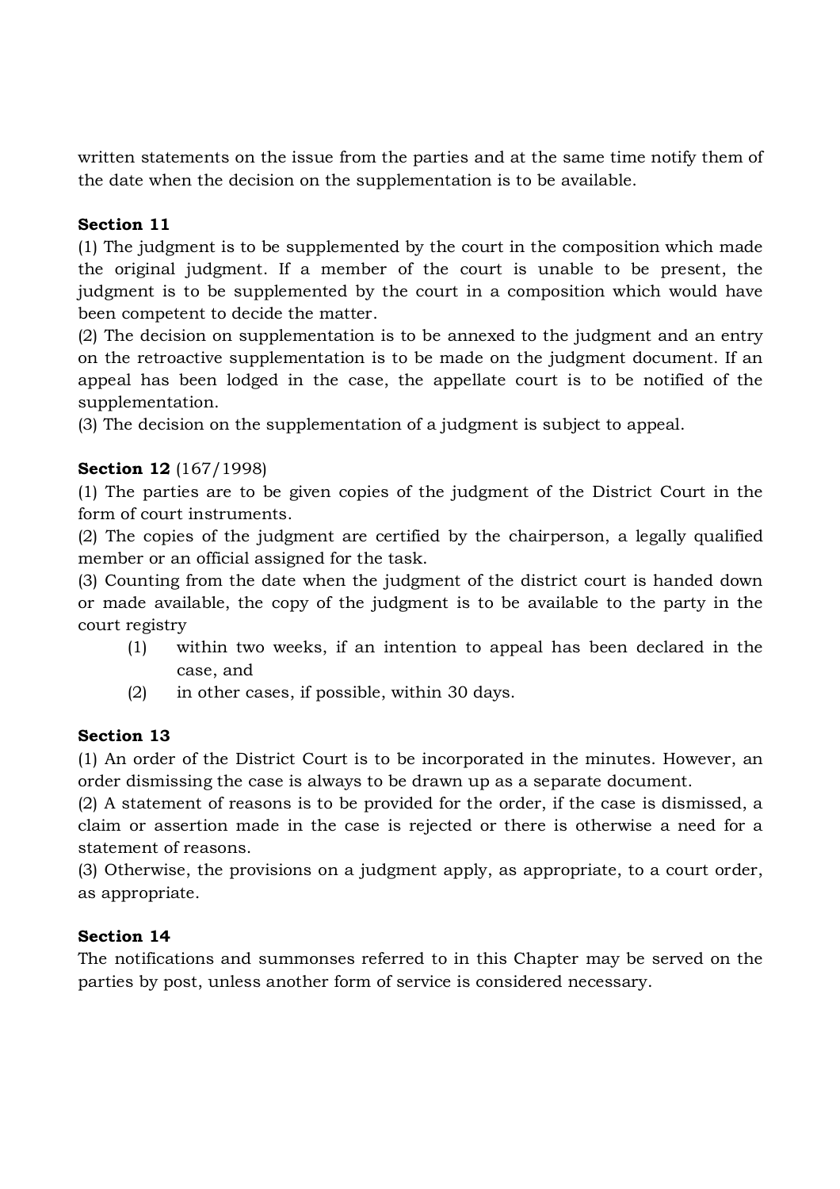written statements on the issue from the parties and at the same time notify them of the date when the decision on the supplementation is to be available.

**Section 11**

(1) The judgment is to be supplemented by the court in the composition which made the original judgment. If a member of the court is unable to be present, the judgment is to be supplemented by the court in a composition which would have been competent to decide the matter.

(2) The decision on supplementation is to be annexed to the judgment and an entry on the retroactive supplementation is to be made on the judgment document. If an appeal has been lodged in the case, the appellate court is to be notified of the supplementation.

(3) The decision on the supplementation of a judgment is subject to appeal.

**Section 12** (167/1998)

(1) The parties are to be given copies of the judgment of the District Court in the form of court instruments.

(2) The copies of the judgment are certified by the chairperson, a legally qualified member or an official assigned for the task.

(3) Counting from the date when the judgment of the district court is handed down or made available, the copy of the judgment is to be available to the party in the court registry

- (1) within two weeks, if an intention to appeal has been declared in the case, and
- (2) in other cases, if possible, within 30 days.

**Section 13**

(1) An order of the District Court is to be incorporated in the minutes. However, an order dismissing the case is always to be drawn up as a separate document.

(2) A statement of reasons is to be provided for the order, if the case is dismissed, a claim or assertion made in the case is rejected or there is otherwise a need for a statement of reasons.

(3) Otherwise, the provisions on a judgment apply, as appropriate, to a court order, as appropriate.

**Section 14**

The notifications and summonses referred to in this Chapter may be served on the parties by post, unless another form of service is considered necessary.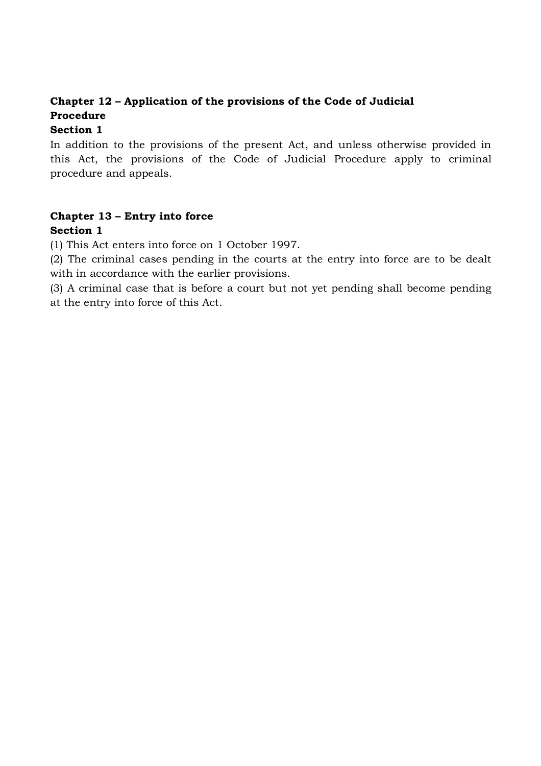## Chapter 12 – Application of the provisions of the Code of Judicial Procedure

### Section 1

In addition to the provisions of the present Act, and unless otherwise provided in this Act, the provisions of the Code of Judicial Procedure apply to criminal procedure and appeals.

## Chapter 13 – Entry into force

### Section 1

(1) This Act enters into force on 1 October 1997.

(2) The criminal cases pending in the courts at the entry into force are to be dealt with in accordance with the earlier provisions.

(3) A criminal case that is before a court but not yet pending shall become pending at the entry into force of this Act.